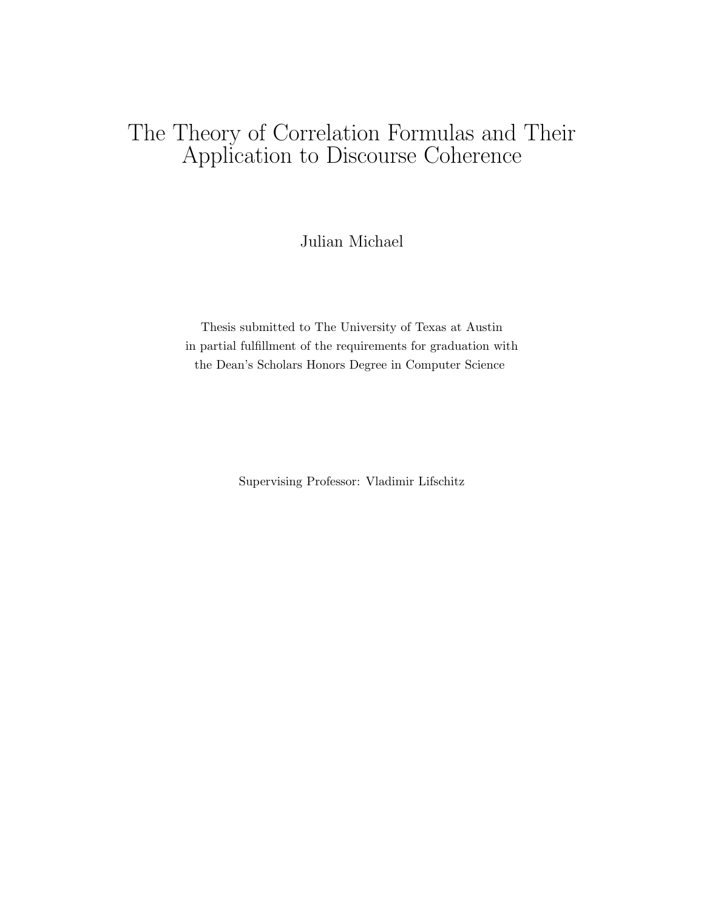# The Theory of Correlation Formulas and Their Application to Discourse Coherence

Julian Michael

Thesis submitted to The University of Texas at Austin
in partial fulfillment of the requirements for graduation with
the Dean's Scholars Honors Degree in Computer Science

Supervising Professor: Vladimir Lifschitz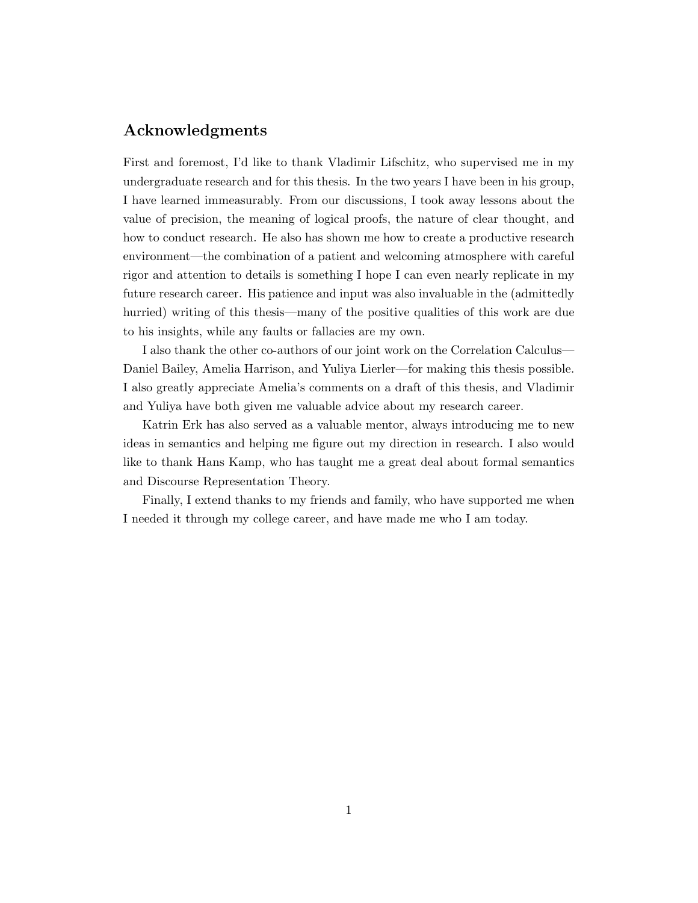## Acknowledgments

First and foremost, I'd like to thank Vladimir Lifschitz, who supervised me in my undergraduate research and for this thesis. In the two years I have been in his group, I have learned immeasurably. From our discussions, I took away lessons about the value of precision, the meaning of logical proofs, the nature of clear thought, and how to conduct research. He also has shown me how to create a productive research environment—the combination of a patient and welcoming atmosphere with careful rigor and attention to details is something I hope I can even nearly replicate in my future research career. His patience and input was also invaluable in the (admittedly hurried) writing of this thesis—many of the positive qualities of this work are due to his insights, while any faults or fallacies are my own.

I also thank the other co-authors of our joint work on the Correlation Calculus—Daniel Bailey, Amelia Harrison, and Yuliya Lierler—for making this thesis possible. I also greatly appreciate Amelia's comments on a draft of this thesis, and Vladimir and Yuliya have both given me valuable advice about my research career.

Katrin Erk has also served as a valuable mentor, always introducing me to new ideas in semantics and helping me figure out my direction in research. I also would like to thank Hans Kamp, who has taught me a great deal about formal semantics and Discourse Representation Theory.

Finally, I extend thanks to my friends and family, who have supported me when I needed it through my college career, and have made me who I am today.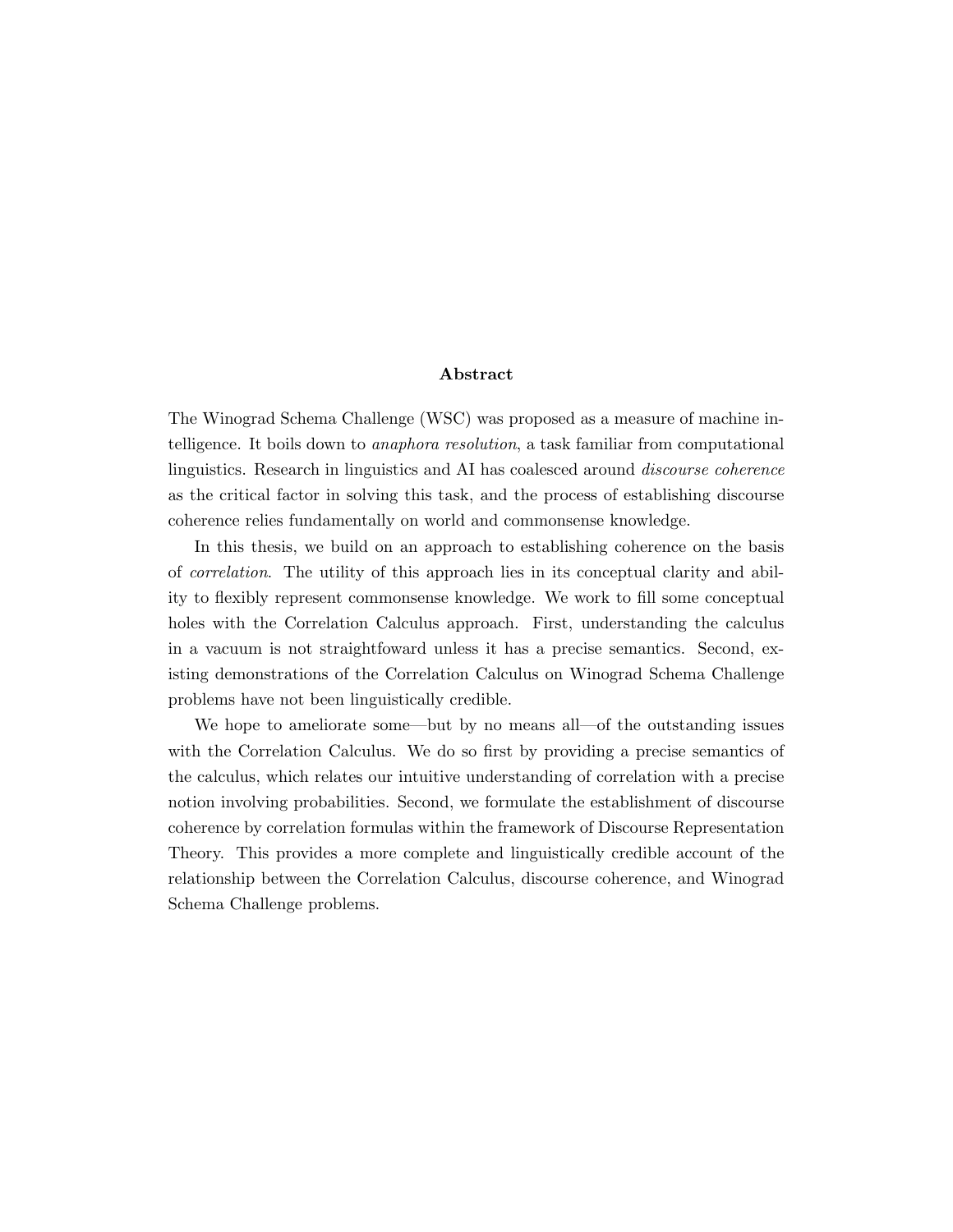## Abstract

The Winograd Schema Challenge (WSC) was proposed as a measure of machine intelligence. It boils down to *anaphora resolution*, a task familiar from computational linguistics. Research in linguistics and AI has coalesced around *discourse coherence* as the critical factor in solving this task, and the process of establishing discourse coherence relies fundamentally on world and commonsense knowledge.

In this thesis, we build on an approach to establishing coherence on the basis of *correlation*. The utility of this approach lies in its conceptual clarity and ability to flexibly represent commonsense knowledge. We work to fill some conceptual holes with the Correlation Calculus approach. First, understanding the calculus in a vacuum is not straightfoward unless it has a precise semantics. Second, existing demonstrations of the Correlation Calculus on Winograd Schema Challenge problems have not been linguistically credible.

We hope to ameliorate some—but by no means all—of the outstanding issues with the Correlation Calculus. We do so first by providing a precise semantics of the calculus, which relates our intuitive understanding of correlation with a precise notion involving probabilities. Second, we formulate the establishment of discourse coherence by correlation formulas within the framework of Discourse Representation Theory. This provides a more complete and linguistically credible account of the relationship between the Correlation Calculus, discourse coherence, and Winograd Schema Challenge problems.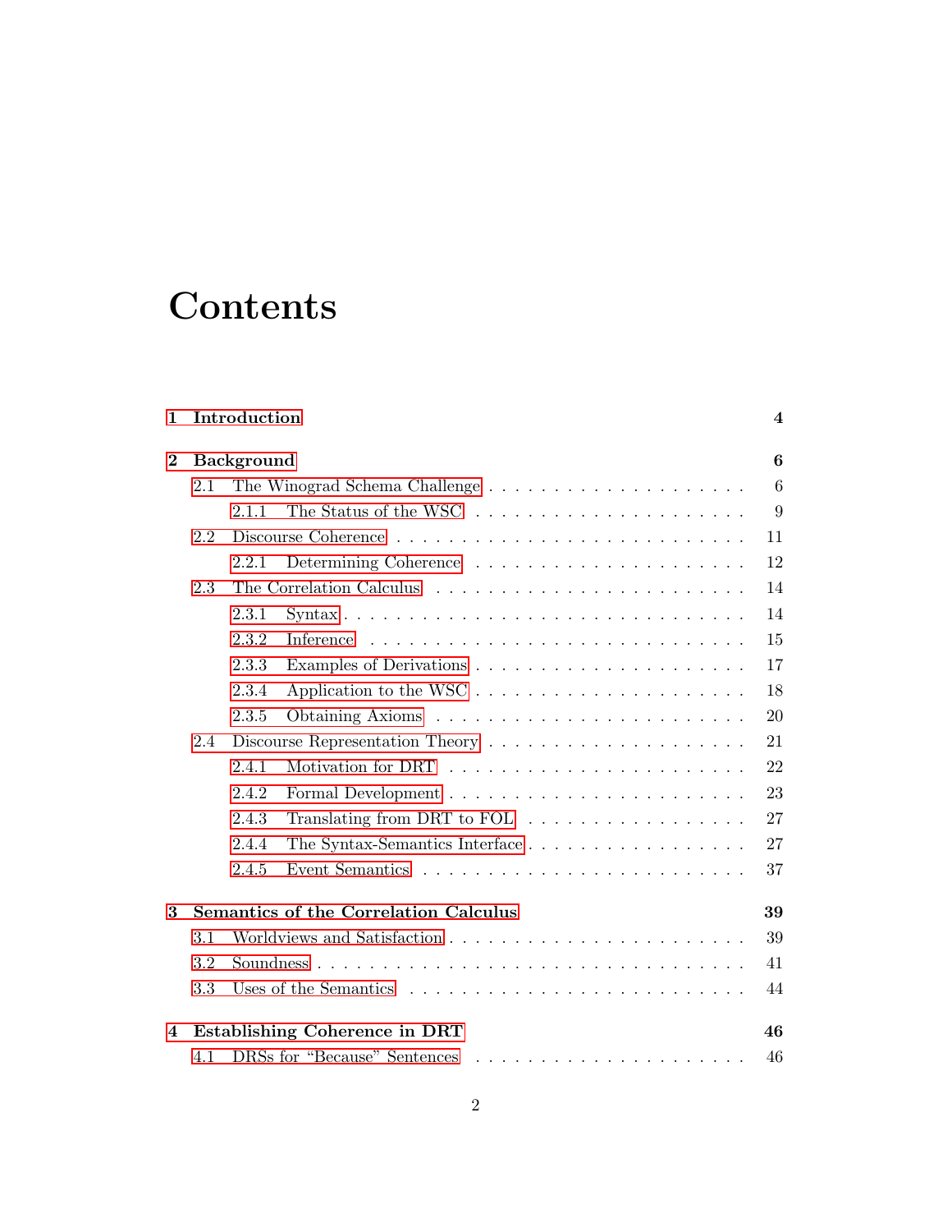# Contents

**1 Introduction** **4**

**2 Background** **6**

- 2.1 The Winograd Schema Challenge . . . . . . . . . . . . . . . . . . . . . 6
  - 2.1.1 The Status of the WSC . . . . . . . . . . . . . . . . . . . . . 9
- 2.2 Discourse Coherence . . . . . . . . . . . . . . . . . . . . . . . . . . . 11
  - 2.2.1 Determining Coherence . . . . . . . . . . . . . . . . . . . . . 12
- 2.3 The Correlation Calculus . . . . . . . . . . . . . . . . . . . . . . . . 14
  - 2.3.1 Syntax . . . . . . . . . . . . . . . . . . . . . . . . . . . . . . 14
  - 2.3.2 Inference . . . . . . . . . . . . . . . . . . . . . . . . . . . . . 15
  - 2.3.3 Examples of Derivations . . . . . . . . . . . . . . . . . . . . 17
  - 2.3.4 Application to the WSC . . . . . . . . . . . . . . . . . . . . 18
  - 2.3.5 Obtaining Axioms . . . . . . . . . . . . . . . . . . . . . . . 20
- 2.4 Discourse Representation Theory . . . . . . . . . . . . . . . . . . . . 21
  - 2.4.1 Motivation for DRT . . . . . . . . . . . . . . . . . . . . . . 22
  - 2.4.2 Formal Development . . . . . . . . . . . . . . . . . . . . . . 23
  - 2.4.3 Translating from DRT to FOL . . . . . . . . . . . . . . . . . 27
  - 2.4.4 The Syntax-Semantics Interface . . . . . . . . . . . . . . . . 27
  - 2.4.5 Event Semantics . . . . . . . . . . . . . . . . . . . . . . . . 37

**3 Semantics of the Correlation Calculus** **39**

- 3.1 Worldviews and Satisfaction . . . . . . . . . . . . . . . . . . . . . . . 39
- 3.2 Soundness . . . . . . . . . . . . . . . . . . . . . . . . . . . . . . . . . 41
- 3.3 Uses of the Semantics . . . . . . . . . . . . . . . . . . . . . . . . . . 44

**4 Establishing Coherence in DRT** **46**

- 4.1 DRSs for “Because” Sentences . . . . . . . . . . . . . . . . . . . . . 46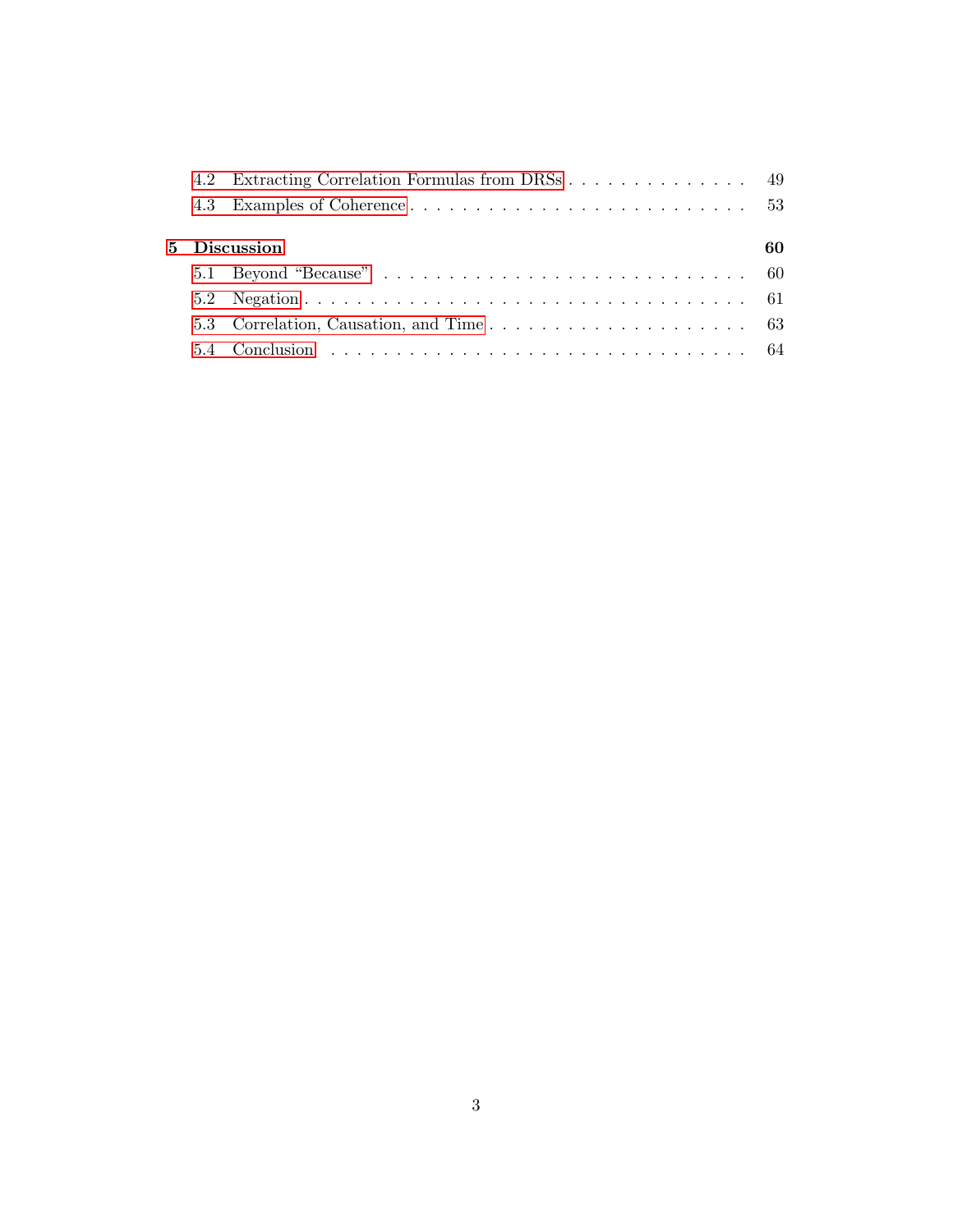- 4.2 Extracting Correlation Formulas from DRSs . . . . . . . . . . . . . . . 49
- 4.3 Examples of Coherence . . . . . . . . . . . . . . . . . . . . . . . . . . . 53

**5 Discussion** **60**

- 5.1 Beyond “Because” . . . . . . . . . . . . . . . . . . . . . . . . . . . . . 60
- 5.2 Negation . . . . . . . . . . . . . . . . . . . . . . . . . . . . . . . . . . 61
- 5.3 Correlation, Causation, and Time . . . . . . . . . . . . . . . . . . . . 63
- 5.4 Conclusion . . . . . . . . . . . . . . . . . . . . . . . . . . . . . . . . . 64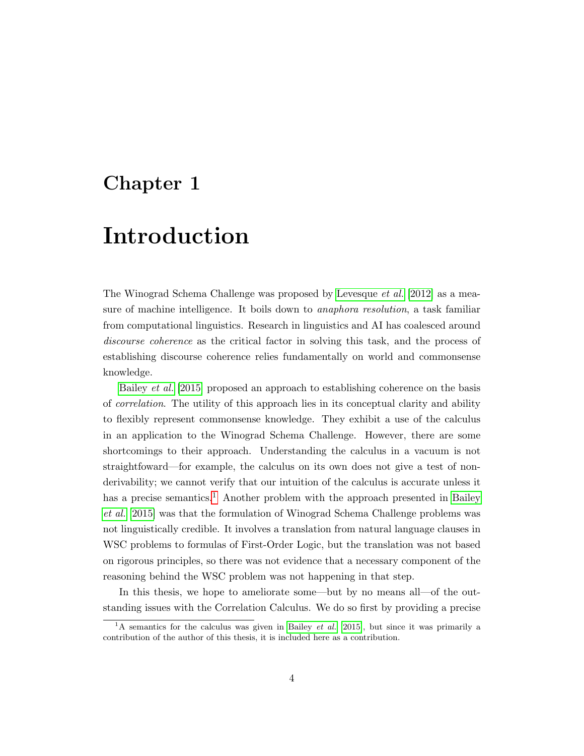# Chapter 1

# Introduction

The Winograd Schema Challenge was proposed by Levesque *et al.* [2012] as a measure of machine intelligence. It boils down to *anaphora resolution*, a task familiar from computational linguistics. Research in linguistics and AI has coalesced around *discourse coherence* as the critical factor in solving this task, and the process of establishing discourse coherence relies fundamentally on world and commonsense knowledge.

Bailey *et al.* [2015] proposed an approach to establishing coherence on the basis of *correlation*. The utility of this approach lies in its conceptual clarity and ability to flexibly represent commonsense knowledge. They exhibit a use of the calculus in an application to the Winograd Schema Challenge. However, there are some shortcomings to their approach. Understanding the calculus in a vacuum is not straightfoward—for example, the calculus on its own does not give a test of non-derivability; we cannot verify that our intuition of the calculus is accurate unless it has a precise semantics.[1] Another problem with the approach presented in Bailey *et al.* [2015] was that the formulation of Winograd Schema Challenge problems was not linguistically credible. It involves a translation from natural language clauses in WSC problems to formulas of First-Order Logic, but the translation was not based on rigorous principles, so there was not evidence that a necessary component of the reasoning behind the WSC problem was not happening in that step.

In this thesis, we hope to ameliorate some—but by no means all—of the outstanding issues with the Correlation Calculus. We do so first by providing a precise

[1] A semantics for the calculus was given in Bailey *et al.* [2015], but since it was primarily a contribution of the author of this thesis, it is included here as a contribution.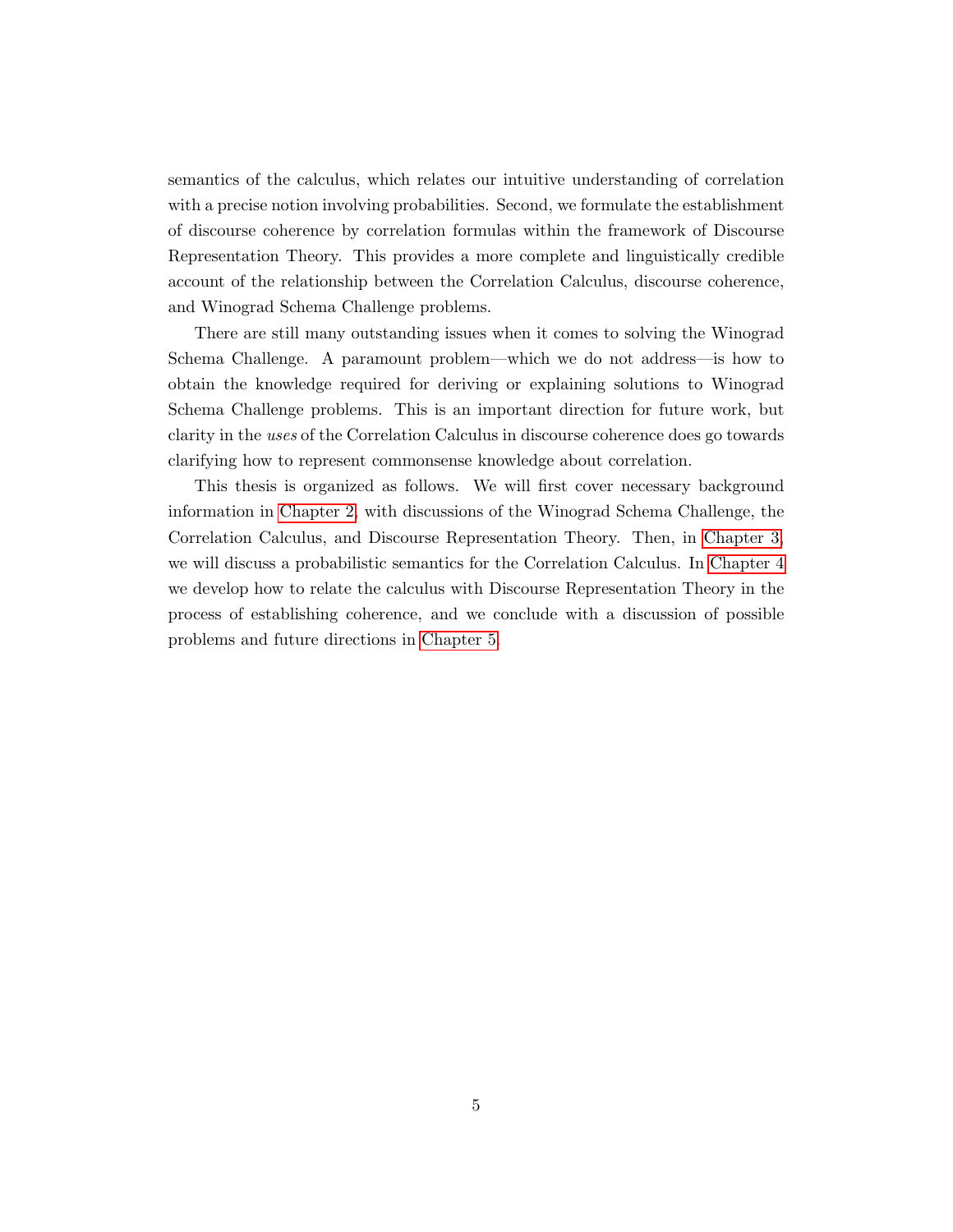semantics of the calculus, which relates our intuitive understanding of correlation with a precise notion involving probabilities. Second, we formulate the establishment of discourse coherence by correlation formulas within the framework of Discourse Representation Theory. This provides a more complete and linguistically credible account of the relationship between the Correlation Calculus, discourse coherence, and Winograd Schema Challenge problems.

There are still many outstanding issues when it comes to solving the Winograd Schema Challenge. A paramount problem—which we do not address—is how to obtain the knowledge required for deriving or explaining solutions to Winograd Schema Challenge problems. This is an important direction for future work, but clarity in the *uses* of the Correlation Calculus in discourse coherence does go towards clarifying how to represent commonsense knowledge about correlation.

This thesis is organized as follows. We will first cover necessary background information in Chapter 2, with discussions of the Winograd Schema Challenge, the Correlation Calculus, and Discourse Representation Theory. Then, in Chapter 3, we will discuss a probabilistic semantics for the Correlation Calculus. In Chapter 4 we develop how to relate the calculus with Discourse Representation Theory in the process of establishing coherence, and we conclude with a discussion of possible problems and future directions in Chapter 5.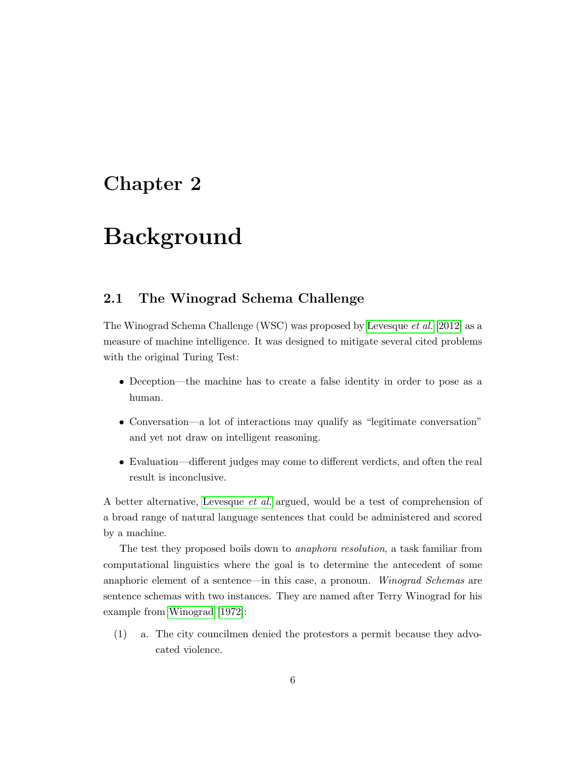# Chapter 2

# Background

## 2.1 The Winograd Schema Challenge

The Winograd Schema Challenge (WSC) was proposed by Levesque *et al.* [2012] as a measure of machine intelligence. It was designed to mitigate several cited problems with the original Turing Test:

- Deception—the machine has to create a false identity in order to pose as a human.
- Conversation—a lot of interactions may qualify as "legitimate conversation" and yet not draw on intelligent reasoning.
- Evaluation—different judges may come to different verdicts, and often the real result is inconclusive.

A better alternative, Levesque *et al.* argued, would be a test of comprehension of a broad range of natural language sentences that could be administered and scored by a machine.

The test they proposed boils down to *anaphora resolution*, a task familiar from computational linguistics where the goal is to determine the antecedent of some anaphoric element of a sentence—in this case, a pronoun. *Winograd Schemas* are sentence schemas with two instances. They are named after Terry Winograd for his example from Winograd [1972]:

(1) a. The city councilmen denied the protestors a permit because they advocated violence.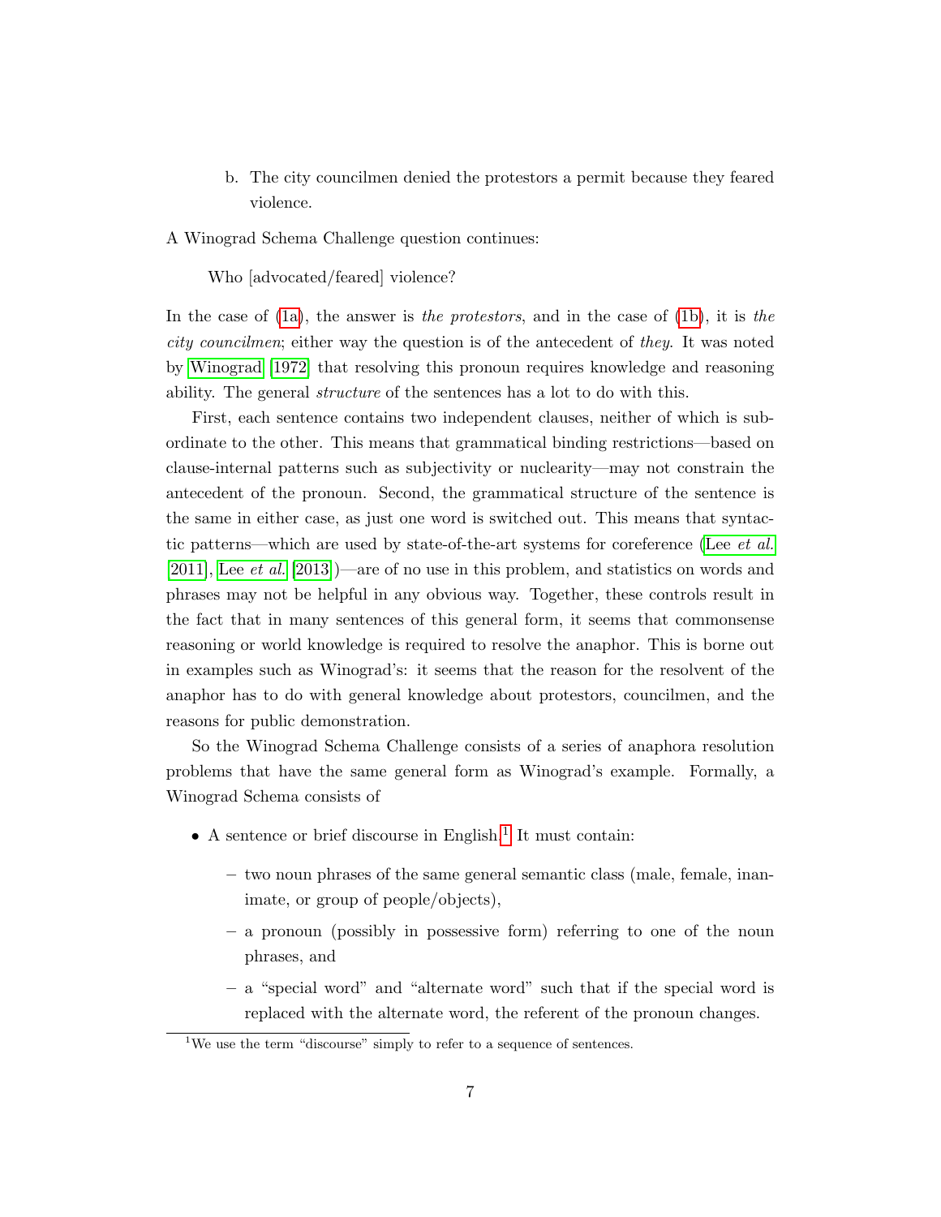b. The city councilmen denied the protestors a permit because they feared violence.

A Winograd Schema Challenge question continues:

Who [advocated/feared] violence?

In the case of (1a), the answer is *the protestors*, and in the case of (1b), it is *the city councilmen*; either way the question is of the antecedent of *they*. It was noted by Winograd [1972] that resolving this pronoun requires knowledge and reasoning ability. The general *structure* of the sentences has a lot to do with this.

First, each sentence contains two independent clauses, neither of which is subordinate to the other. This means that grammatical binding restrictions—based on clause-internal patterns such as subjectivity or nuclearity—may not constrain the antecedent of the pronoun. Second, the grammatical structure of the sentence is the same in either case, as just one word is switched out. This means that syntactic patterns—which are used by state-of-the-art systems for coreference (Lee *et al.* [2011], Lee *et al.* [2013])—are of no use in this problem, and statistics on words and phrases may not be helpful in any obvious way. Together, these controls result in the fact that in many sentences of this general form, it seems that commonsense reasoning or world knowledge is required to resolve the anaphor. This is borne out in examples such as Winograd's: it seems that the reason for the resolvent of the anaphor has to do with general knowledge about protestors, councilmen, and the reasons for public demonstration.

So the Winograd Schema Challenge consists of a series of anaphora resolution problems that have the same general form as Winograd's example. Formally, a Winograd Schema consists of

- A sentence or brief discourse in English.[1] It must contain:
  - two noun phrases of the same general semantic class (male, female, inanimate, or group of people/objects),
  - a pronoun (possibly in possessive form) referring to one of the noun phrases, and
  - a "special word" and "alternate word" such that if the special word is replaced with the alternate word, the referent of the pronoun changes.

[1] We use the term "discourse" simply to refer to a sequence of sentences.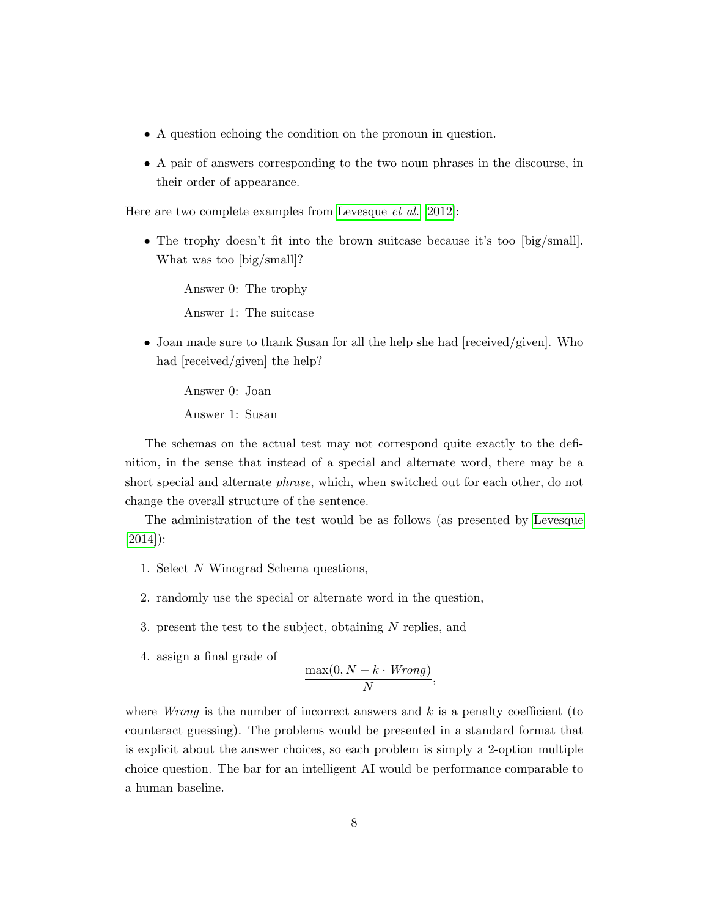- A question echoing the condition on the pronoun in question.
- A pair of answers corresponding to the two noun phrases in the discourse, in their order of appearance.

Here are two complete examples from Levesque *et al.* [2012]:

- The trophy doesn't fit into the brown suitcase because it's too [big/small]. What was too [big/small]?

  Answer 0: The trophy

  Answer 1: The suitcase

- Joan made sure to thank Susan for all the help she had [received/given]. Who had [received/given] the help?

  Answer 0: Joan

  Answer 1: Susan

The schemas on the actual test may not correspond quite exactly to the definition, in the sense that instead of a special and alternate word, there may be a short special and alternate *phrase*, which, when switched out for each other, do not change the overall structure of the sentence.

The administration of the test would be as follows (as presented by Levesque [2014]):

1. Select $N$ Winograd Schema questions,
2. randomly use the special or alternate word in the question,
3. present the test to the subject, obtaining $N$ replies, and
4. assign a final grade of

$$\frac{\max(0, N - k \cdot \mathit{Wrong})}{N},$$

where *Wrong* is the number of incorrect answers and $k$ is a penalty coefficient (to counteract guessing). The problems would be presented in a standard format that is explicit about the answer choices, so each problem is simply a 2-option multiple choice question. The bar for an intelligent AI would be performance comparable to a human baseline.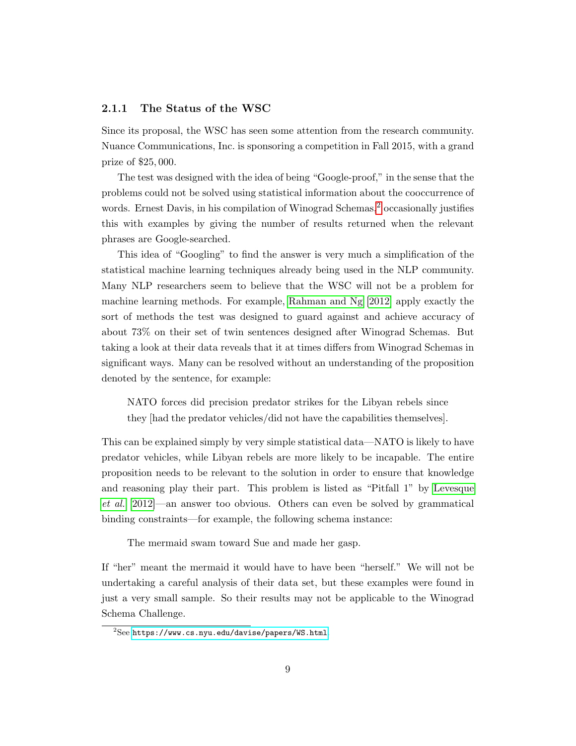### 2.1.1 The Status of the WSC

Since its proposal, the WSC has seen some attention from the research community. Nuance Communications, Inc. is sponsoring a competition in Fall 2015, with a grand prize of $25,000.

The test was designed with the idea of being "Google-proof," in the sense that the problems could not be solved using statistical information about the cooccurrence of words. Ernest Davis, in his compilation of Winograd Schemas,[2] occasionally justifies this with examples by giving the number of results returned when the relevant phrases are Google-searched.

This idea of "Googling" to find the answer is very much a simplification of the statistical machine learning techniques already being used in the NLP community. Many NLP researchers seem to believe that the WSC will not be a problem for machine learning methods. For example, Rahman and Ng [2012] apply exactly the sort of methods the test was designed to guard against and achieve accuracy of about 73% on their set of twin sentences designed after Winograd Schemas. But taking a look at their data reveals that it at times differs from Winograd Schemas in significant ways. Many can be resolved without an understanding of the proposition denoted by the sentence, for example:

> NATO forces did precision predator strikes for the Libyan rebels since they [had the predator vehicles/did not have the capabilities themselves].

This can be explained simply by very simple statistical data—NATO is likely to have predator vehicles, while Libyan rebels are more likely to be incapable. The entire proposition needs to be relevant to the solution in order to ensure that knowledge and reasoning play their part. This problem is listed as "Pitfall 1" by Levesque *et al.* [2012]—an answer too obvious. Others can even be solved by grammatical binding constraints—for example, the following schema instance:

> The mermaid swam toward Sue and made her gasp.

If "her" meant the mermaid it would have to have been "herself." We will not be undertaking a careful analysis of their data set, but these examples were found in just a very small sample. So their results may not be applicable to the Winograd Schema Challenge.

[2] See https://www.cs.nyu.edu/davise/papers/WS.html.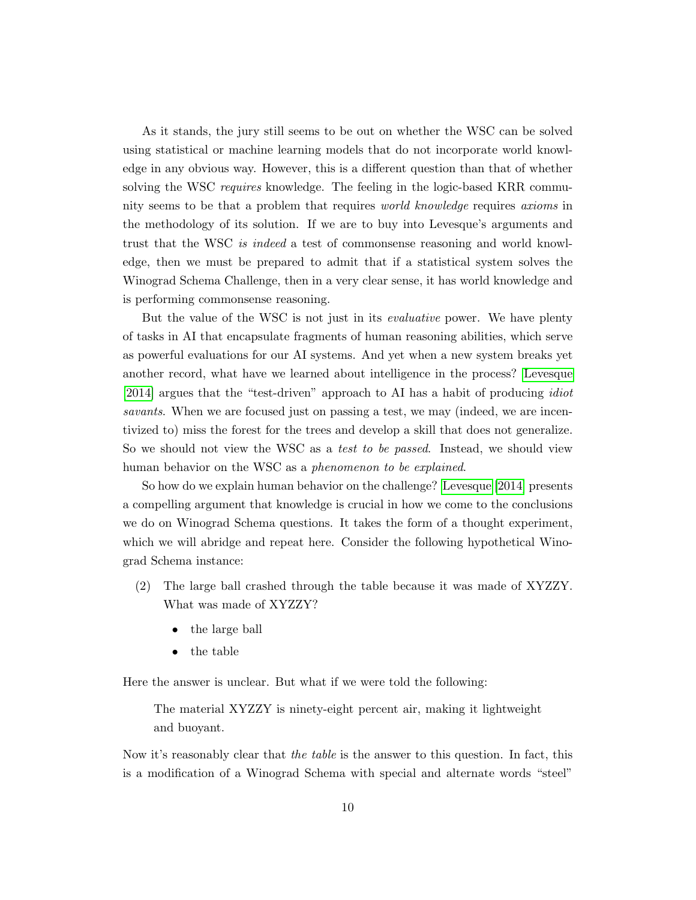As it stands, the jury still seems to be out on whether the WSC can be solved using statistical or machine learning models that do not incorporate world knowledge in any obvious way. However, this is a different question than that of whether solving the WSC *requires* knowledge. The feeling in the logic-based KRR community seems to be that a problem that requires *world knowledge* requires *axioms* in the methodology of its solution. If we are to buy into Levesque's arguments and trust that the WSC *is indeed* a test of commonsense reasoning and world knowledge, then we must be prepared to admit that if a statistical system solves the Winograd Schema Challenge, then in a very clear sense, it has world knowledge and is performing commonsense reasoning.

But the value of the WSC is not just in its *evaluative* power. We have plenty of tasks in AI that encapsulate fragments of human reasoning abilities, which serve as powerful evaluations for our AI systems. And yet when a new system breaks yet another record, what have we learned about intelligence in the process? Levesque [2014] argues that the "test-driven" approach to AI has a habit of producing *idiot savants*. When we are focused just on passing a test, we may (indeed, we are incentivized to) miss the forest for the trees and develop a skill that does not generalize. So we should not view the WSC as a *test to be passed*. Instead, we should view human behavior on the WSC as a *phenomenon to be explained*.

So how do we explain human behavior on the challenge? Levesque [2014] presents a compelling argument that knowledge is crucial in how we come to the conclusions we do on Winograd Schema questions. It takes the form of a thought experiment, which we will abridge and repeat here. Consider the following hypothetical Winograd Schema instance:

(2) The large ball crashed through the table because it was made of XYZZY. What was made of XYZZY?

- the large ball
- the table

Here the answer is unclear. But what if we were told the following:

> The material XYZZY is ninety-eight percent air, making it lightweight and buoyant.

Now it's reasonably clear that *the table* is the answer to this question. In fact, this is a modification of a Winograd Schema with special and alternate words "steel"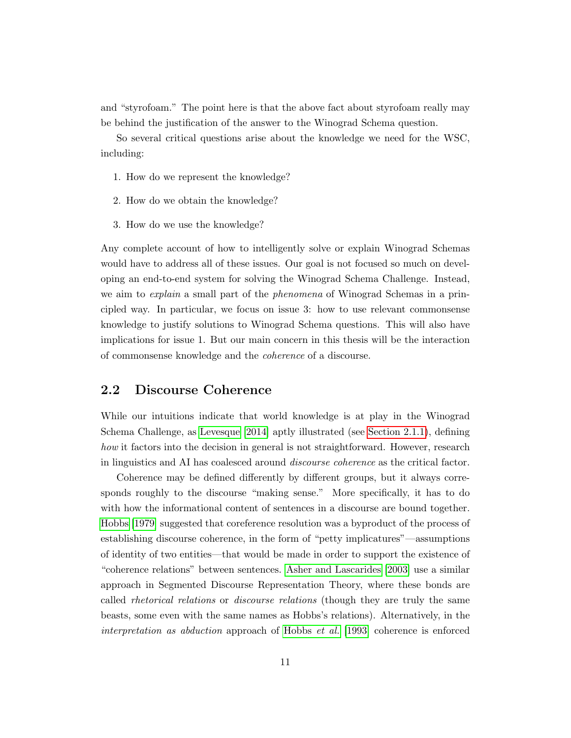and "styrofoam." The point here is that the above fact about styrofoam really may be behind the justification of the answer to the Winograd Schema question.

So several critical questions arise about the knowledge we need for the WSC, including:

1. How do we represent the knowledge?
2. How do we obtain the knowledge?
3. How do we use the knowledge?

Any complete account of how to intelligently solve or explain Winograd Schemas would have to address all of these issues. Our goal is not focused so much on developing an end-to-end system for solving the Winograd Schema Challenge. Instead, we aim to *explain* a small part of the *phenomena* of Winograd Schemas in a principled way. In particular, we focus on issue 3: how to use relevant commonsense knowledge to justify solutions to Winograd Schema questions. This will also have implications for issue 1. But our main concern in this thesis will be the interaction of commonsense knowledge and the *coherence* of a discourse.

## 2.2 Discourse Coherence

While our intuitions indicate that world knowledge is at play in the Winograd Schema Challenge, as Levesque [2014] aptly illustrated (see Section 2.1.1), defining *how* it factors into the decision in general is not straightforward. However, research in linguistics and AI has coalesced around *discourse coherence* as the critical factor.

Coherence may be defined differently by different groups, but it always corresponds roughly to the discourse "making sense." More specifically, it has to do with how the informational content of sentences in a discourse are bound together. Hobbs [1979] suggested that coreference resolution was a byproduct of the process of establishing discourse coherence, in the form of "petty implicatures"—assumptions of identity of two entities—that would be made in order to support the existence of "coherence relations" between sentences. Asher and Lascarides [2003] use a similar approach in Segmented Discourse Representation Theory, where these bonds are called *rhetorical relations* or *discourse relations* (though they are truly the same beasts, some even with the same names as Hobbs's relations). Alternatively, in the *interpretation as abduction* approach of Hobbs *et al.* [1993] coherence is enforced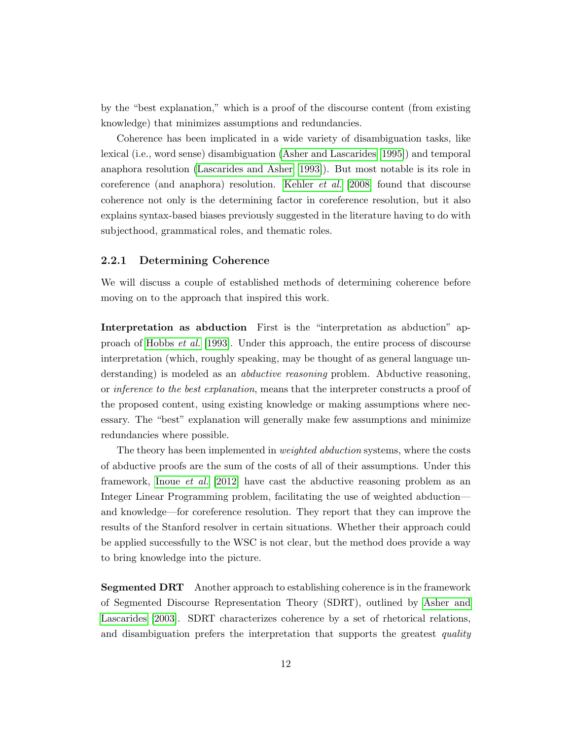by the "best explanation," which is a proof of the discourse content (from existing knowledge) that minimizes assumptions and redundancies.

Coherence has been implicated in a wide variety of disambiguation tasks, like lexical (i.e., word sense) disambiguation (Asher and Lascarides [1995]) and temporal anaphora resolution (Lascarides and Asher [1993]). But most notable is its role in coreference (and anaphora) resolution. Kehler *et al.* [2008] found that discourse coherence not only is the determining factor in coreference resolution, but it also explains syntax-based biases previously suggested in the literature having to do with subjecthood, grammatical roles, and thematic roles.

### 2.2.1 Determining Coherence

We will discuss a couple of established methods of determining coherence before moving on to the approach that inspired this work.

**Interpretation as abduction** First is the "interpretation as abduction" approach of Hobbs *et al.* [1993]. Under this approach, the entire process of discourse interpretation (which, roughly speaking, may be thought of as general language understanding) is modeled as an *abductive reasoning* problem. Abductive reasoning, or *inference to the best explanation*, means that the interpreter constructs a proof of the proposed content, using existing knowledge or making assumptions where necessary. The "best" explanation will generally make few assumptions and minimize redundancies where possible.

The theory has been implemented in *weighted abduction* systems, where the costs of abductive proofs are the sum of the costs of all of their assumptions. Under this framework, Inoue *et al.* [2012] have cast the abductive reasoning problem as an Integer Linear Programming problem, facilitating the use of weighted abduction—and knowledge—for coreference resolution. They report that they can improve the results of the Stanford resolver in certain situations. Whether their approach could be applied successfully to the WSC is not clear, but the method does provide a way to bring knowledge into the picture.

**Segmented DRT** Another approach to establishing coherence is in the framework of Segmented Discourse Representation Theory (SDRT), outlined by Asher and Lascarides [2003]. SDRT characterizes coherence by a set of rhetorical relations, and disambiguation prefers the interpretation that supports the greatest *quality*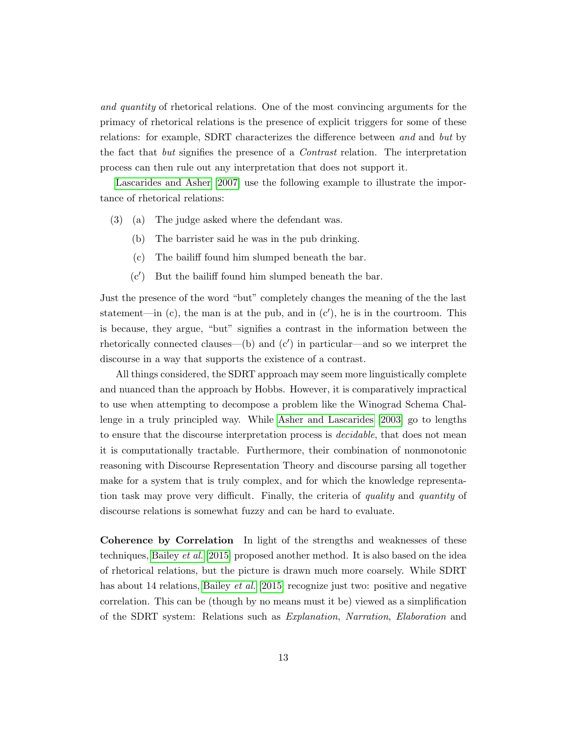*and quantity* of rhetorical relations. One of the most convincing arguments for the primacy of rhetorical relations is the presence of explicit triggers for some of these relations: for example, SDRT characterizes the difference between *and* and *but* by the fact that *but* signifies the presence of a *Contrast* relation. The interpretation process can then rule out any interpretation that does not support it.

Lascarides and Asher [2007] use the following example to illustrate the importance of rhetorical relations:

(3) (a) The judge asked where the defendant was.

(b) The barrister said he was in the pub drinking.

(c) The bailiff found him slumped beneath the bar.

(c′) But the bailiff found him slumped beneath the bar.

Just the presence of the word "but" completely changes the meaning of the the last statement—in (c), the man is at the pub, and in (c′), he is in the courtroom. This is because, they argue, "but" signifies a contrast in the information between the rhetorically connected clauses—(b) and (c′) in particular—and so we interpret the discourse in a way that supports the existence of a contrast.

All things considered, the SDRT approach may seem more linguistically complete and nuanced than the approach by Hobbs. However, it is comparatively impractical to use when attempting to decompose a problem like the Winograd Schema Challenge in a truly principled way. While Asher and Lascarides [2003] go to lengths to ensure that the discourse interpretation process is *decidable*, that does not mean it is computationally tractable. Furthermore, their combination of nonmonotonic reasoning with Discourse Representation Theory and discourse parsing all together make for a system that is truly complex, and for which the knowledge representation task may prove very difficult. Finally, the criteria of *quality* and *quantity* of discourse relations is somewhat fuzzy and can be hard to evaluate.

**Coherence by Correlation** In light of the strengths and weaknesses of these techniques, Bailey *et al.* [2015] proposed another method. It is also based on the idea of rhetorical relations, but the picture is drawn much more coarsely. While SDRT has about 14 relations, Bailey *et al.* [2015] recognize just two: positive and negative correlation. This can be (though by no means must it be) viewed as a simplification of the SDRT system: Relations such as *Explanation*, *Narration*, *Elaboration* and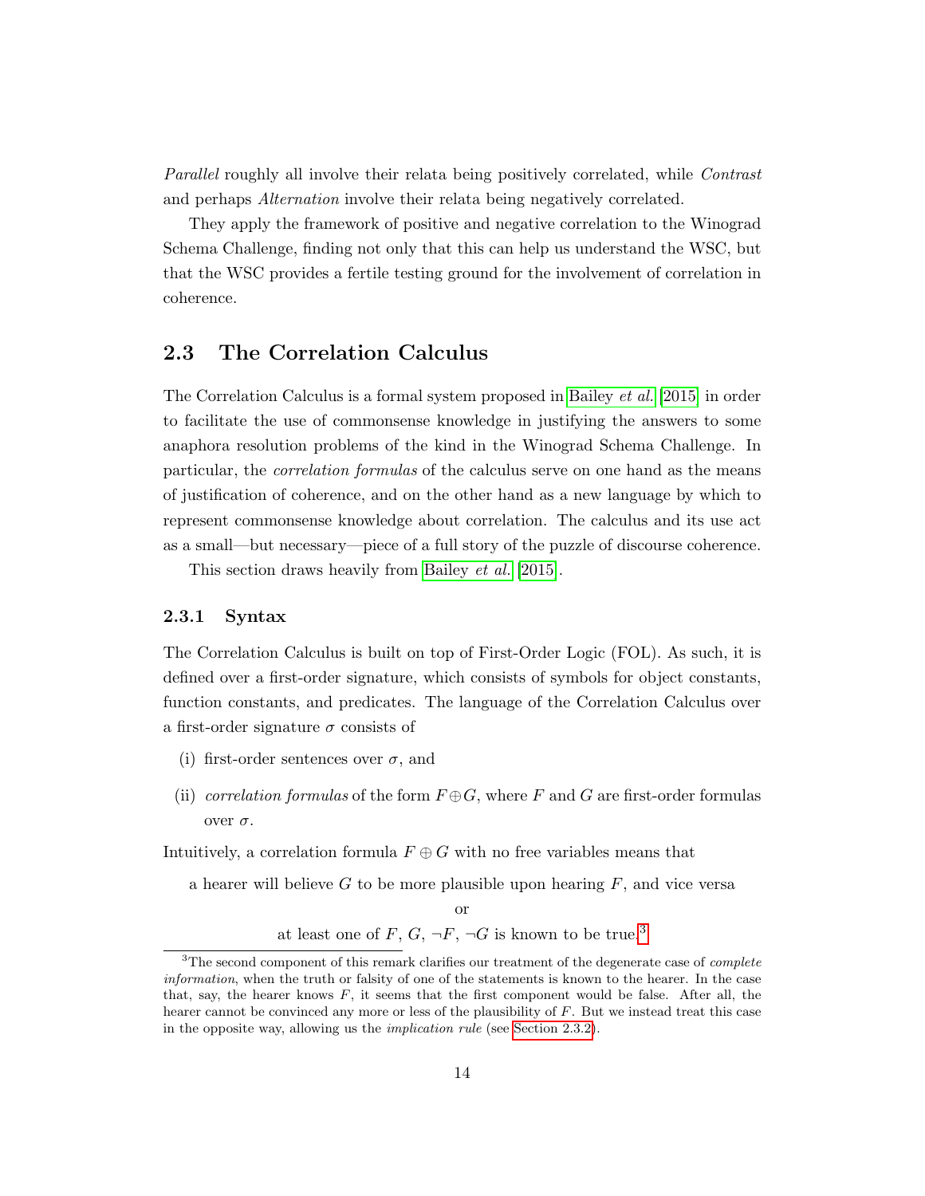*Parallel* roughly all involve their relata being positively correlated, while *Contrast* and perhaps *Alternation* involve their relata being negatively correlated.

They apply the framework of positive and negative correlation to the Winograd Schema Challenge, finding not only that this can help us understand the WSC, but that the WSC provides a fertile testing ground for the involvement of correlation in coherence.

## 2.3 The Correlation Calculus

The Correlation Calculus is a formal system proposed in Bailey *et al.* [2015] in order to facilitate the use of commonsense knowledge in justifying the answers to some anaphora resolution problems of the kind in the Winograd Schema Challenge. In particular, the *correlation formulas* of the calculus serve on one hand as the means of justification of coherence, and on the other hand as a new language by which to represent commonsense knowledge about correlation. The calculus and its use act as a small—but necessary—piece of a full story of the puzzle of discourse coherence.

This section draws heavily from Bailey *et al.* [2015].

### 2.3.1 Syntax

The Correlation Calculus is built on top of First-Order Logic (FOL). As such, it is defined over a first-order signature, which consists of symbols for object constants, function constants, and predicates. The language of the Correlation Calculus over a first-order signature $\sigma$ consists of

(i) first-order sentences over $\sigma$, and

(ii) *correlation formulas* of the form $F \oplus G$, where $F$ and $G$ are first-order formulas over $\sigma$.

Intuitively, a correlation formula $F \oplus G$ with no free variables means that

a hearer will believe $G$ to be more plausible upon hearing $F$, and vice versa

or

at least one of $F$, $G$, $\neg F$, $\neg G$ is known to be true.[3]

[3] The second component of this remark clarifies our treatment of the degenerate case of *complete information*, when the truth or falsity of one of the statements is known to the hearer. In the case that, say, the hearer knows $F$, it seems that the first component would be false. After all, the hearer cannot be convinced any more or less of the plausibility of $F$. But we instead treat this case in the opposite way, allowing us the *implication rule* (see Section 2.3.2).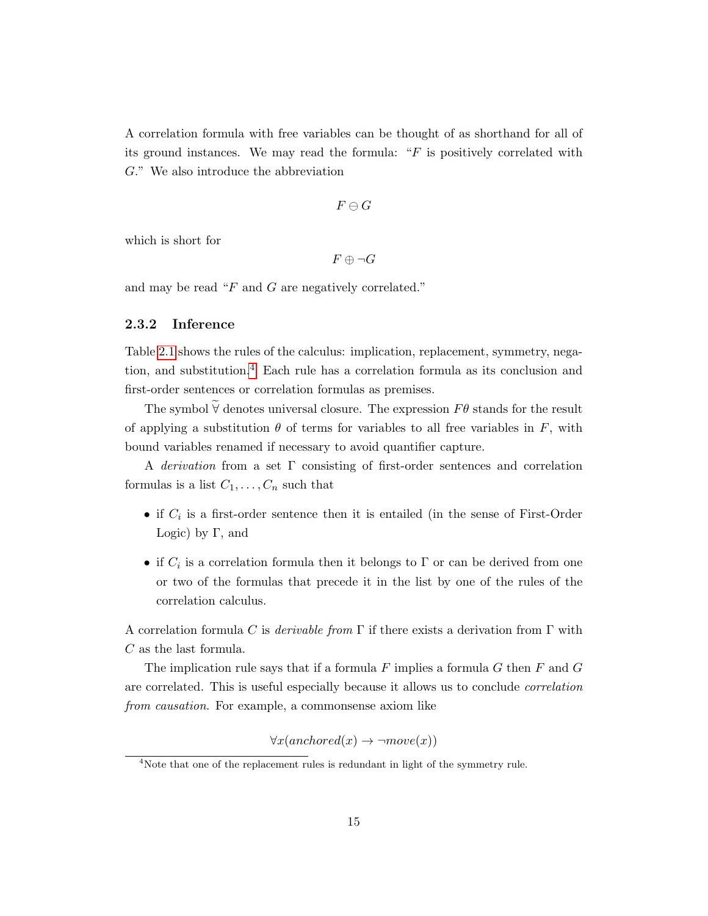A correlation formula with free variables can be thought of as shorthand for all of its ground instances. We may read the formula: "$F$ is positively correlated with $G$." We also introduce the abbreviation

$$F \ominus G$$

which is short for

$$F \oplus \neg G$$

and may be read "$F$ and $G$ are negatively correlated."

### 2.3.2 Inference

Table 2.1 shows the rules of the calculus: implication, replacement, symmetry, negation, and substitution.[4] Each rule has a correlation formula as its conclusion and first-order sentences or correlation formulas as premises.

The symbol $\widetilde{\forall}$ denotes universal closure. The expression $F\theta$ stands for the result of applying a substitution $\theta$ of terms for variables to all free variables in $F$, with bound variables renamed if necessary to avoid quantifier capture.

A *derivation* from a set $\Gamma$ consisting of first-order sentences and correlation formulas is a list $C_1, \ldots, C_n$ such that

- if $C_i$ is a first-order sentence then it is entailed (in the sense of First-Order Logic) by $\Gamma$, and
- if $C_i$ is a correlation formula then it belongs to $\Gamma$ or can be derived from one or two of the formulas that precede it in the list by one of the rules of the correlation calculus.

A correlation formula $C$ is *derivable from* $\Gamma$ if there exists a derivation from $\Gamma$ with $C$ as the last formula.

The implication rule says that if a formula $F$ implies a formula $G$ then $F$ and $G$ are correlated. This is useful especially because it allows us to conclude *correlation from causation*. For example, a commonsense axiom like

$$\forall x(anchored(x) \rightarrow \neg move(x))$$

[4] Note that one of the replacement rules is redundant in light of the symmetry rule.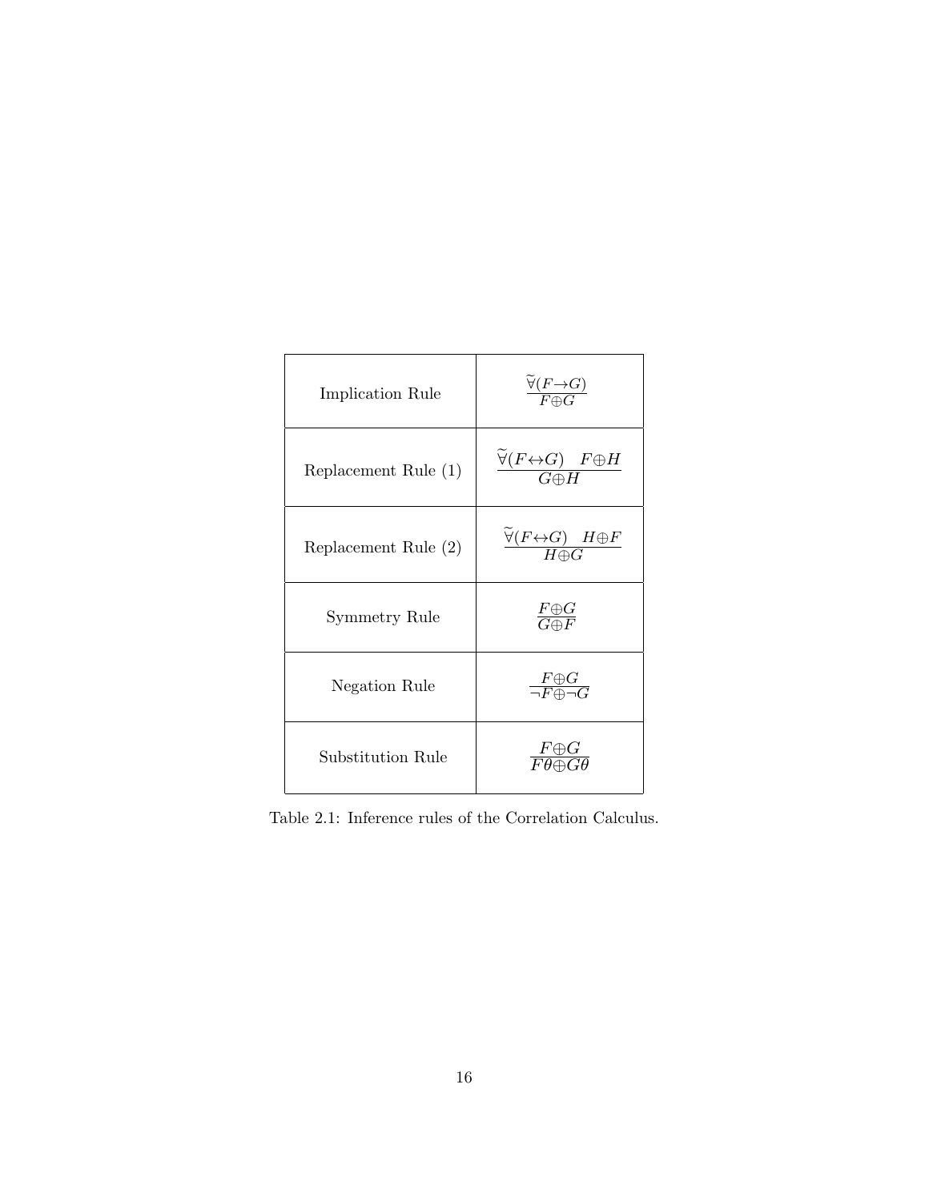| | |
|---|---|
| Implication Rule | $\dfrac{\widetilde{\forall}(F \rightarrow G)}{F \oplus G}$ |
| Replacement Rule (1) | $\dfrac{\widetilde{\forall}(F \leftrightarrow G) \quad F \oplus H}{G \oplus H}$ |
| Replacement Rule (2) | $\dfrac{\widetilde{\forall}(F \leftrightarrow G) \quad H \oplus F}{H \oplus G}$ |
| Symmetry Rule | $\dfrac{F \oplus G}{G \oplus F}$ |
| Negation Rule | $\dfrac{F \oplus G}{\neg F \oplus \neg G}$ |
| Substitution Rule | $\dfrac{F \oplus G}{F\theta \oplus G\theta}$ |

Table 2.1: Inference rules of the Correlation Calculus.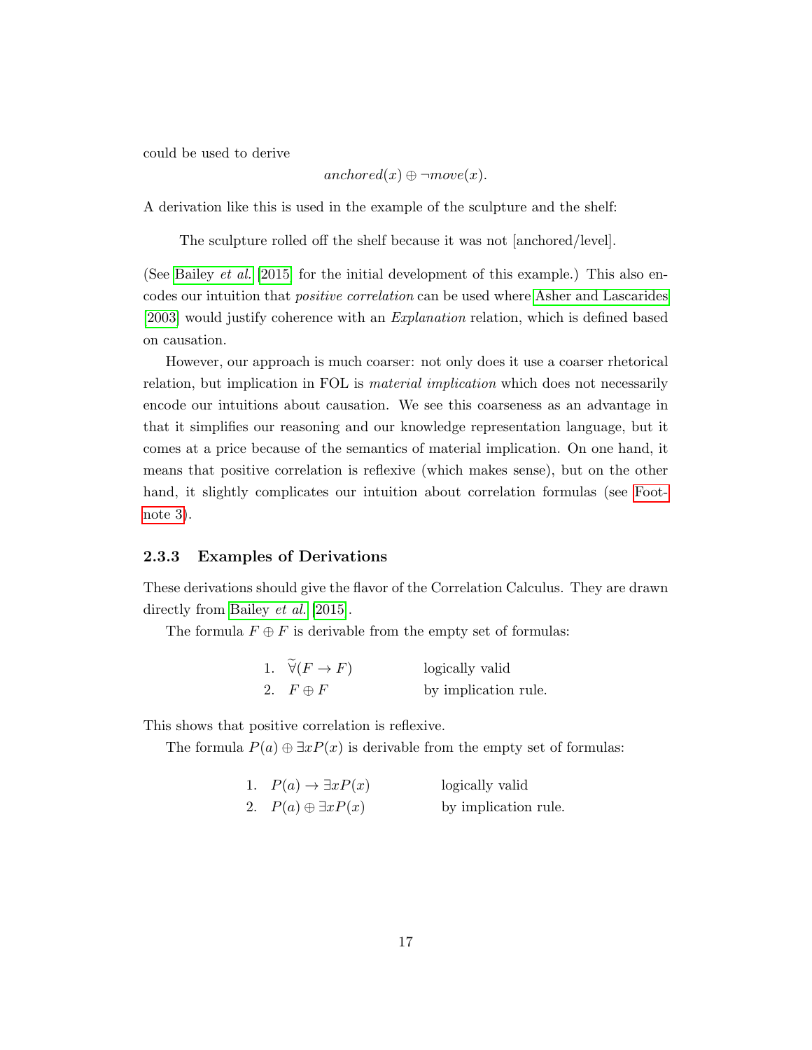could be used to derive

$$anchored(x) \oplus \neg move(x).$$

A derivation like this is used in the example of the sculpture and the shelf:

> The sculpture rolled off the shelf because it was not [anchored/level].

(See Bailey *et al.* [2015] for the initial development of this example.) This also encodes our intuition that *positive correlation* can be used where Asher and Lascarides [2003] would justify coherence with an *Explanation* relation, which is defined based on causation.

However, our approach is much coarser: not only does it use a coarser rhetorical relation, but implication in FOL is *material implication* which does not necessarily encode our intuitions about causation. We see this coarseness as an advantage in that it simplifies our reasoning and our knowledge representation language, but it comes at a price because of the semantics of material implication. On one hand, it means that positive correlation is reflexive (which makes sense), but on the other hand, it slightly complicates our intuition about correlation formulas (see Footnote 3).

### 2.3.3 Examples of Derivations

These derivations should give the flavor of the Correlation Calculus. They are drawn directly from Bailey *et al.* [2015].

The formula $F \oplus F$ is derivable from the empty set of formulas:

1. $\widetilde{\forall}(F \rightarrow F)$ — logically valid
2. $F \oplus F$ — by implication rule.

This shows that positive correlation is reflexive.

The formula $P(a) \oplus \exists x P(x)$ is derivable from the empty set of formulas:

1. $P(a) \rightarrow \exists x P(x)$ — logically valid
2. $P(a) \oplus \exists x P(x)$ — by implication rule.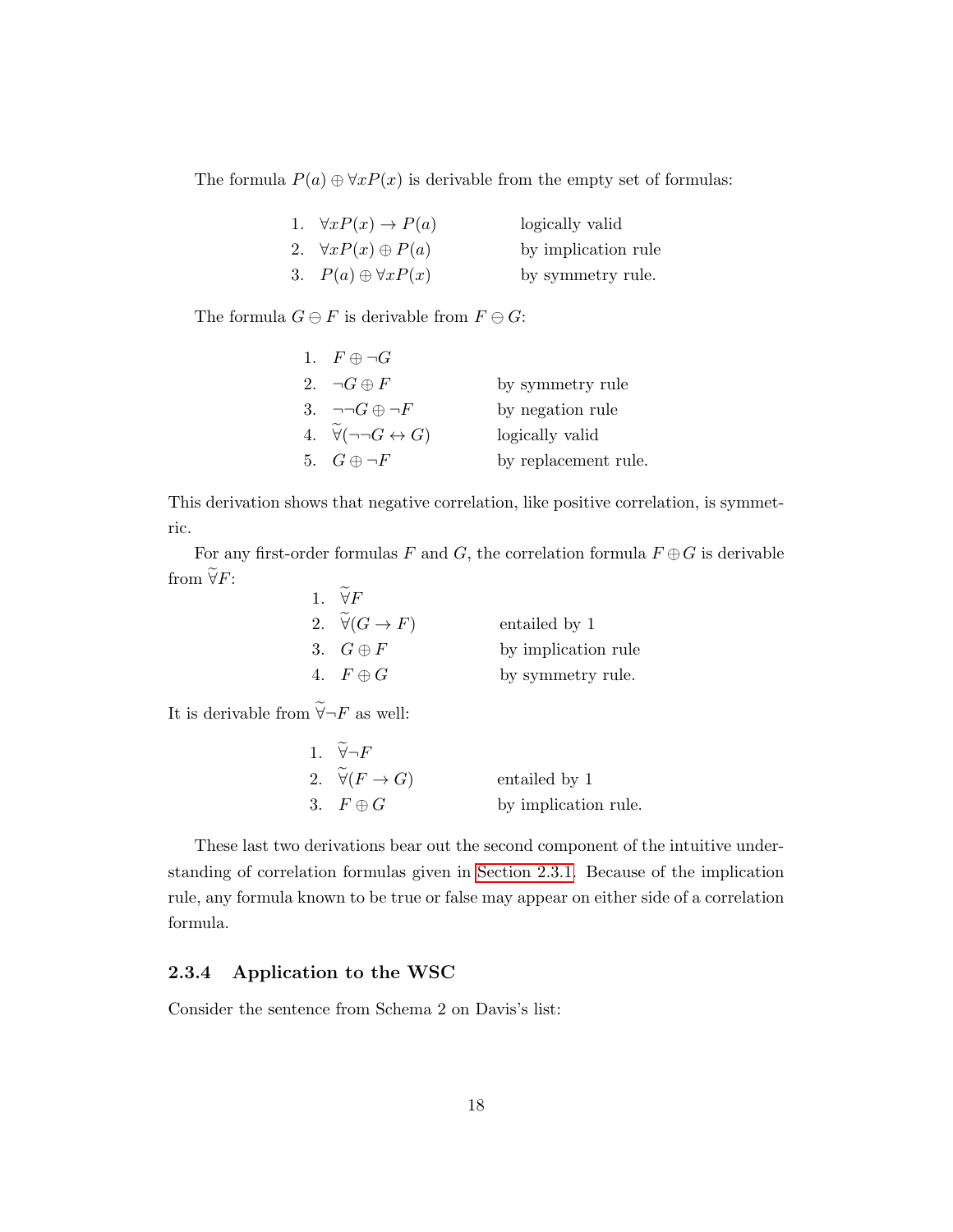The formula $P(a) \oplus \forall x P(x)$ is derivable from the empty set of formulas:

| | | |
|---|---|---|
| 1. | $\forall x P(x) \rightarrow P(a)$ | logically valid |
| 2. | $\forall x P(x) \oplus P(a)$ | by implication rule |
| 3. | $P(a) \oplus \forall x P(x)$ | by symmetry rule. |

The formula $G \ominus F$ is derivable from $F \ominus G$:

| | | |
|---|---|---|
| 1. | $F \oplus \neg G$ | |
| 2. | $\neg G \oplus F$ | by symmetry rule |
| 3. | $\neg\neg G \oplus \neg F$ | by negation rule |
| 4. | $\widetilde{\forall}(\neg\neg G \leftrightarrow G)$ | logically valid |
| 5. | $G \oplus \neg F$ | by replacement rule. |

This derivation shows that negative correlation, like positive correlation, is symmetric.

For any first-order formulas $F$ and $G$, the correlation formula $F \oplus G$ is derivable from $\widetilde{\forall} F$:

| | | |
|---|---|---|
| 1. | $\widetilde{\forall} F$ | |
| 2. | $\widetilde{\forall}(G \rightarrow F)$ | entailed by 1 |
| 3. | $G \oplus F$ | by implication rule |
| 4. | $F \oplus G$ | by symmetry rule. |

It is derivable from $\widetilde{\forall} \neg F$ as well:

| | | |
|---|---|---|
| 1. | $\widetilde{\forall} \neg F$ | |
| 2. | $\widetilde{\forall}(F \rightarrow G)$ | entailed by 1 |
| 3. | $F \oplus G$ | by implication rule. |

These last two derivations bear out the second component of the intuitive understanding of correlation formulas given in Section 2.3.1. Because of the implication rule, any formula known to be true or false may appear on either side of a correlation formula.

### 2.3.4 Application to the WSC

Consider the sentence from Schema 2 on Davis's list: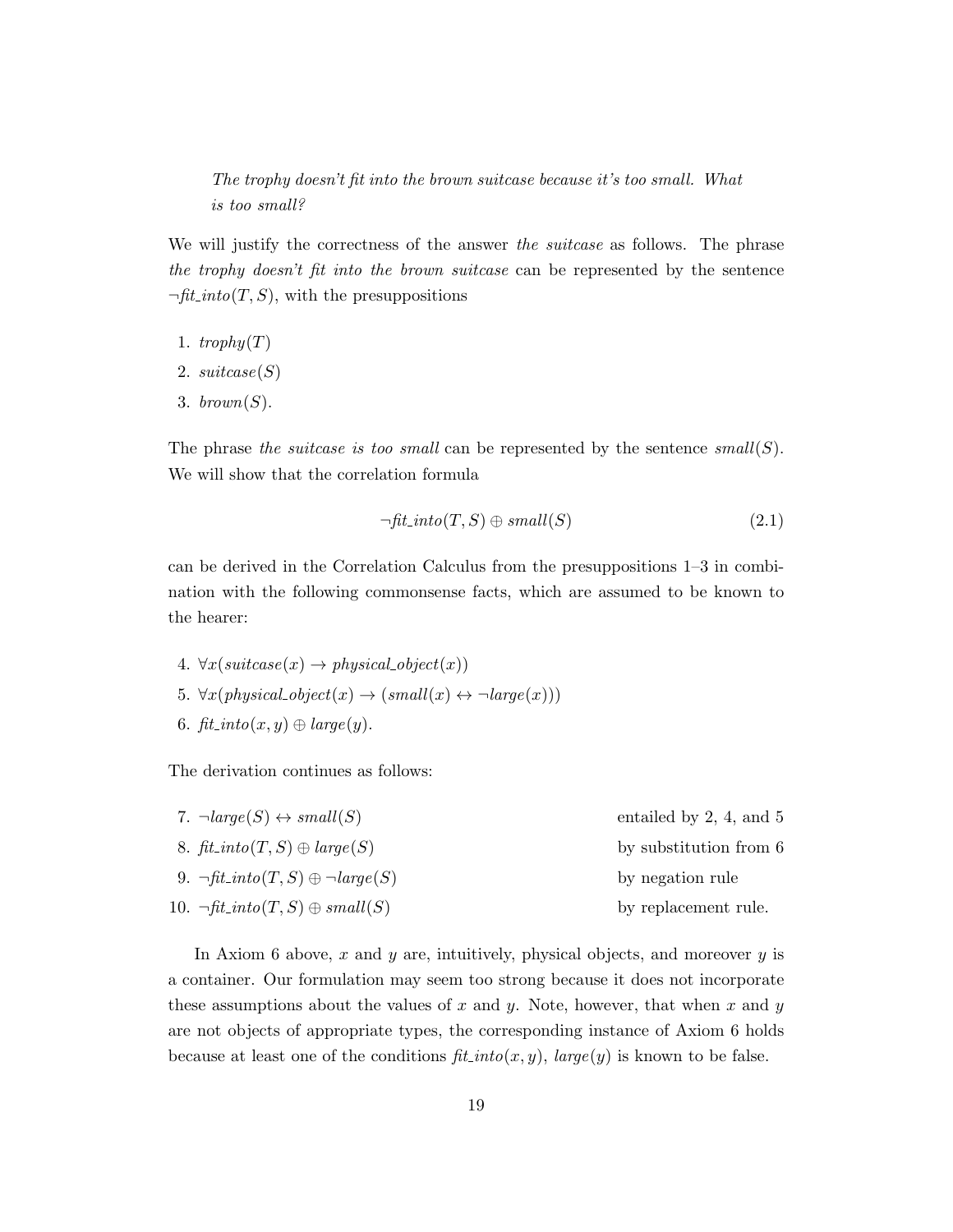> *The trophy doesn't fit into the brown suitcase because it's too small. What is too small?*

We will justify the correctness of the answer *the suitcase* as follows. The phrase *the trophy doesn't fit into the brown suitcase* can be represented by the sentence $\neg \mathit{fit\_into}(T, S)$, with the presuppositions

1. $\mathit{trophy}(T)$
2. $\mathit{suitcase}(S)$
3. $\mathit{brown}(S)$.

The phrase *the suitcase is too small* can be represented by the sentence $\mathit{small}(S)$. We will show that the correlation formula

$$\neg \mathit{fit\_into}(T, S) \oplus \mathit{small}(S) \tag{2.1}$$

can be derived in the Correlation Calculus from the presuppositions 1–3 in combination with the following commonsense facts, which are assumed to be known to the hearer:

4. $\forall x(\mathit{suitcase}(x) \rightarrow \mathit{physical\_object}(x))$
5. $\forall x(\mathit{physical\_object}(x) \rightarrow (\mathit{small}(x) \leftrightarrow \neg \mathit{large}(x)))$
6. $\mathit{fit\_into}(x, y) \oplus \mathit{large}(y)$.

The derivation continues as follows:

7. $\neg \mathit{large}(S) \leftrightarrow \mathit{small}(S)$ — entailed by 2, 4, and 5
8. $\mathit{fit\_into}(T, S) \oplus \mathit{large}(S)$ — by substitution from 6
9. $\neg \mathit{fit\_into}(T, S) \oplus \neg \mathit{large}(S)$ — by negation rule
10. $\neg \mathit{fit\_into}(T, S) \oplus \mathit{small}(S)$ — by replacement rule.

In Axiom 6 above, $x$ and $y$ are, intuitively, physical objects, and moreover $y$ is a container. Our formulation may seem too strong because it does not incorporate these assumptions about the values of $x$ and $y$. Note, however, that when $x$ and $y$ are not objects of appropriate types, the corresponding instance of Axiom 6 holds because at least one of the conditions $\mathit{fit\_into}(x, y)$, $\mathit{large}(y)$ is known to be false.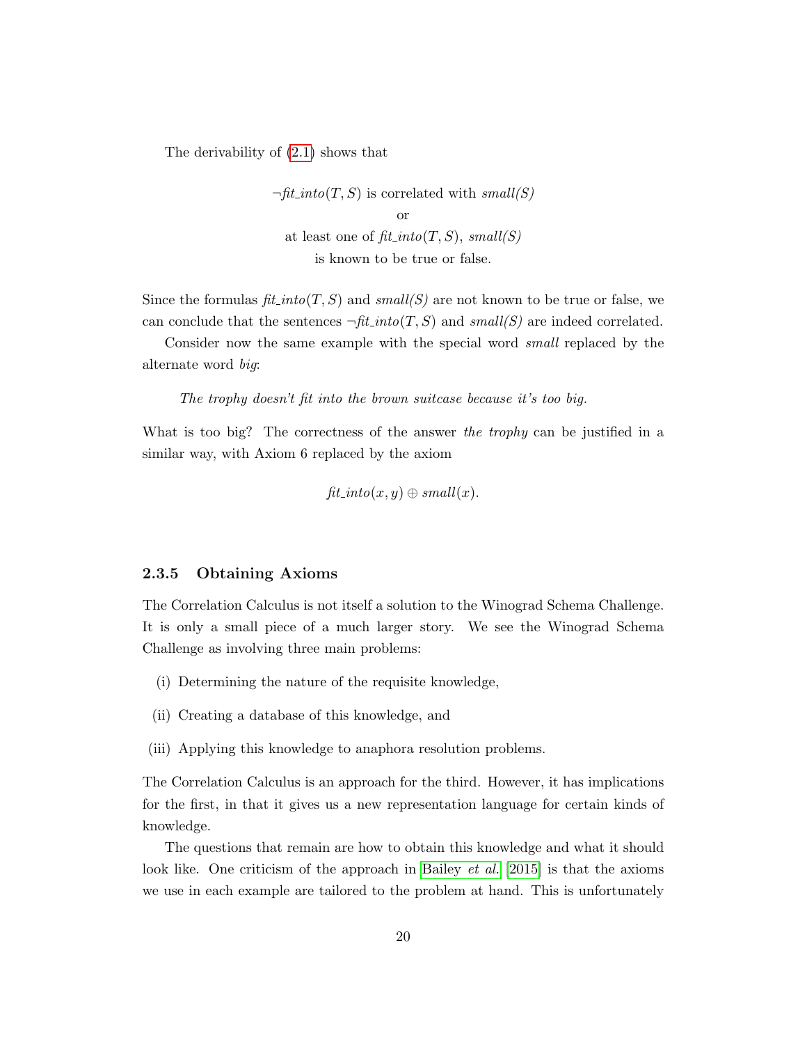The derivability of (2.1) shows that

$\neg$*fit_into*$(T, S)$ is correlated with *small(S)*
or
at least one of *fit_into*$(T, S)$, *small(S)*
is known to be true or false.

Since the formulas *fit_into*$(T, S)$ and *small(S)* are not known to be true or false, we can conclude that the sentences $\neg$*fit_into*$(T, S)$ and *small(S)* are indeed correlated.

Consider now the same example with the special word *small* replaced by the alternate word *big*:

> *The trophy doesn't fit into the brown suitcase because it's too big.*

What is too big? The correctness of the answer *the trophy* can be justified in a similar way, with Axiom 6 replaced by the axiom

$$\mathit{fit\_into}(x, y) \oplus \mathit{small}(x).$$

### 2.3.5 Obtaining Axioms

The Correlation Calculus is not itself a solution to the Winograd Schema Challenge. It is only a small piece of a much larger story. We see the Winograd Schema Challenge as involving three main problems:

(i) Determining the nature of the requisite knowledge,

(ii) Creating a database of this knowledge, and

(iii) Applying this knowledge to anaphora resolution problems.

The Correlation Calculus is an approach for the third. However, it has implications for the first, in that it gives us a new representation language for certain kinds of knowledge.

The questions that remain are how to obtain this knowledge and what it should look like. One criticism of the approach in Bailey *et al.* [2015] is that the axioms we use in each example are tailored to the problem at hand. This is unfortunately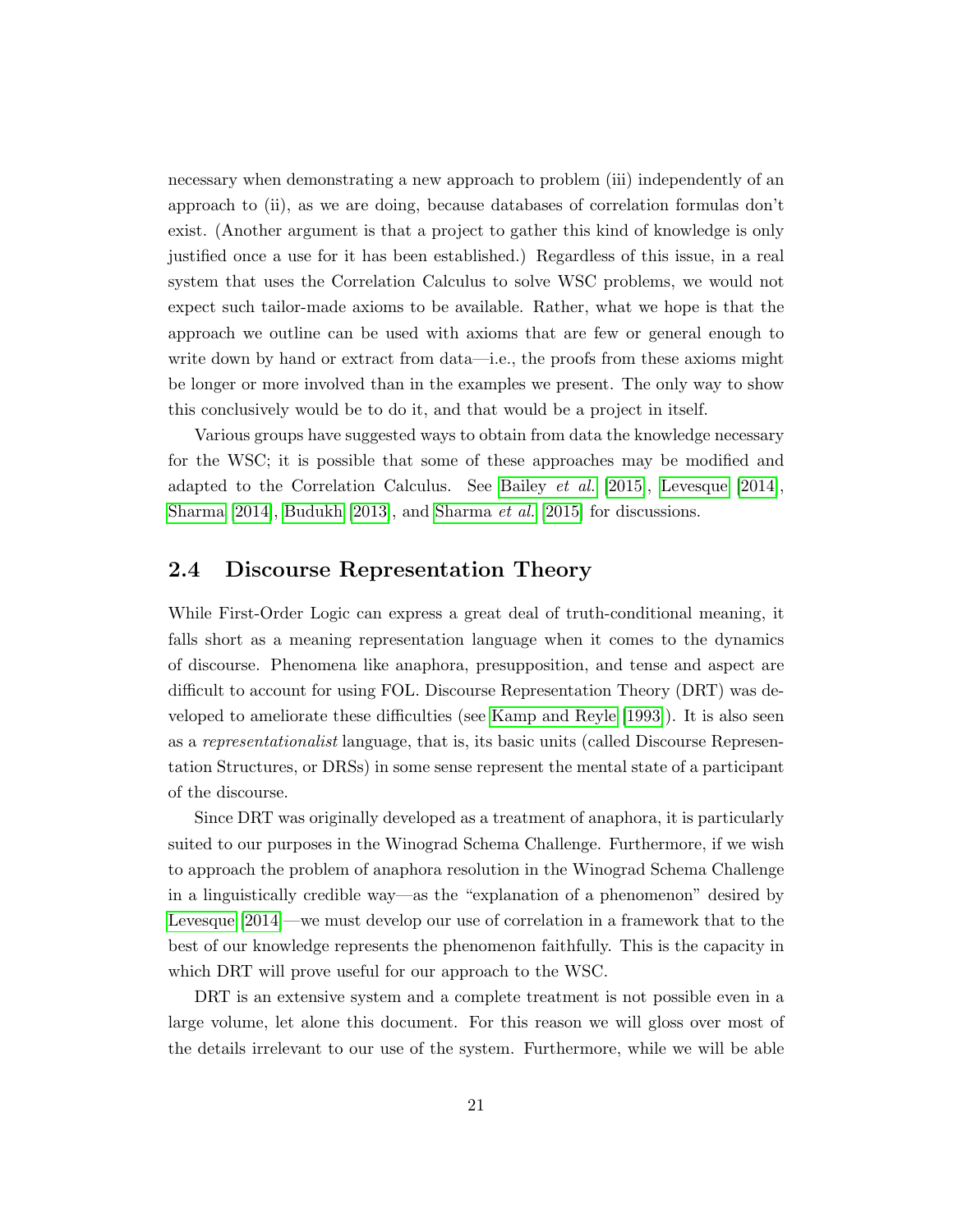necessary when demonstrating a new approach to problem (iii) independently of an approach to (ii), as we are doing, because databases of correlation formulas don't exist. (Another argument is that a project to gather this kind of knowledge is only justified once a use for it has been established.) Regardless of this issue, in a real system that uses the Correlation Calculus to solve WSC problems, we would not expect such tailor-made axioms to be available. Rather, what we hope is that the approach we outline can be used with axioms that are few or general enough to write down by hand or extract from data—i.e., the proofs from these axioms might be longer or more involved than in the examples we present. The only way to show this conclusively would be to do it, and that would be a project in itself.

Various groups have suggested ways to obtain from data the knowledge necessary for the WSC; it is possible that some of these approaches may be modified and adapted to the Correlation Calculus. See Bailey *et al.* [2015], Levesque [2014], Sharma [2014], Budukh [2013], and Sharma *et al.* [2015] for discussions.

## 2.4 Discourse Representation Theory

While First-Order Logic can express a great deal of truth-conditional meaning, it falls short as a meaning representation language when it comes to the dynamics of discourse. Phenomena like anaphora, presupposition, and tense and aspect are difficult to account for using FOL. Discourse Representation Theory (DRT) was developed to ameliorate these difficulties (see Kamp and Reyle [1993]). It is also seen as a *representationalist* language, that is, its basic units (called Discourse Representation Structures, or DRSs) in some sense represent the mental state of a participant of the discourse.

Since DRT was originally developed as a treatment of anaphora, it is particularly suited to our purposes in the Winograd Schema Challenge. Furthermore, if we wish to approach the problem of anaphora resolution in the Winograd Schema Challenge in a linguistically credible way—as the "explanation of a phenomenon" desired by Levesque [2014]—we must develop our use of correlation in a framework that to the best of our knowledge represents the phenomenon faithfully. This is the capacity in which DRT will prove useful for our approach to the WSC.

DRT is an extensive system and a complete treatment is not possible even in a large volume, let alone this document. For this reason we will gloss over most of the details irrelevant to our use of the system. Furthermore, while we will be able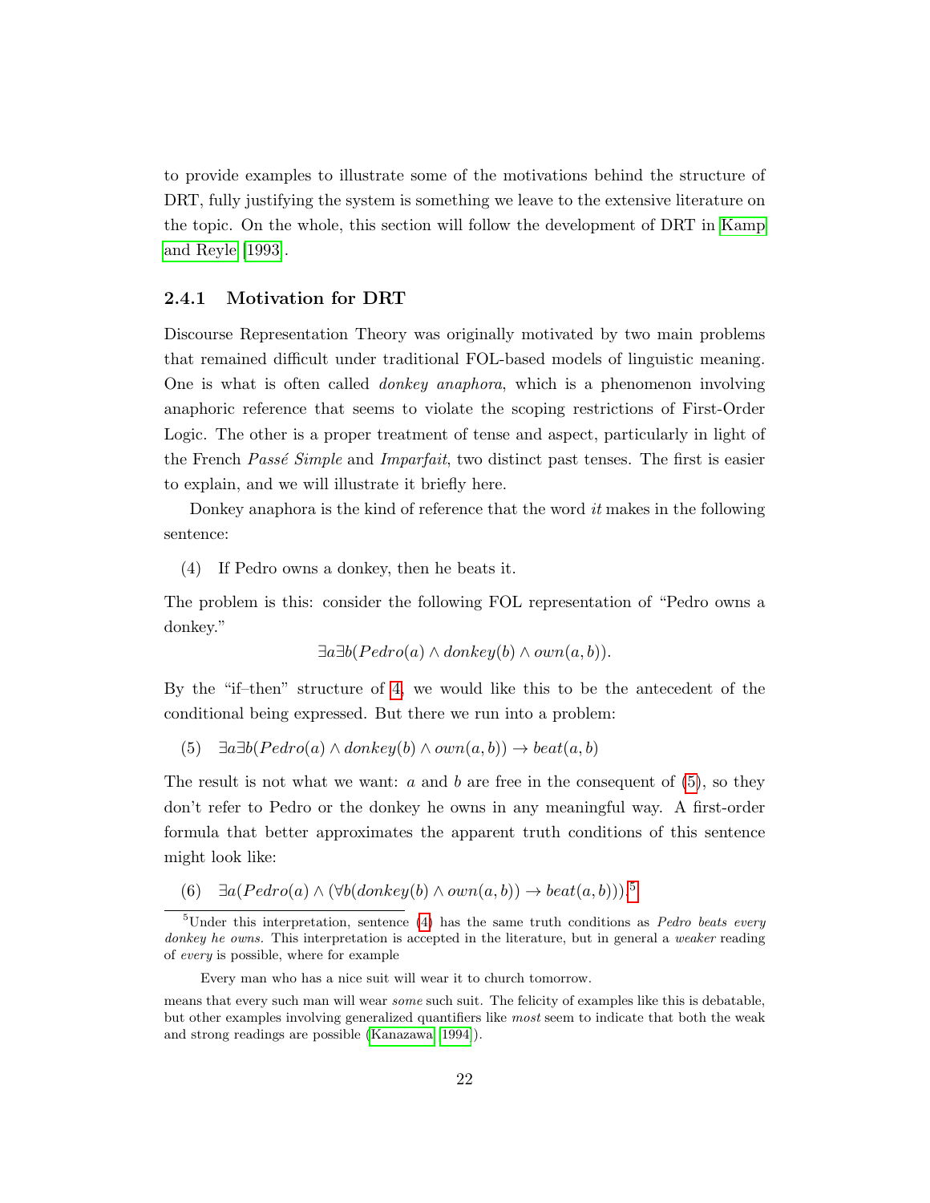to provide examples to illustrate some of the motivations behind the structure of DRT, fully justifying the system is something we leave to the extensive literature on the topic. On the whole, this section will follow the development of DRT in Kamp and Reyle [1993].

### 2.4.1 Motivation for DRT

Discourse Representation Theory was originally motivated by two main problems that remained difficult under traditional FOL-based models of linguistic meaning. One is what is often called *donkey anaphora*, which is a phenomenon involving anaphoric reference that seems to violate the scoping restrictions of First-Order Logic. The other is a proper treatment of tense and aspect, particularly in light of the French *Passé Simple* and *Imparfait*, two distinct past tenses. The first is easier to explain, and we will illustrate it briefly here.

Donkey anaphora is the kind of reference that the word *it* makes in the following sentence:

(4) If Pedro owns a donkey, then he beats it.

The problem is this: consider the following FOL representation of "Pedro owns a donkey."

$$\exists a \exists b (Pedro(a) \wedge donkey(b) \wedge own(a, b)).$$

By the "if–then" structure of 4, we would like this to be the antecedent of the conditional being expressed. But there we run into a problem:

(5) $\exists a \exists b (Pedro(a) \wedge donkey(b) \wedge own(a, b)) \rightarrow beat(a, b)$

The result is not what we want: $a$ and $b$ are free in the consequent of (5), so they don't refer to Pedro or the donkey he owns in any meaningful way. A first-order formula that better approximates the apparent truth conditions of this sentence might look like:

(6) $\exists a (Pedro(a) \wedge (\forall b (donkey(b) \wedge own(a, b)) \rightarrow beat(a, b)))$.[5]

[5] Under this interpretation, sentence (4) has the same truth conditions as *Pedro beats every donkey he owns.* This interpretation is accepted in the literature, but in general a *weaker* reading of *every* is possible, where for example

Every man who has a nice suit will wear it to church tomorrow.

means that every such man will wear *some* such suit. The felicity of examples like this is debatable, but other examples involving generalized quantifiers like *most* seem to indicate that both the weak and strong readings are possible (Kanazawa [1994]).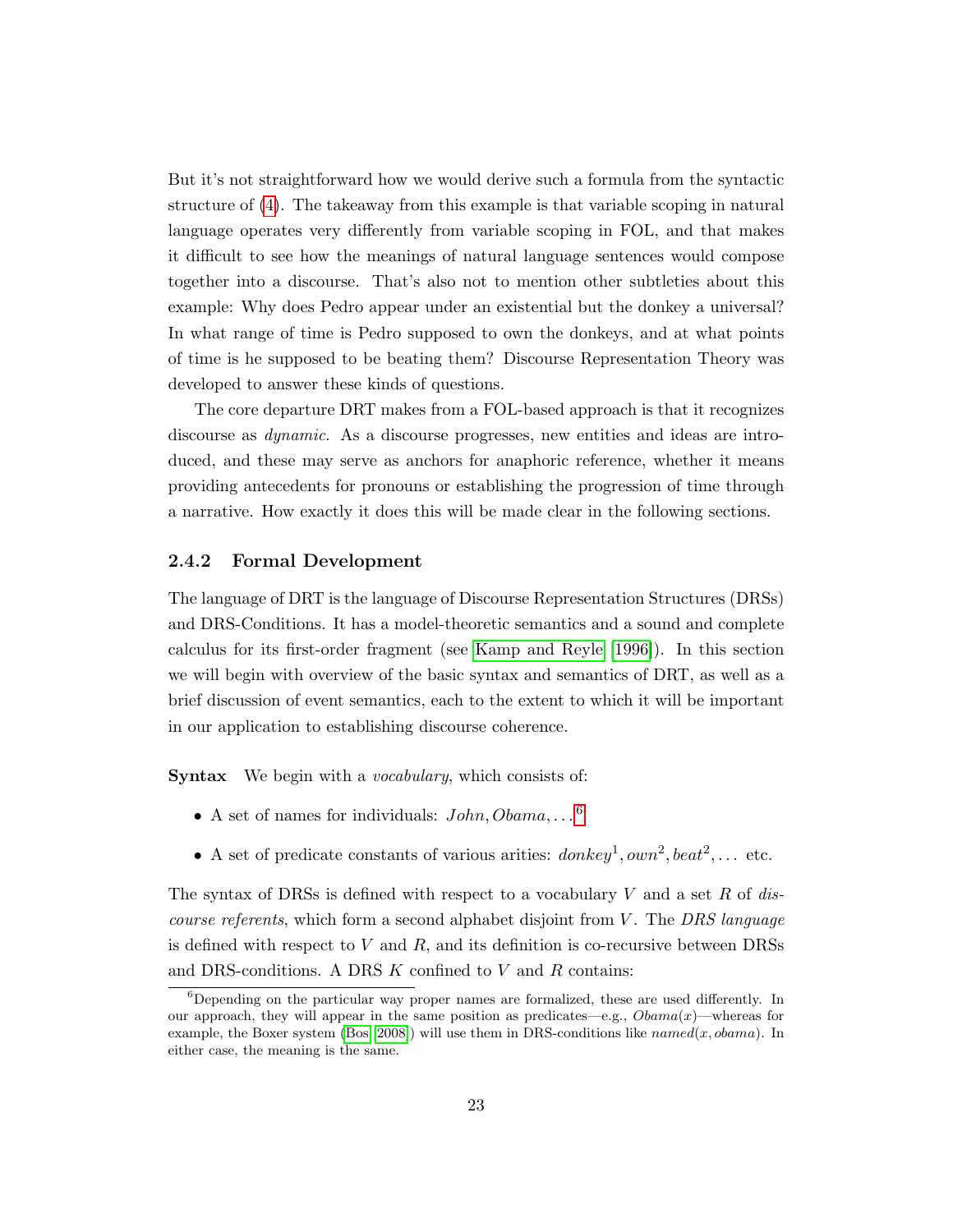But it's not straightforward how we would derive such a formula from the syntactic structure of (4). The takeaway from this example is that variable scoping in natural language operates very differently from variable scoping in FOL, and that makes it difficult to see how the meanings of natural language sentences would compose together into a discourse. That's also not to mention other subtleties about this example: Why does Pedro appear under an existential but the donkey a universal? In what range of time is Pedro supposed to own the donkeys, and at what points of time is he supposed to be beating them? Discourse Representation Theory was developed to answer these kinds of questions.

The core departure DRT makes from a FOL-based approach is that it recognizes discourse as *dynamic*. As a discourse progresses, new entities and ideas are introduced, and these may serve as anchors for anaphoric reference, whether it means providing antecedents for pronouns or establishing the progression of time through a narrative. How exactly it does this will be made clear in the following sections.

### 2.4.2 Formal Development

The language of DRT is the language of Discourse Representation Structures (DRSs) and DRS-Conditions. It has a model-theoretic semantics and a sound and complete calculus for its first-order fragment (see Kamp and Reyle [1996]). In this section we will begin with overview of the basic syntax and semantics of DRT, as well as a brief discussion of event semantics, each to the extent to which it will be important in our application to establishing discourse coherence.

**Syntax** We begin with a *vocabulary*, which consists of:

- A set of names for individuals: $John, Obama, \ldots$[6]
- A set of predicate constants of various arities: $donkey^1, own^2, beat^2, \ldots$ etc.

The syntax of DRSs is defined with respect to a vocabulary $V$ and a set $R$ of *discourse referents*, which form a second alphabet disjoint from $V$. The *DRS language* is defined with respect to $V$ and $R$, and its definition is co-recursive between DRSs and DRS-conditions. A DRS $K$ confined to $V$ and $R$ contains:

[6] Depending on the particular way proper names are formalized, these are used differently. In our approach, they will appear in the same position as predicates—e.g., $Obama(x)$—whereas for example, the Boxer system (Bos [2008]) will use them in DRS-conditions like $named(x, obama)$. In either case, the meaning is the same.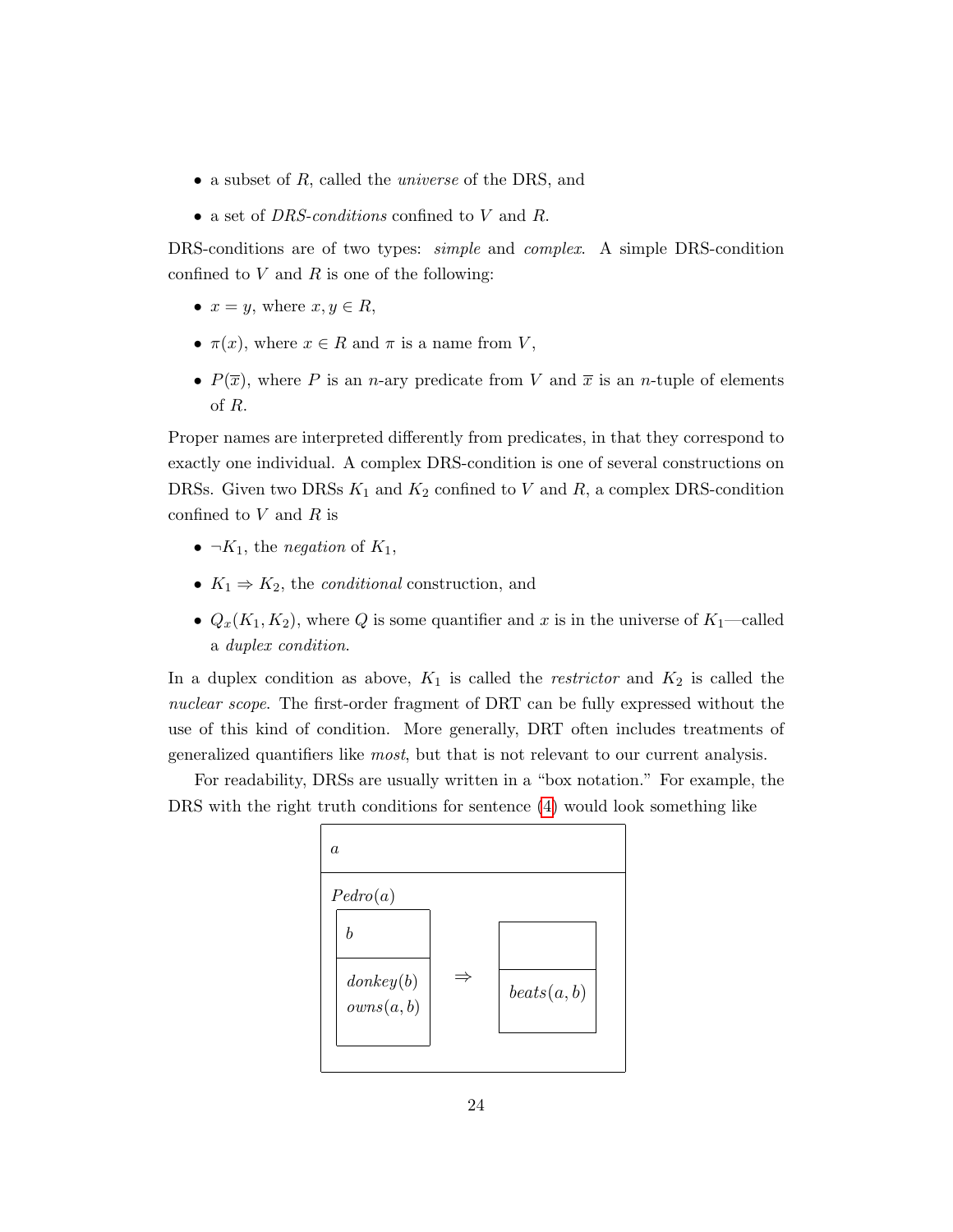- a subset of $R$, called the *universe* of the DRS, and
- a set of *DRS-conditions* confined to $V$ and $R$.

DRS-conditions are of two types: *simple* and *complex*. A simple DRS-condition confined to $V$ and $R$ is one of the following:

- $x = y$, where $x, y \in R$,
- $\pi(x)$, where $x \in R$ and $\pi$ is a name from $V$,
- $P(\overline{x})$, where $P$ is an $n$-ary predicate from $V$ and $\overline{x}$ is an $n$-tuple of elements of $R$.

Proper names are interpreted differently from predicates, in that they correspond to exactly one individual. A complex DRS-condition is one of several constructions on DRSs. Given two DRSs $K_1$ and $K_2$ confined to $V$ and $R$, a complex DRS-condition confined to $V$ and $R$ is

- $\neg K_1$, the *negation* of $K_1$,
- $K_1 \Rightarrow K_2$, the *conditional* construction, and
- $Q_x(K_1, K_2)$, where $Q$ is some quantifier and $x$ is in the universe of $K_1$—called a *duplex condition*.

In a duplex condition as above, $K_1$ is called the *restrictor* and $K_2$ is called the *nuclear scope*. The first-order fragment of DRT can be fully expressed without the use of this kind of condition. More generally, DRT often includes treatments of generalized quantifiers like *most*, but that is not relevant to our current analysis.

For readability, DRSs are usually written in a "box notation." For example, the DRS with the right truth conditions for sentence (4) would look something like

$$
\begin{array}{|l|}
\hline
a \\
\hline
Pedro(a) \\
\begin{array}{|l|}
\hline
b \\
\hline
donkey(b) \\
owns(a,b) \\
\hline
\end{array}
\;\Rightarrow\;
\begin{array}{|l|}
\hline
\\
\hline
beats(a,b) \\
\hline
\end{array} \\
\hline
\end{array}
$$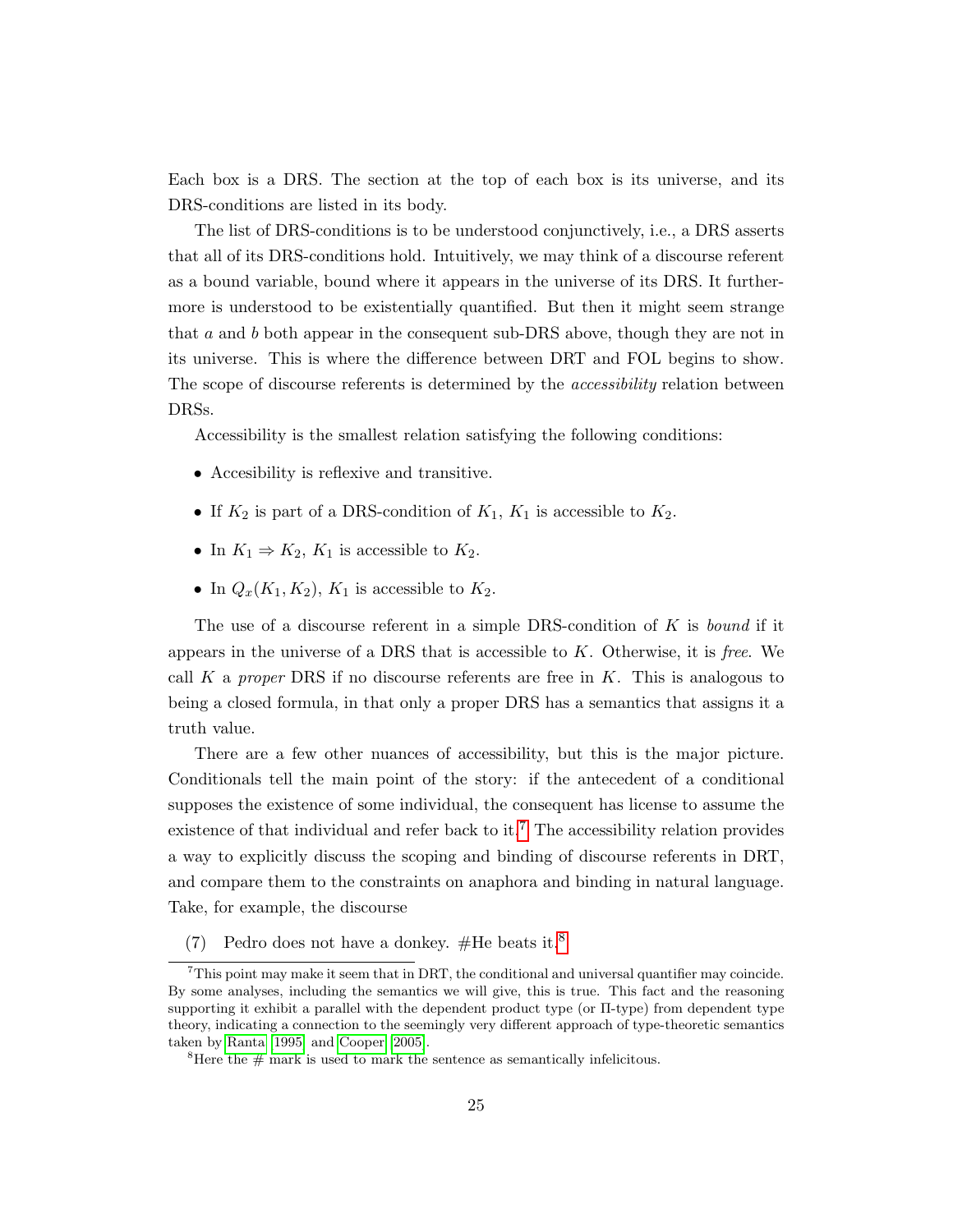Each box is a DRS. The section at the top of each box is its universe, and its DRS-conditions are listed in its body.

The list of DRS-conditions is to be understood conjunctively, i.e., a DRS asserts that all of its DRS-conditions hold. Intuitively, we may think of a discourse referent as a bound variable, bound where it appears in the universe of its DRS. It furthermore is understood to be existentially quantified. But then it might seem strange that $a$ and $b$ both appear in the consequent sub-DRS above, though they are not in its universe. This is where the difference between DRT and FOL begins to show. The scope of discourse referents is determined by the *accessibility* relation between DRSs.

Accessibility is the smallest relation satisfying the following conditions:

- Accesibility is reflexive and transitive.
- If $K_2$ is part of a DRS-condition of $K_1$, $K_1$ is accessible to $K_2$.
- In $K_1 \Rightarrow K_2$, $K_1$ is accessible to $K_2$.
- In $Q_x(K_1, K_2)$, $K_1$ is accessible to $K_2$.

The use of a discourse referent in a simple DRS-condition of $K$ is *bound* if it appears in the universe of a DRS that is accessible to $K$. Otherwise, it is *free*. We call $K$ a *proper* DRS if no discourse referents are free in $K$. This is analogous to being a closed formula, in that only a proper DRS has a semantics that assigns it a truth value.

There are a few other nuances of accessibility, but this is the major picture. Conditionals tell the main point of the story: if the antecedent of a conditional supposes the existence of some individual, the consequent has license to assume the existence of that individual and refer back to it.[7] The accessibility relation provides a way to explicitly discuss the scoping and binding of discourse referents in DRT, and compare them to the constraints on anaphora and binding in natural language. Take, for example, the discourse

(7) Pedro does not have a donkey. #He beats it.[8]

---

[7] This point may make it seem that in DRT, the conditional and universal quantifier may coincide. By some analyses, including the semantics we will give, this is true. This fact and the reasoning supporting it exhibit a parallel with the dependent product type (or Π-type) from dependent type theory, indicating a connection to the seemingly very different approach of type-theoretic semantics taken by Ranta 1995 and Cooper 2005.

[8] Here the # mark is used to mark the sentence as semantically infelicitous.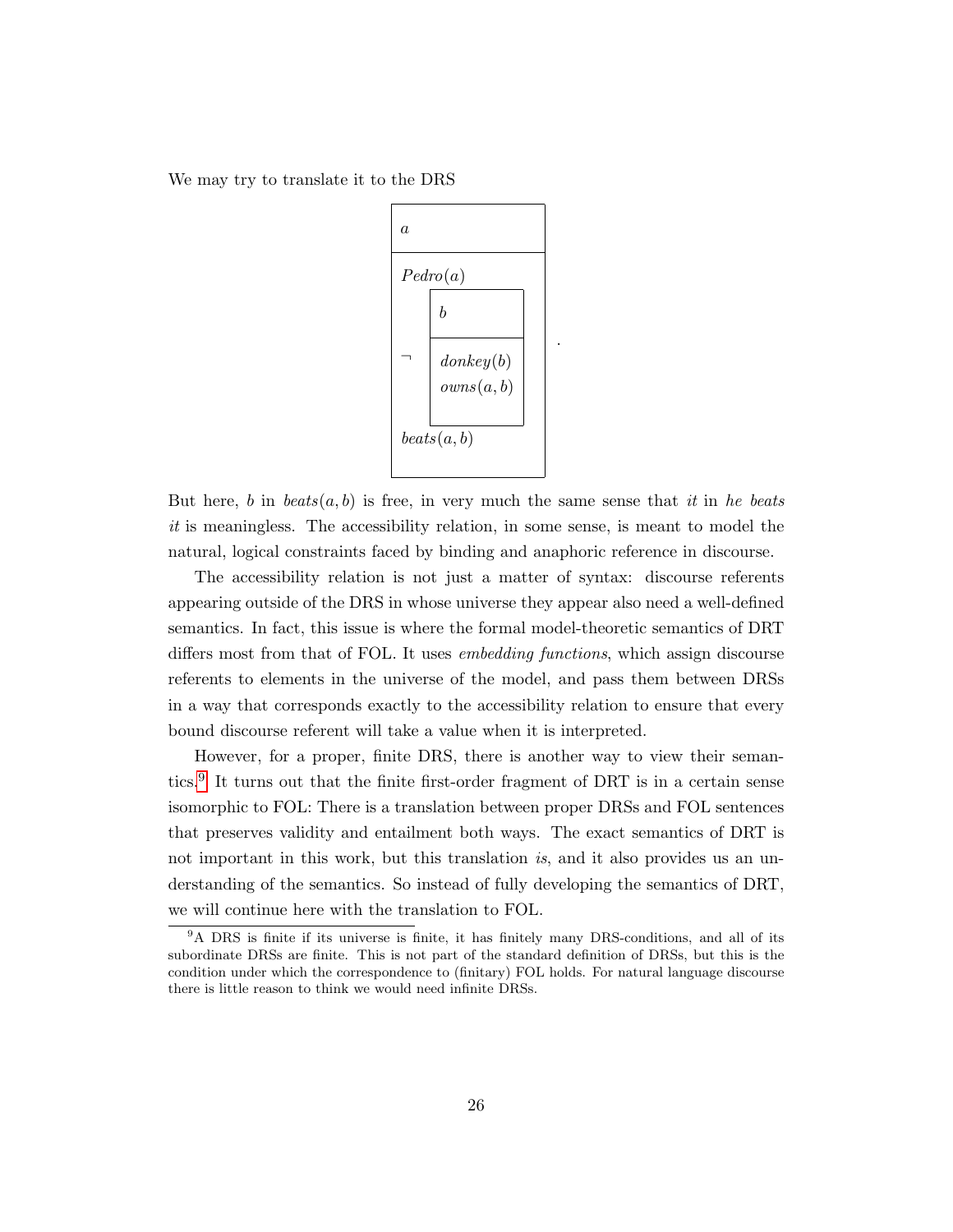We may try to translate it to the DRS

$$
\begin{array}{|l|}
\hline
a \\
\hline
Pedro(a) \\
\neg \begin{array}{|l|}
\hline
b \\
\hline
donkey(b) \\
owns(a,b) \\
\hline
\end{array} \\
beats(a,b) \\
\hline
\end{array}
\;.
$$

But here, $b$ in $beats(a, b)$ is free, in very much the same sense that *it* in *he beats it* is meaningless. The accessibility relation, in some sense, is meant to model the natural, logical constraints faced by binding and anaphoric reference in discourse.

The accessibility relation is not just a matter of syntax: discourse referents appearing outside of the DRS in whose universe they appear also need a well-defined semantics. In fact, this issue is where the formal model-theoretic semantics of DRT differs most from that of FOL. It uses *embedding functions*, which assign discourse referents to elements in the universe of the model, and pass them between DRSs in a way that corresponds exactly to the accessibility relation to ensure that every bound discourse referent will take a value when it is interpreted.

However, for a proper, finite DRS, there is another way to view their semantics.[9] It turns out that the finite first-order fragment of DRT is in a certain sense isomorphic to FOL: There is a translation between proper DRSs and FOL sentences that preserves validity and entailment both ways. The exact semantics of DRT is not important in this work, but this translation *is*, and it also provides us an understanding of the semantics. So instead of fully developing the semantics of DRT, we will continue here with the translation to FOL.

[9] A DRS is finite if its universe is finite, it has finitely many DRS-conditions, and all of its subordinate DRSs are finite. This is not part of the standard definition of DRSs, but this is the condition under which the correspondence to (finitary) FOL holds. For natural language discourse there is little reason to think we would need infinite DRSs.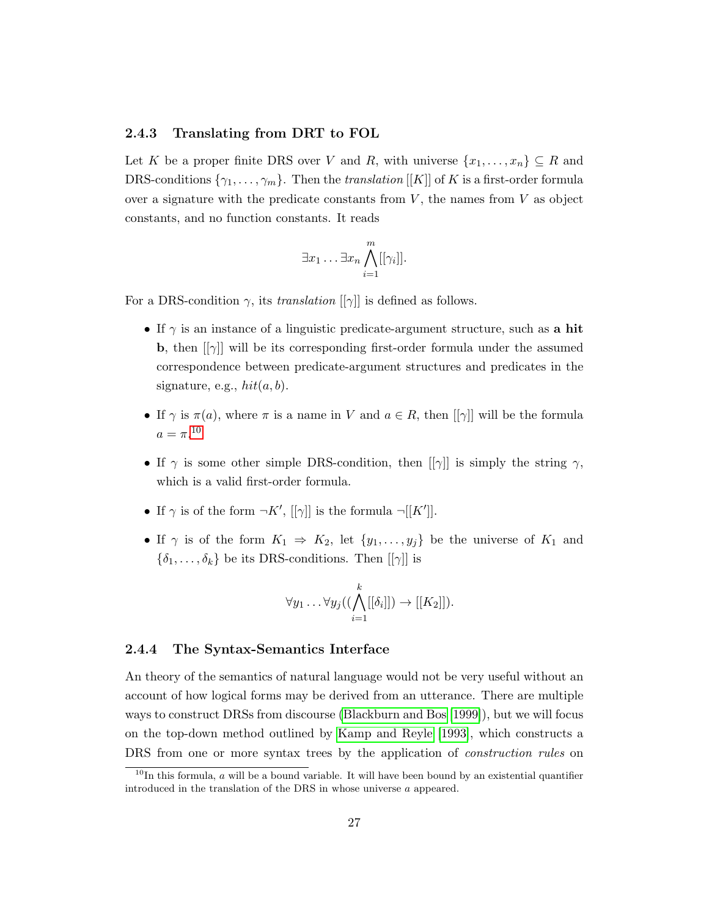### 2.4.3 Translating from DRT to FOL

Let $K$ be a proper finite DRS over $V$ and $R$, with universe $\{x_1, \ldots, x_n\} \subseteq R$ and DRS-conditions $\{\gamma_1, \ldots, \gamma_m\}$. Then the *translation* $[[K]]$ of $K$ is a first-order formula over a signature with the predicate constants from $V$, the names from $V$ as object constants, and no function constants. It reads

$$\exists x_1 \ldots \exists x_n \bigwedge_{i=1}^{m} [[\gamma_i]].$$

For a DRS-condition $\gamma$, its *translation* $[[\gamma]]$ is defined as follows.

- If $\gamma$ is an instance of a linguistic predicate-argument structure, such as **a hit b**, then $[[\gamma]]$ will be its corresponding first-order formula under the assumed correspondence between predicate-argument structures and predicates in the signature, e.g., $hit(a, b)$.
- If $\gamma$ is $\pi(a)$, where $\pi$ is a name in $V$ and $a \in R$, then $[[\gamma]]$ will be the formula $a = \pi$.[10]
- If $\gamma$ is some other simple DRS-condition, then $[[\gamma]]$ is simply the string $\gamma$, which is a valid first-order formula.
- If $\gamma$ is of the form $\neg K'$, $[[\gamma]]$ is the formula $\neg[[K']]$.
- If $\gamma$ is of the form $K_1 \Rightarrow K_2$, let $\{y_1, \ldots, y_j\}$ be the universe of $K_1$ and $\{\delta_1, \ldots, \delta_k\}$ be its DRS-conditions. Then $[[\gamma]]$ is

$$\forall y_1 \ldots \forall y_j ((\bigwedge_{i=1}^{k} [[\delta_i]]) \rightarrow [[K_2]]).$$

### 2.4.4 The Syntax-Semantics Interface

An theory of the semantics of natural language would not be very useful without an account of how logical forms may be derived from an utterance. There are multiple ways to construct DRSs from discourse (Blackburn and Bos [1999]), but we will focus on the top-down method outlined by Kamp and Reyle [1993], which constructs a DRS from one or more syntax trees by the application of *construction rules* on

[10] In this formula, $a$ will be a bound variable. It will have been bound by an existential quantifier introduced in the translation of the DRS in whose universe $a$ appeared.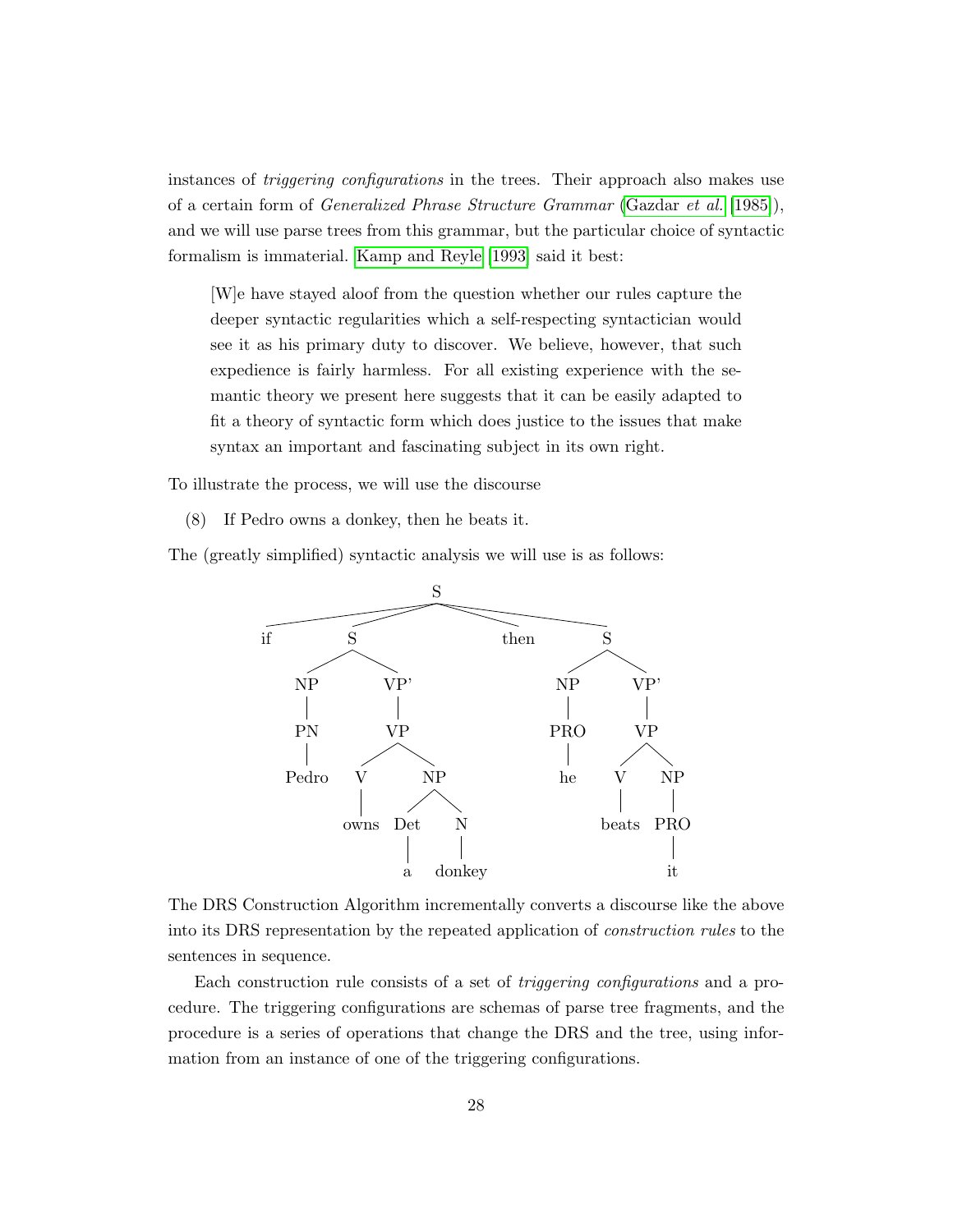instances of *triggering configurations* in the trees. Their approach also makes use of a certain form of *Generalized Phrase Structure Grammar* (Gazdar *et al.* [1985]), and we will use parse trees from this grammar, but the particular choice of syntactic formalism is immaterial. Kamp and Reyle [1993] said it best:

> [W]e have stayed aloof from the question whether our rules capture the deeper syntactic regularities which a self-respecting syntactician would see it as his primary duty to discover. We believe, however, that such expedience is fairly harmless. For all existing experience with the semantic theory we present here suggests that it can be easily adapted to fit a theory of syntactic form which does justice to the issues that make syntax an important and fascinating subject in its own right.

To illustrate the process, we will use the discourse

(8) If Pedro owns a donkey, then he beats it.

The (greatly simplified) syntactic analysis we will use is as follows:

```
[S if
   [S [NP [PN Pedro]]
      [VP' [VP [V owns]
               [NP [Det a] [N donkey]]]]]
   then
   [S [NP [PRO he]]
      [VP' [VP [V beats]
               [NP [PRO it]]]]]]
```

The DRS Construction Algorithm incrementally converts a discourse like the above into its DRS representation by the repeated application of *construction rules* to the sentences in sequence.

Each construction rule consists of a set of *triggering configurations* and a procedure. The triggering configurations are schemas of parse tree fragments, and the procedure is a series of operations that change the DRS and the tree, using information from an instance of one of the triggering configurations.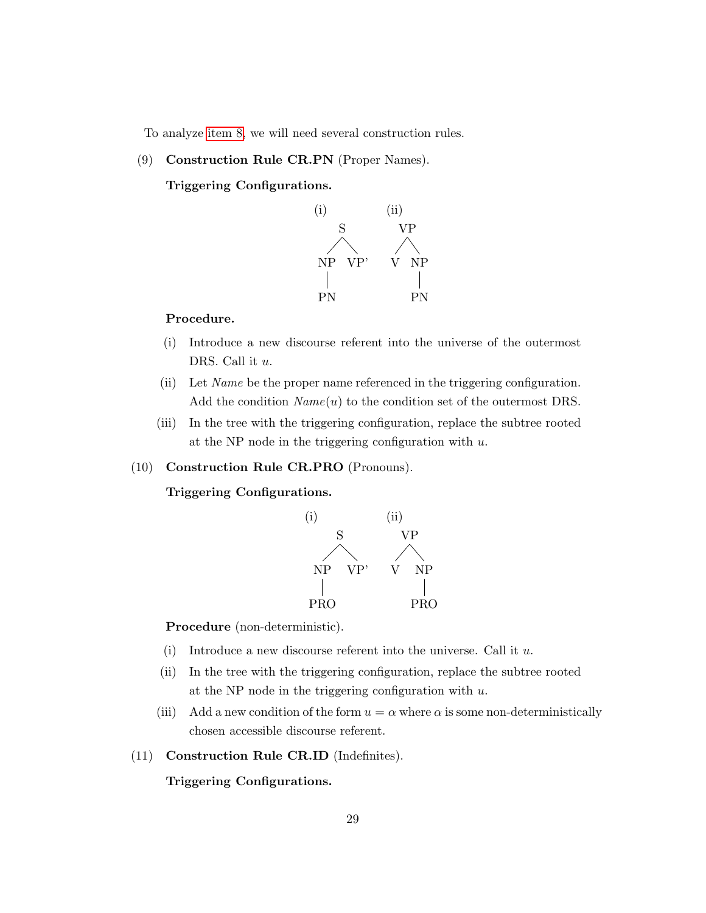To analyze item 8, we will need several construction rules.

(9) **Construction Rule CR.PN** (Proper Names).

**Triggering Configurations.**

```
(i)                (ii)
      S                VP
     / \              /  \
   NP   VP'          V    NP
   |                      |
   PN                     PN
```

**Procedure.**

(i) Introduce a new discourse referent into the universe of the outermost DRS. Call it $u$.

(ii) Let *Name* be the proper name referenced in the triggering configuration. Add the condition $Name(u)$ to the condition set of the outermost DRS.

(iii) In the tree with the triggering configuration, replace the subtree rooted at the NP node in the triggering configuration with $u$.

(10) **Construction Rule CR.PRO** (Pronouns).

**Triggering Configurations.**

```
(i)                (ii)
      S                VP
     / \              /  \
   NP   VP'          V    NP
   |                      |
   PRO                    PRO
```

**Procedure** (non-deterministic).

(i) Introduce a new discourse referent into the universe. Call it $u$.

(ii) In the tree with the triggering configuration, replace the subtree rooted at the NP node in the triggering configuration with $u$.

(iii) Add a new condition of the form $u = \alpha$ where $\alpha$ is some non-deterministically chosen accessible discourse referent.

(11) **Construction Rule CR.ID** (Indefinites).

**Triggering Configurations.**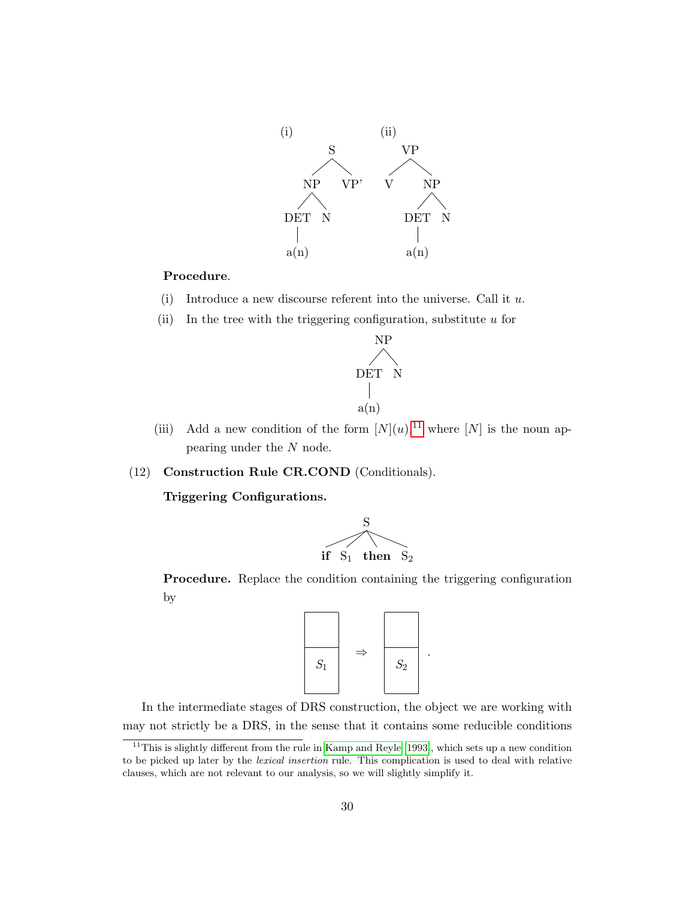(i)

```
        S
       / \
     NP   VP'
    /  \
  DET   N
   |
  a(n)
```

(ii)

```
      VP
     /  \
    V    NP
        /  \
      DET   N
       |
      a(n)
```

**Procedure**.

(i) Introduce a new discourse referent into the universe. Call it $u$.

(ii) In the tree with the triggering configuration, substitute $u$ for

```
      NP
     /  \
   DET   N
    |
   a(n)
```

(iii) Add a new condition of the form $[N](u)$,[11] where $[N]$ is the noun appearing under the $N$ node.

(12) **Construction Rule CR.COND** (Conditionals).

**Triggering Configurations.**

```
              S
     /     /     \      \
   if    S1     then    S2
```

**Procedure.** Replace the condition containing the triggering configuration by

$$\begin{array}{|c|}\hline \\ \hline S_1 \\ \hline\end{array} \Rightarrow \begin{array}{|c|}\hline \\ \hline S_2 \\ \hline\end{array}.$$

In the intermediate stages of DRS construction, the object we are working with may not strictly be a DRS, in the sense that it contains some reducible conditions

[11] This is slightly different from the rule in Kamp and Reyle [1993], which sets up a new condition to be picked up later by the *lexical insertion* rule. This complication is used to deal with relative clauses, which are not relevant to our analysis, so we will slightly simplify it.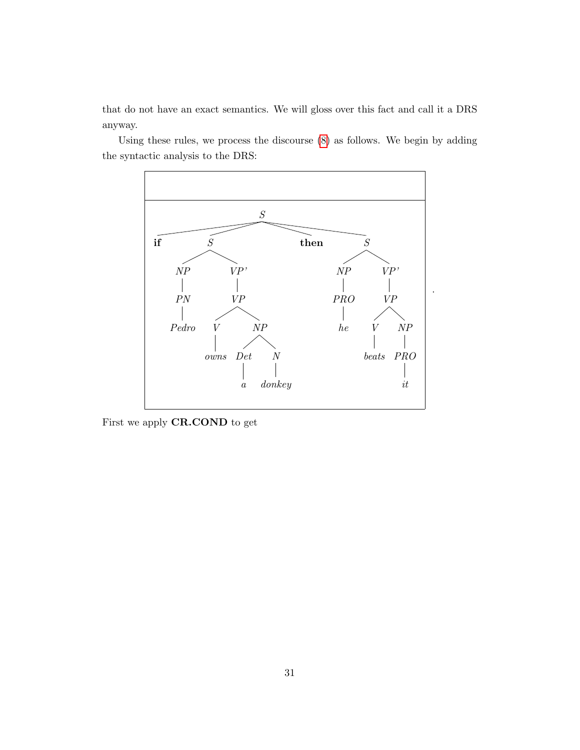that do not have an exact semantics. We will gloss over this fact and call it a DRS anyway.

Using these rules, we process the discourse (8) as follows. We begin by adding the syntactic analysis to the DRS:

```
+--------------------------------------------------------------+
|                                                              |
+--------------------------------------------------------------+
|                              S                               |
|        ______________________|______________________         |
|       |          |                    |              |        |
|      if          S                  then             S        |
|              ____|____                          _____|_____   |
|             |         |                        |           |  |
|            NP        VP'                      NP          VP' |
|             |         |                        |           |  |
|            PN        VP                       PRO         VP  |
|             |      ___|___                     |        ___|__|
|           Pedro   |       |                    he      |      |
|                   V       NP                           V      NP
|                   |     __|__                         |      |
|                 owns   |     |                      beats   PRO
|                       Det    N                               |
|                        |     |                               it
|                        a   donkey                            |
+--------------------------------------------------------------+ .
```

First we apply **CR.COND** to get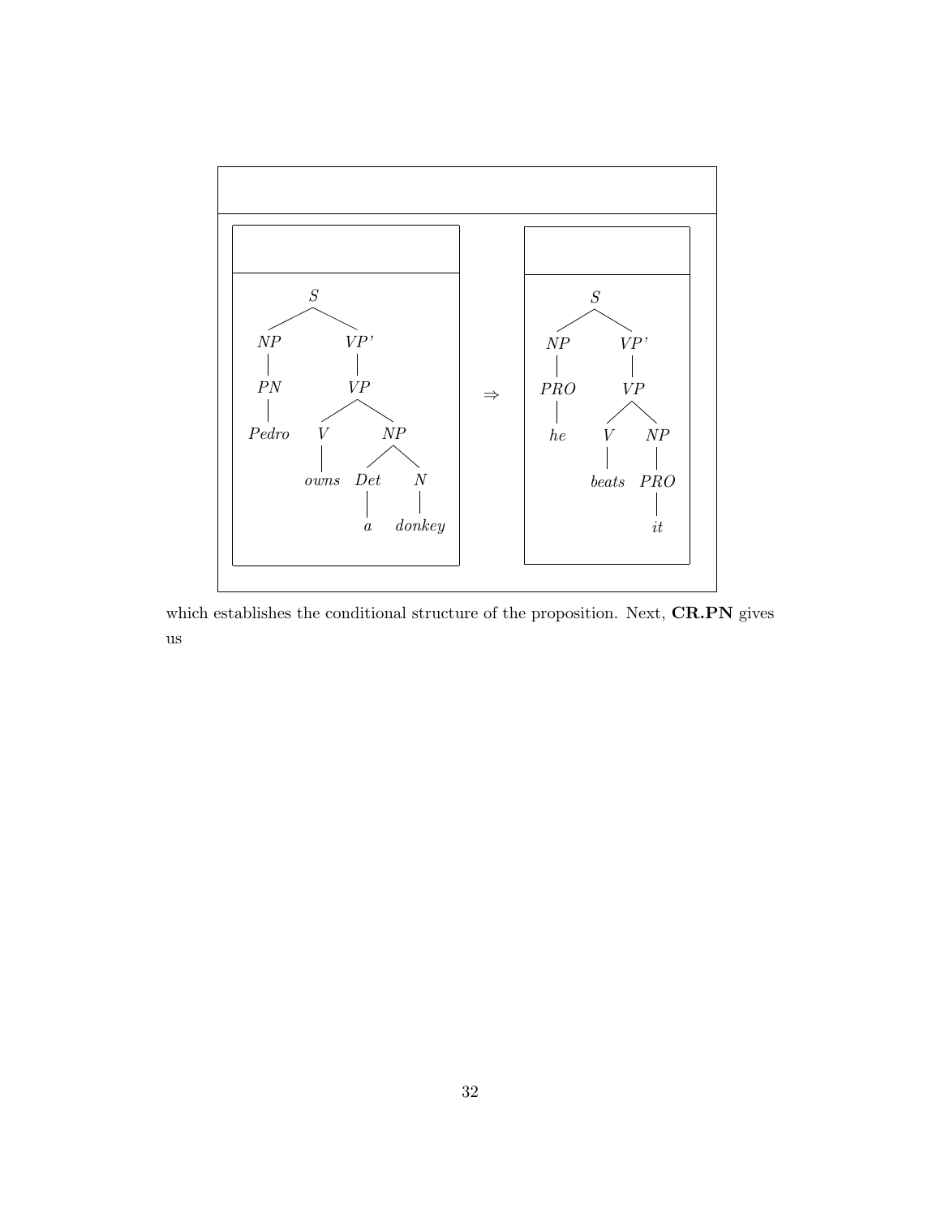```
[ ]
[ [ ]                                          [ ]
  [ S                                    ]  ⇒  [ S                         ]
  [   [NP [PN Pedro]]                    ]     [   [NP [PRO he]]           ]
  [   [VP' [VP [V owns]                  ]     [   [VP' [VP [V beats]      ]
  [            [NP [Det a] [N donkey]]]] ]     [            [NP [PRO it]]]]]
]
```

which establishes the conditional structure of the proposition. Next, **CR.PN** gives us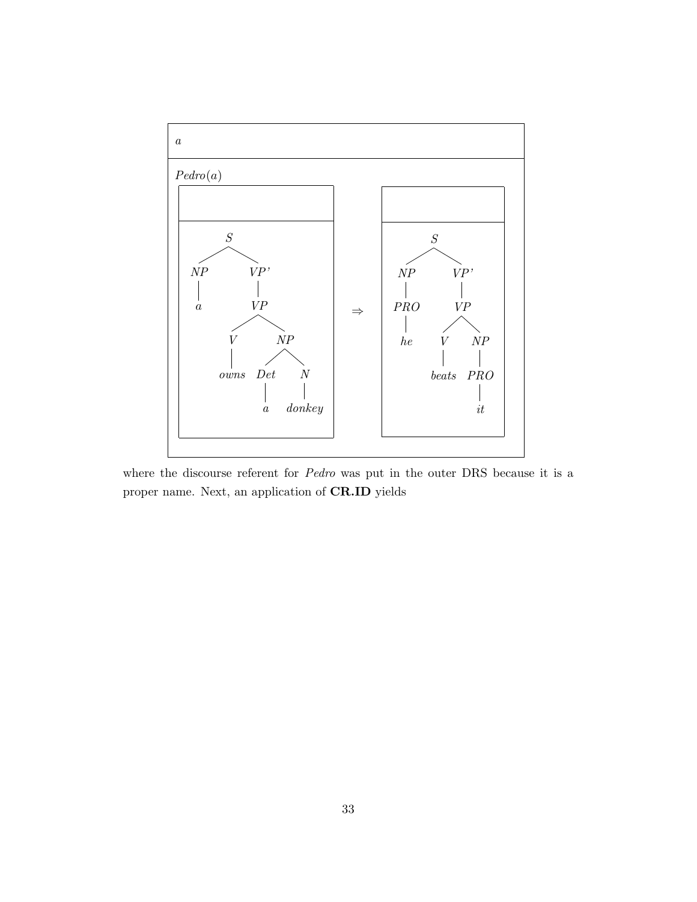$$
\begin{array}{|l|}
\hline
a \\
\hline
Pedro(a) \\
\begin{array}{|c|}
\hline
\\
\hline
[_{S}\ [_{NP}\ a]\ [_{VP'}\ [_{VP}\ [_{V}\ owns]\ [_{NP}\ [_{Det}\ a]\ [_{N}\ donkey]]]]] \\
\hline
\end{array}
\Rightarrow
\begin{array}{|c|}
\hline
\\
\hline
[_{S}\ [_{NP}\ [_{PRO}\ he]]\ [_{VP'}\ [_{VP}\ [_{V}\ beats]\ [_{NP}\ [_{PRO}\ it]]]]] \\
\hline
\end{array} \\
\hline
\end{array}
$$

where the discourse referent for *Pedro* was put in the outer DRS because it is a proper name. Next, an application of **CR.ID** yields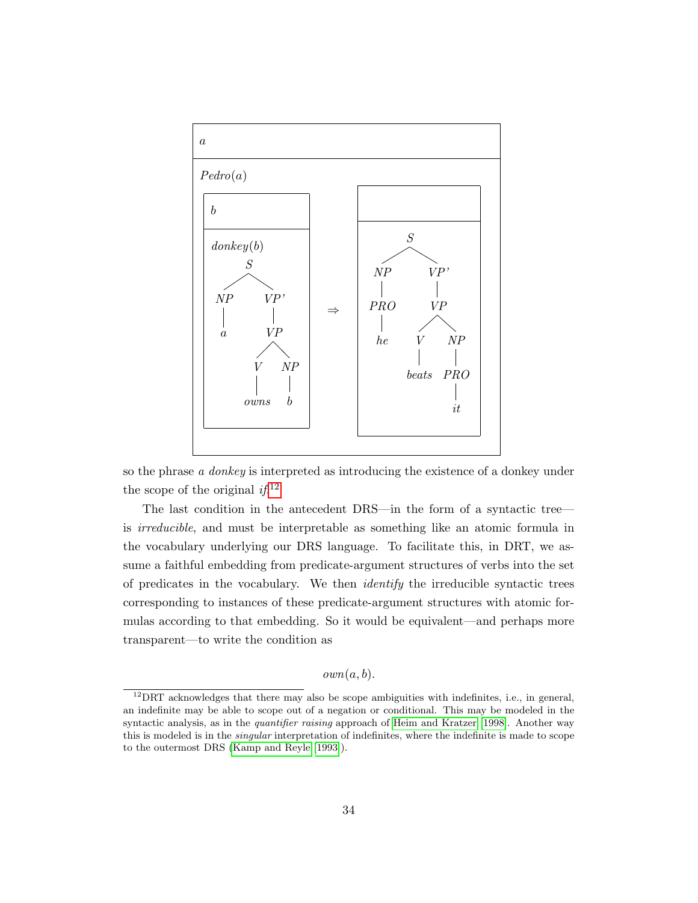$$
\begin{array}{|l|}
\hline
a \\
\hline
Pedro(a) \\
\begin{array}{|l|}
\hline
b \\
\hline
donkey(b) \\
[_S\ [_{NP}\ a]\ [_{VP'}\ [_{VP}\ [_V\ owns]\ [_{NP}\ b]]]] \\
\hline
\end{array}
\Rightarrow
\begin{array}{|l|}
\hline
\\
\hline
[_S\ [_{NP}\ [_{PRO}\ he]]\ [_{VP'}\ [_{VP}\ [_V\ beats]\ [_{NP}\ [_{PRO}\ it]]]]] \\
\hline
\end{array} \\
\hline
\end{array}
$$

so the phrase *a donkey* is interpreted as introducing the existence of a donkey under the scope of the original *if*.[12]

The last condition in the antecedent DRS—in the form of a syntactic tree—is *irreducible*, and must be interpretable as something like an atomic formula in the vocabulary underlying our DRS language. To facilitate this, in DRT, we assume a faithful embedding from predicate-argument structures of verbs into the set of predicates in the vocabulary. We then *identify* the irreducible syntactic trees corresponding to instances of these predicate-argument structures with atomic formulas according to that embedding. So it would be equivalent—and perhaps more transparent—to write the condition as

$$own(a, b).$$

[12] DRT acknowledges that there may also be scope ambiguities with indefinites, i.e., in general, an indefinite may be able to scope out of a negation or conditional. This may be modeled in the syntactic analysis, as in the *quantifier raising* approach of Heim and Kratzer (1998). Another way this is modeled is in the *singular* interpretation of indefinites, where the indefinite is made to scope to the outermost DRS (Kamp and Reyle (1993)).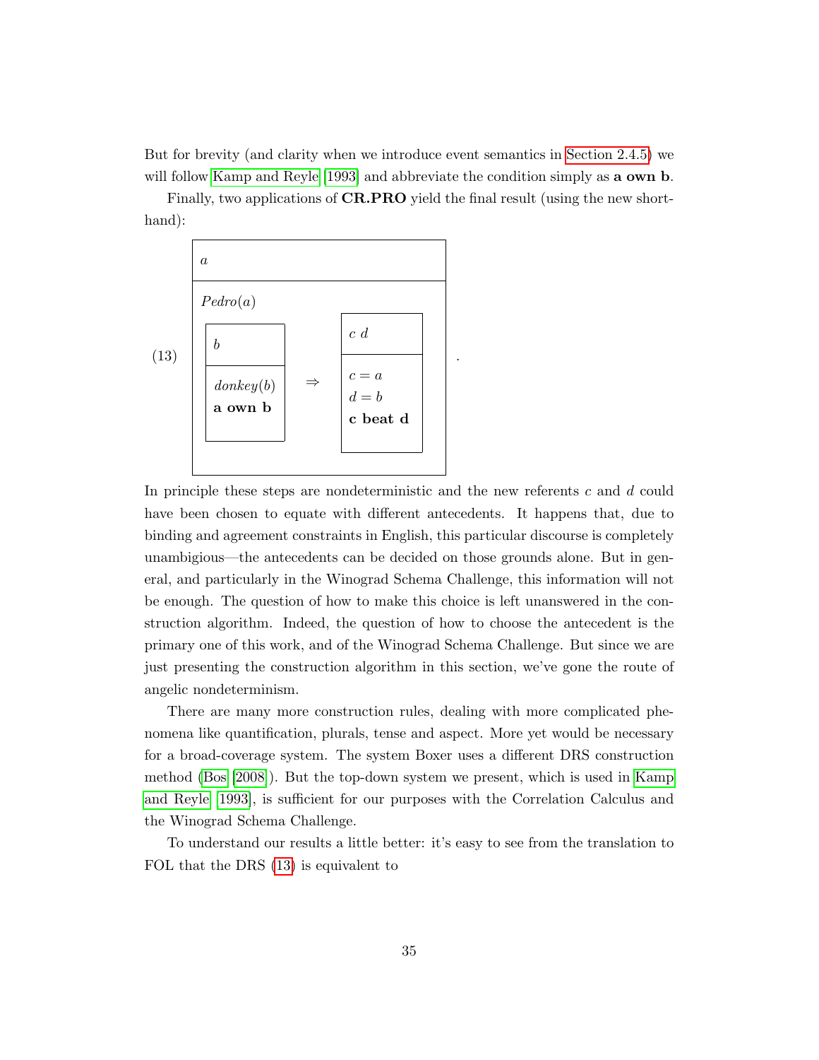But for brevity (and clarity when we introduce event semantics in Section 2.4.5) we will follow Kamp and Reyle [1993] and abbreviate the condition simply as **a own b**.

Finally, two applications of **CR.PRO** yield the final result (using the new shorthand):

$$
(13) \quad
\begin{array}{|l|}
\hline
a \\
\hline
\mathit{Pedro}(a) \\
\begin{array}{|l|}
\hline
b \\
\hline
\mathit{donkey}(b) \\
\textbf{a own b} \\
\hline
\end{array}
\;\Rightarrow\;
\begin{array}{|l|}
\hline
c\ d \\
\hline
c = a \\
d = b \\
\textbf{c beat d} \\
\hline
\end{array} \\
\hline
\end{array}
.
$$

In principle these steps are nondeterministic and the new referents $c$ and $d$ could have been chosen to equate with different antecedents. It happens that, due to binding and agreement constraints in English, this particular discourse is completely unambigious—the antecedents can be decided on those grounds alone. But in general, and particularly in the Winograd Schema Challenge, this information will not be enough. The question of how to make this choice is left unanswered in the construction algorithm. Indeed, the question of how to choose the antecedent is the primary one of this work, and of the Winograd Schema Challenge. But since we are just presenting the construction algorithm in this section, we've gone the route of angelic nondeterminism.

There are many more construction rules, dealing with more complicated phenomena like quantification, plurals, tense and aspect. More yet would be necessary for a broad-coverage system. The system Boxer uses a different DRS construction method (Bos [2008]). But the top-down system we present, which is used in Kamp and Reyle [1993], is sufficient for our purposes with the Correlation Calculus and the Winograd Schema Challenge.

To understand our results a little better: it's easy to see from the translation to FOL that the DRS (13) is equivalent to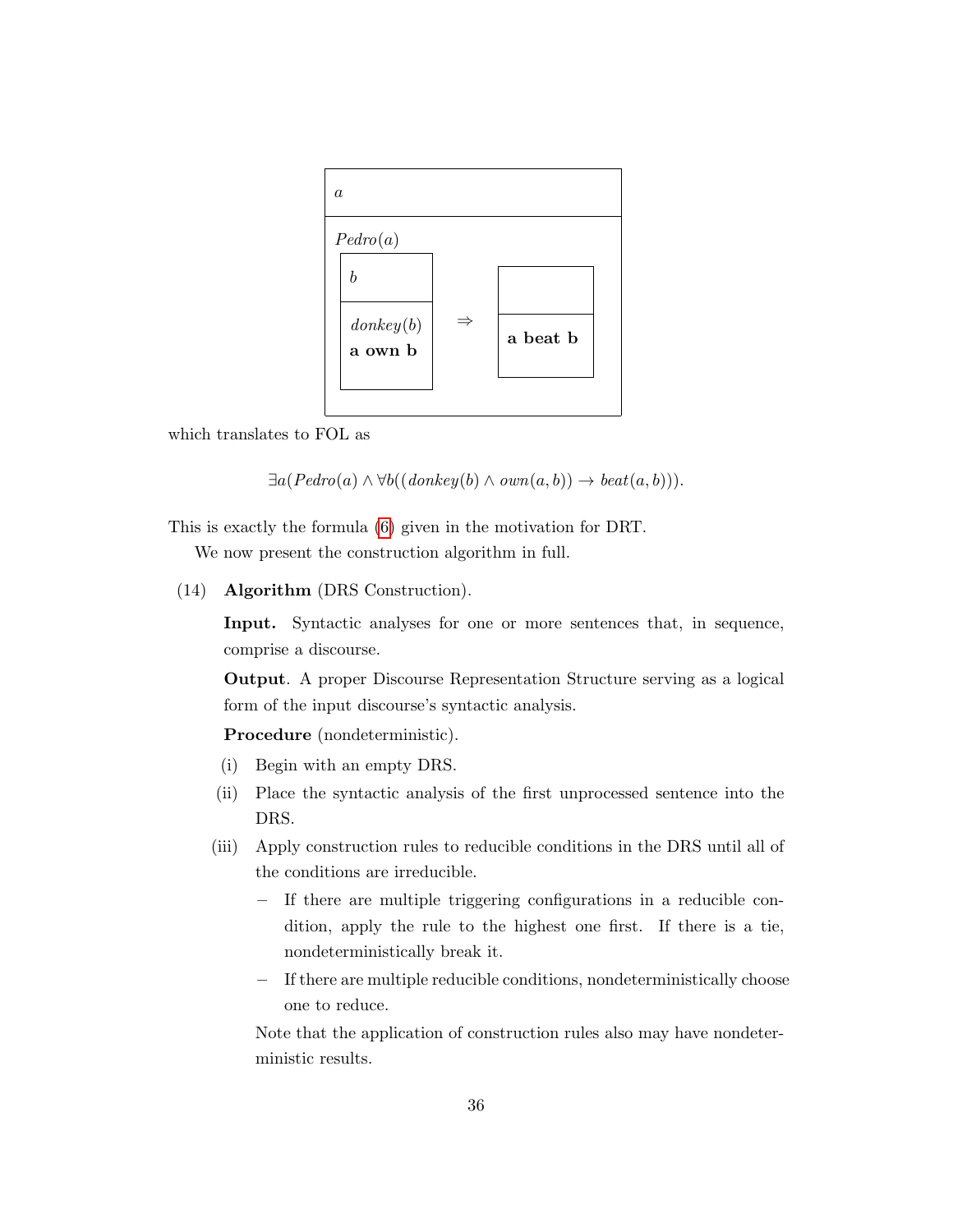| $a$ |
| --- |
| $Pedro(a)$ <br> [ $b$ \| $donkey(b)$, **a own b** ] $\Rightarrow$ [ \| **a beat b** ] |

which translates to FOL as

$$\exists a(Pedro(a) \wedge \forall b((donkey(b) \wedge own(a,b)) \rightarrow beat(a,b))).$$

This is exactly the formula (6) given in the motivation for DRT.

We now present the construction algorithm in full.

(14) **Algorithm** (DRS Construction).

**Input.** Syntactic analyses for one or more sentences that, in sequence, comprise a discourse.

**Output**. A proper Discourse Representation Structure serving as a logical form of the input discourse's syntactic analysis.

**Procedure** (nondeterministic).

(i) Begin with an empty DRS.

(ii) Place the syntactic analysis of the first unprocessed sentence into the DRS.

(iii) Apply construction rules to reducible conditions in the DRS until all of the conditions are irreducible.

- If there are multiple triggering configurations in a reducible condition, apply the rule to the highest one first. If there is a tie, nondeterministically break it.
- If there are multiple reducible conditions, nondeterministically choose one to reduce.

Note that the application of construction rules also may have nondeterministic results.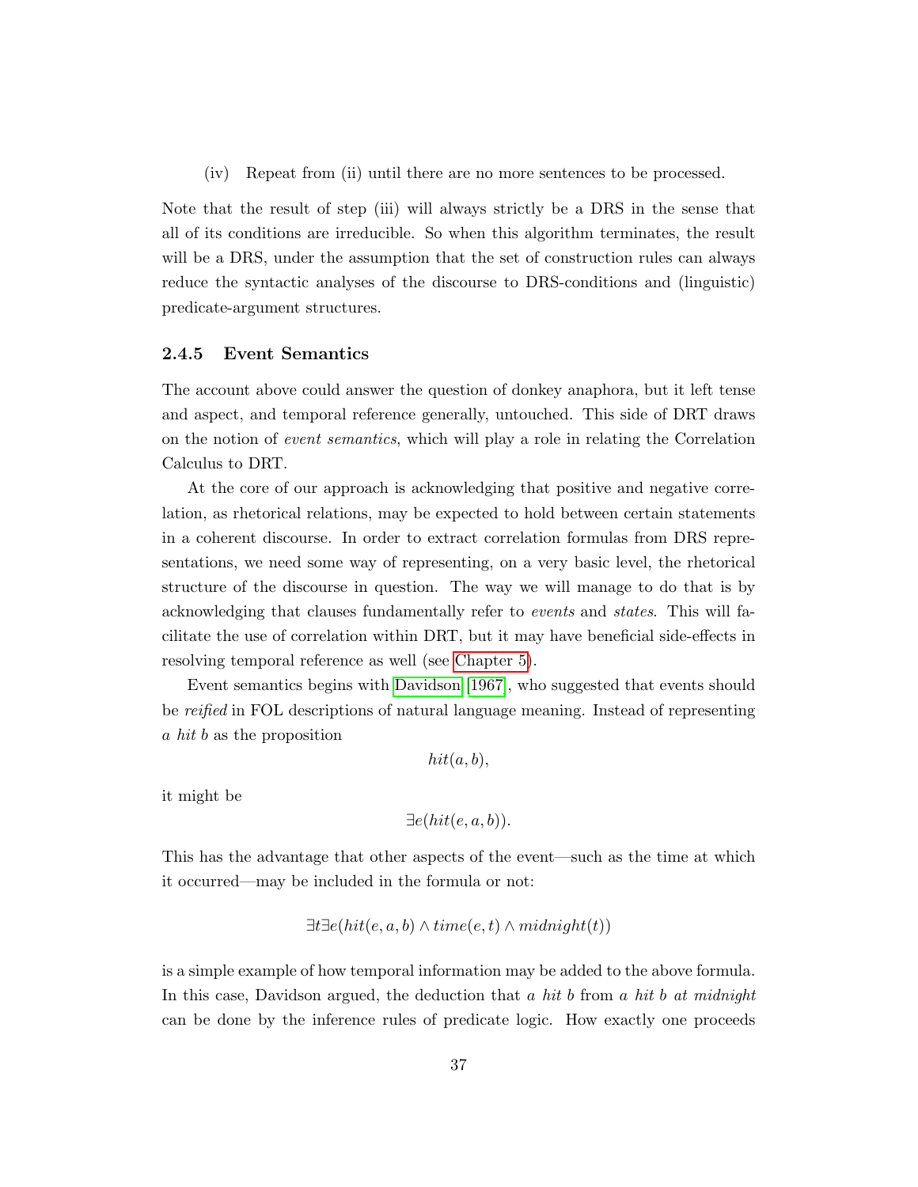(iv) Repeat from (ii) until there are no more sentences to be processed.

Note that the result of step (iii) will always strictly be a DRS in the sense that all of its conditions are irreducible. So when this algorithm terminates, the result will be a DRS, under the assumption that the set of construction rules can always reduce the syntactic analyses of the discourse to DRS-conditions and (linguistic) predicate-argument structures.

### 2.4.5 Event Semantics

The account above could answer the question of donkey anaphora, but it left tense and aspect, and temporal reference generally, untouched. This side of DRT draws on the notion of *event semantics*, which will play a role in relating the Correlation Calculus to DRT.

At the core of our approach is acknowledging that positive and negative correlation, as rhetorical relations, may be expected to hold between certain statements in a coherent discourse. In order to extract correlation formulas from DRS representations, we need some way of representing, on a very basic level, the rhetorical structure of the discourse in question. The way we will manage to do that is by acknowledging that clauses fundamentally refer to *events* and *states*. This will facilitate the use of correlation within DRT, but it may have beneficial side-effects in resolving temporal reference as well (see Chapter 5).

Event semantics begins with Davidson [1967], who suggested that events should be *reified* in FOL descriptions of natural language meaning. Instead of representing *a hit b* as the proposition

$$hit(a, b),$$

it might be

$$\exists e(hit(e, a, b)).$$

This has the advantage that other aspects of the event—such as the time at which it occurred—may be included in the formula or not:

$$\exists t \exists e(hit(e, a, b) \wedge time(e, t) \wedge midnight(t))$$

is a simple example of how temporal information may be added to the above formula. In this case, Davidson argued, the deduction that *a hit b* from *a hit b at midnight* can be done by the inference rules of predicate logic. How exactly one proceeds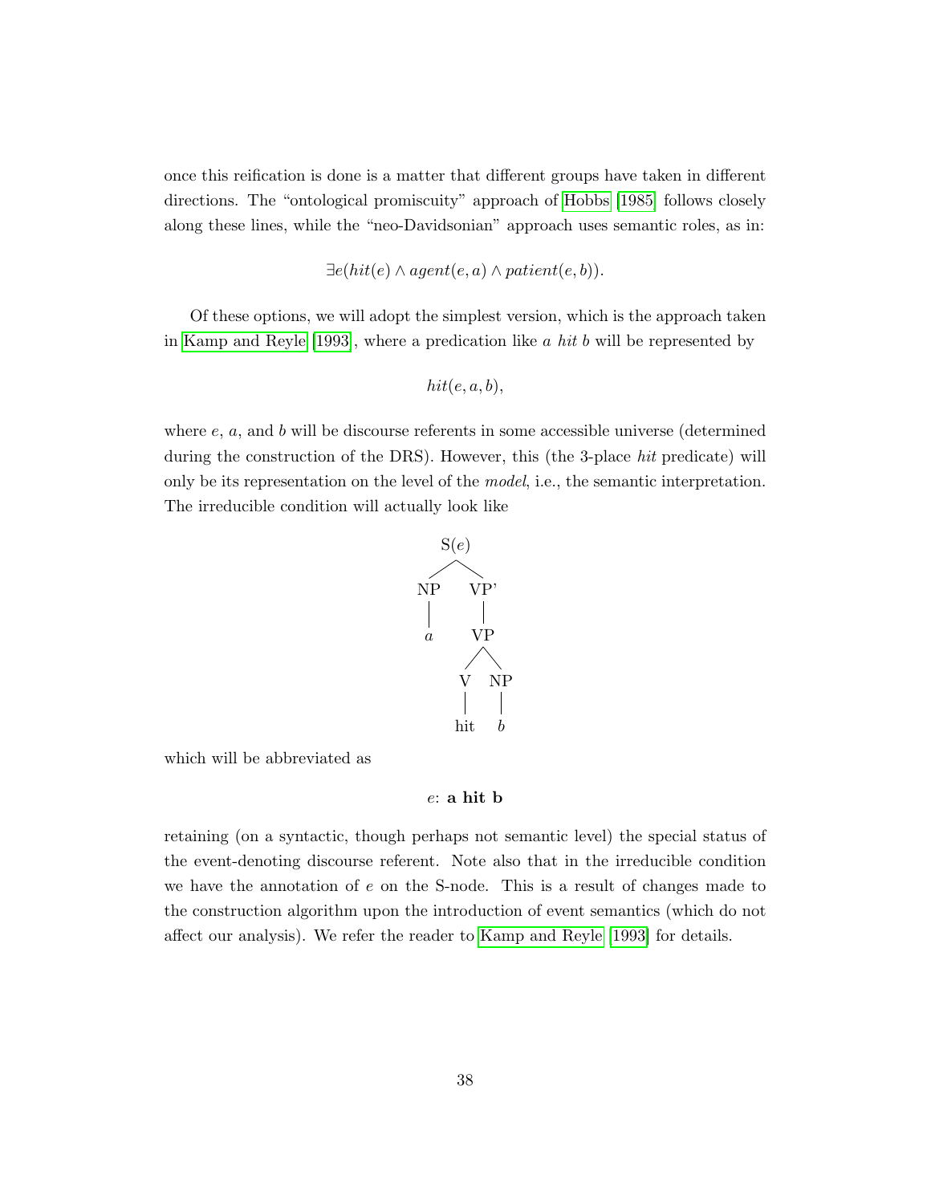once this reification is done is a matter that different groups have taken in different directions. The "ontological promiscuity" approach of Hobbs [1985] follows closely along these lines, while the "neo-Davidsonian" approach uses semantic roles, as in:

$$\exists e(hit(e) \wedge agent(e, a) \wedge patient(e, b)).$$

Of these options, we will adopt the simplest version, which is the approach taken in Kamp and Reyle [1993], where a predication like *a hit b* will be represented by

$$hit(e, a, b),$$

where $e$, $a$, and $b$ will be discourse referents in some accessible universe (determined during the construction of the DRS). However, this (the 3-place *hit* predicate) will only be its representation on the level of the *model*, i.e., the semantic interpretation. The irreducible condition will actually look like

```
        S(e)
       /    \
     NP      VP'
     |       |
     a       VP
            /  \
           V    NP
           |    |
          hit   b
```

which will be abbreviated as

$e$: **a hit b**

retaining (on a syntactic, though perhaps not semantic level) the special status of the event-denoting discourse referent. Note also that in the irreducible condition we have the annotation of $e$ on the S-node. This is a result of changes made to the construction algorithm upon the introduction of event semantics (which do not affect our analysis). We refer the reader to Kamp and Reyle [1993] for details.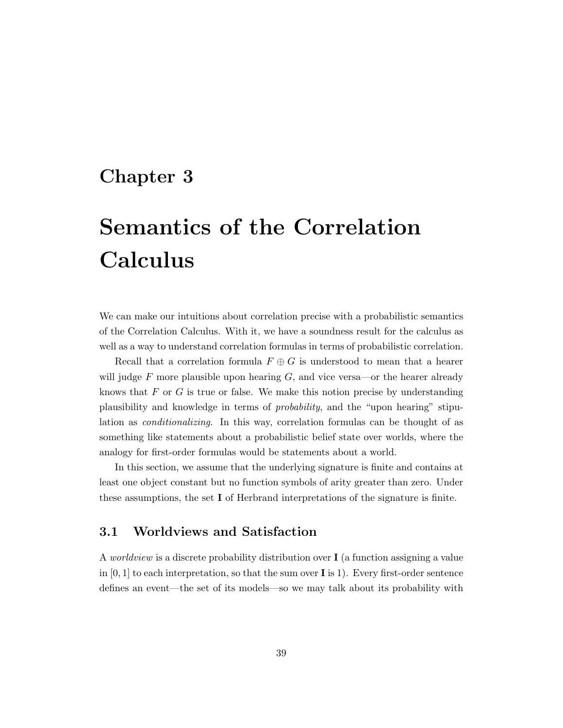# Chapter 3

# Semantics of the Correlation Calculus

We can make our intuitions about correlation precise with a probabilistic semantics of the Correlation Calculus. With it, we have a soundness result for the calculus as well as a way to understand correlation formulas in terms of probabilistic correlation.

Recall that a correlation formula $F \oplus G$ is understood to mean that a hearer will judge $F$ more plausible upon hearing $G$, and vice versa—or the hearer already knows that $F$ or $G$ is true or false. We make this notion precise by understanding plausibility and knowledge in terms of *probability*, and the "upon hearing" stipulation as *conditionalizing*. In this way, correlation formulas can be thought of as something like statements about a probabilistic belief state over worlds, where the analogy for first-order formulas would be statements about a world.

In this section, we assume that the underlying signature is finite and contains at least one object constant but no function symbols of arity greater than zero. Under these assumptions, the set $\mathbf{I}$ of Herbrand interpretations of the signature is finite.

## 3.1 Worldviews and Satisfaction

A *worldview* is a discrete probability distribution over $\mathbf{I}$ (a function assigning a value in $[0, 1]$ to each interpretation, so that the sum over $\mathbf{I}$ is 1). Every first-order sentence defines an event—the set of its models—so we may talk about its probability with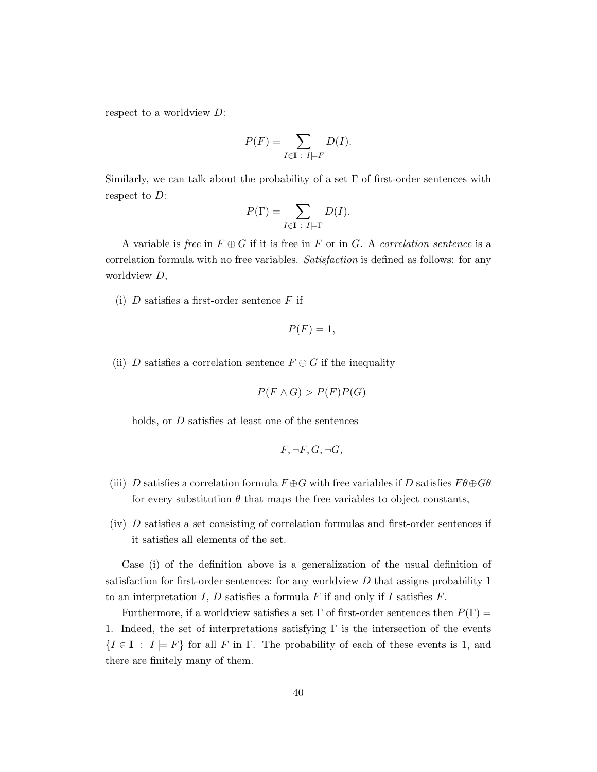respect to a worldview $D$:

$$P(F) = \sum_{I \in \mathbf{I} \,:\, I \models F} D(I).$$

Similarly, we can talk about the probability of a set $\Gamma$ of first-order sentences with respect to $D$:

$$P(\Gamma) = \sum_{I \in \mathbf{I} \,:\, I \models \Gamma} D(I).$$

A variable is *free* in $F \oplus G$ if it is free in $F$ or in $G$. A *correlation sentence* is a correlation formula with no free variables. *Satisfaction* is defined as follows: for any worldview $D$,

(i) $D$ satisfies a first-order sentence $F$ if

$$P(F) = 1,$$

(ii) $D$ satisfies a correlation sentence $F \oplus G$ if the inequality

$$P(F \wedge G) > P(F)P(G)$$

holds, or $D$ satisfies at least one of the sentences

$$F, \neg F, G, \neg G,$$

(iii) $D$ satisfies a correlation formula $F \oplus G$ with free variables if $D$ satisfies $F\theta \oplus G\theta$ for every substitution $\theta$ that maps the free variables to object constants,

(iv) $D$ satisfies a set consisting of correlation formulas and first-order sentences if it satisfies all elements of the set.

Case (i) of the definition above is a generalization of the usual definition of satisfaction for first-order sentences: for any worldview $D$ that assigns probability 1 to an interpretation $I$, $D$ satisfies a formula $F$ if and only if $I$ satisfies $F$.

Furthermore, if a worldview satisfies a set $\Gamma$ of first-order sentences then $P(\Gamma) = 1$. Indeed, the set of interpretations satisfying $\Gamma$ is the intersection of the events $\{I \in \mathbf{I} \,:\, I \models F\}$ for all $F$ in $\Gamma$. The probability of each of these events is 1, and there are finitely many of them.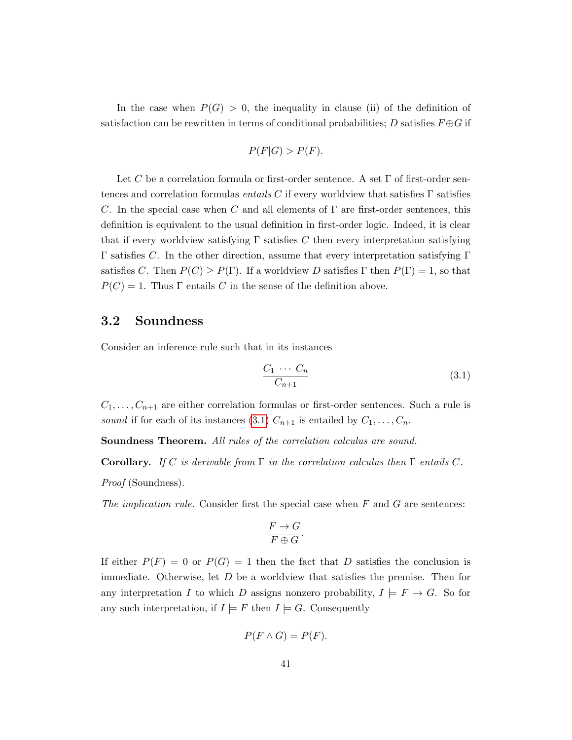In the case when $P(G) > 0$, the inequality in clause (ii) of the definition of satisfaction can be rewritten in terms of conditional probabilities; $D$ satisfies $F \oplus G$ if

$$P(F|G) > P(F).$$

Let $C$ be a correlation formula or first-order sentence. A set $\Gamma$ of first-order sentences and correlation formulas *entails* $C$ if every worldview that satisfies $\Gamma$ satisfies $C$. In the special case when $C$ and all elements of $\Gamma$ are first-order sentences, this definition is equivalent to the usual definition in first-order logic. Indeed, it is clear that if every worldview satisfying $\Gamma$ satisfies $C$ then every interpretation satisfying $\Gamma$ satisfies $C$. In the other direction, assume that every interpretation satisfying $\Gamma$ satisfies $C$. Then $P(C) \geq P(\Gamma)$. If a worldview $D$ satisfies $\Gamma$ then $P(\Gamma) = 1$, so that $P(C) = 1$. Thus $\Gamma$ entails $C$ in the sense of the definition above.

## 3.2 Soundness

Consider an inference rule such that in its instances

$$\frac{C_1 \ \cdots \ C_n}{C_{n+1}} \tag{3.1}$$

$C_1, \ldots, C_{n+1}$ are either correlation formulas or first-order sentences. Such a rule is *sound* if for each of its instances (3.1) $C_{n+1}$ is entailed by $C_1, \ldots, C_n$.

**Soundness Theorem.** *All rules of the correlation calculus are sound.*

**Corollary.** *If $C$ is derivable from $\Gamma$ in the correlation calculus then $\Gamma$ entails $C$.*

*Proof* (Soundness).

*The implication rule.* Consider first the special case when $F$ and $G$ are sentences:

$$\frac{F \to G}{F \oplus G}.$$

If either $P(F) = 0$ or $P(G) = 1$ then the fact that $D$ satisfies the conclusion is immediate. Otherwise, let $D$ be a worldview that satisfies the premise. Then for any interpretation $I$ to which $D$ assigns nonzero probability, $I \models F \to G$. So for any such interpretation, if $I \models F$ then $I \models G$. Consequently

$$P(F \wedge G) = P(F).$$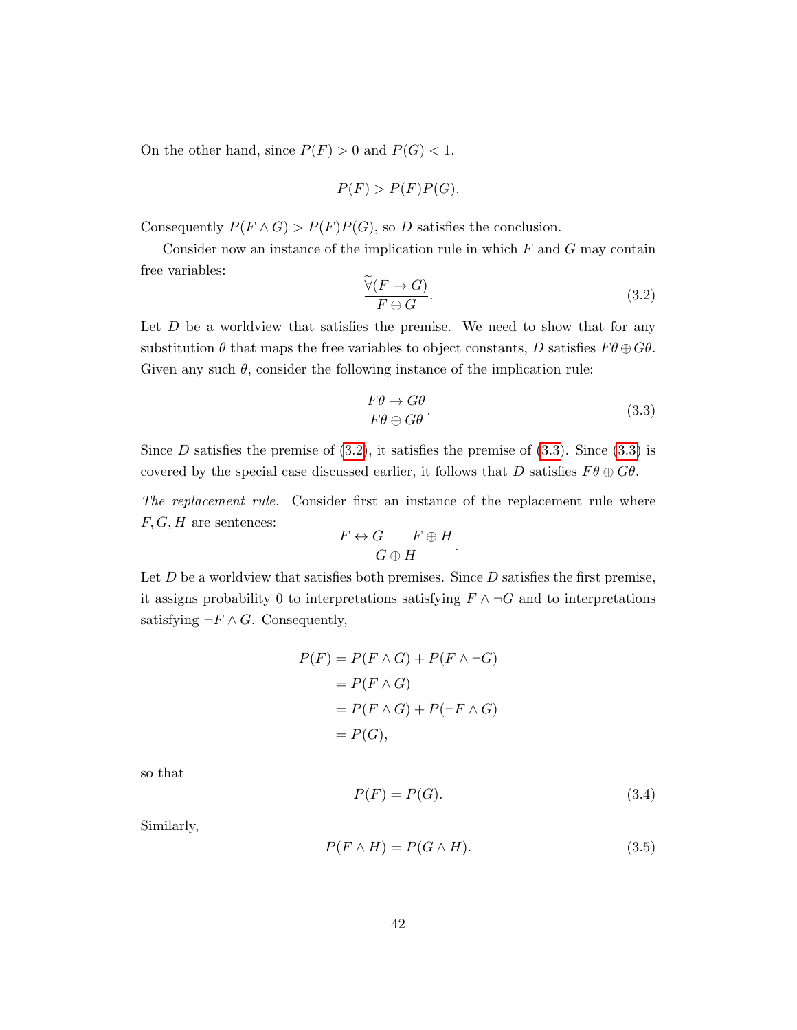On the other hand, since $P(F) > 0$ and $P(G) < 1$,

$$P(F) > P(F)P(G).$$

Consequently $P(F \wedge G) > P(F)P(G)$, so $D$ satisfies the conclusion.

Consider now an instance of the implication rule in which $F$ and $G$ may contain free variables:

$$\frac{\widetilde{\forall}(F \to G)}{F \oplus G}. \tag{3.2}$$

Let $D$ be a worldview that satisfies the premise. We need to show that for any substitution $\theta$ that maps the free variables to object constants, $D$ satisfies $F\theta \oplus G\theta$. Given any such $\theta$, consider the following instance of the implication rule:

$$\frac{F\theta \to G\theta}{F\theta \oplus G\theta}. \tag{3.3}$$

Since $D$ satisfies the premise of (3.2), it satisfies the premise of (3.3). Since (3.3) is covered by the special case discussed earlier, it follows that $D$ satisfies $F\theta \oplus G\theta$.

*The replacement rule.* Consider first an instance of the replacement rule where $F, G, H$ are sentences:

$$\frac{F \leftrightarrow G \qquad F \oplus H}{G \oplus H}.$$

Let $D$ be a worldview that satisfies both premises. Since $D$ satisfies the first premise, it assigns probability 0 to interpretations satisfying $F \wedge \neg G$ and to interpretations satisfying $\neg F \wedge G$. Consequently,

$$\begin{aligned}
P(F) &= P(F \wedge G) + P(F \wedge \neg G) \\
&= P(F \wedge G) \\
&= P(F \wedge G) + P(\neg F \wedge G) \\
&= P(G),
\end{aligned}$$

so that

$$P(F) = P(G). \tag{3.4}$$

Similarly,

$$P(F \wedge H) = P(G \wedge H). \tag{3.5}$$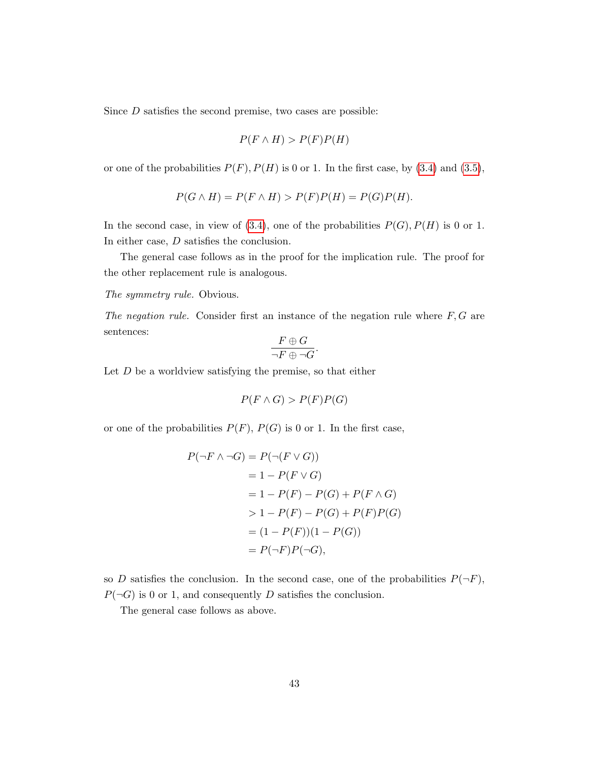Since $D$ satisfies the second premise, two cases are possible:

$$P(F \wedge H) > P(F)P(H)$$

or one of the probabilities $P(F), P(H)$ is 0 or 1. In the first case, by (3.4) and (3.5),

$$P(G \wedge H) = P(F \wedge H) > P(F)P(H) = P(G)P(H).$$

In the second case, in view of (3.4), one of the probabilities $P(G), P(H)$ is 0 or 1. In either case, $D$ satisfies the conclusion.

The general case follows as in the proof for the implication rule. The proof for the other replacement rule is analogous.

*The symmetry rule.* Obvious.

*The negation rule.* Consider first an instance of the negation rule where $F, G$ are sentences:

$$\frac{F \oplus G}{\neg F \oplus \neg G}.$$

Let $D$ be a worldview satisfying the premise, so that either

$$P(F \wedge G) > P(F)P(G)$$

or one of the probabilities $P(F)$, $P(G)$ is 0 or 1. In the first case,

$$\begin{aligned}
P(\neg F \wedge \neg G) &= P(\neg(F \vee G)) \\
&= 1 - P(F \vee G) \\
&= 1 - P(F) - P(G) + P(F \wedge G) \\
&> 1 - P(F) - P(G) + P(F)P(G) \\
&= (1 - P(F))(1 - P(G)) \\
&= P(\neg F)P(\neg G),
\end{aligned}$$

so $D$ satisfies the conclusion. In the second case, one of the probabilities $P(\neg F)$, $P(\neg G)$ is 0 or 1, and consequently $D$ satisfies the conclusion.

The general case follows as above.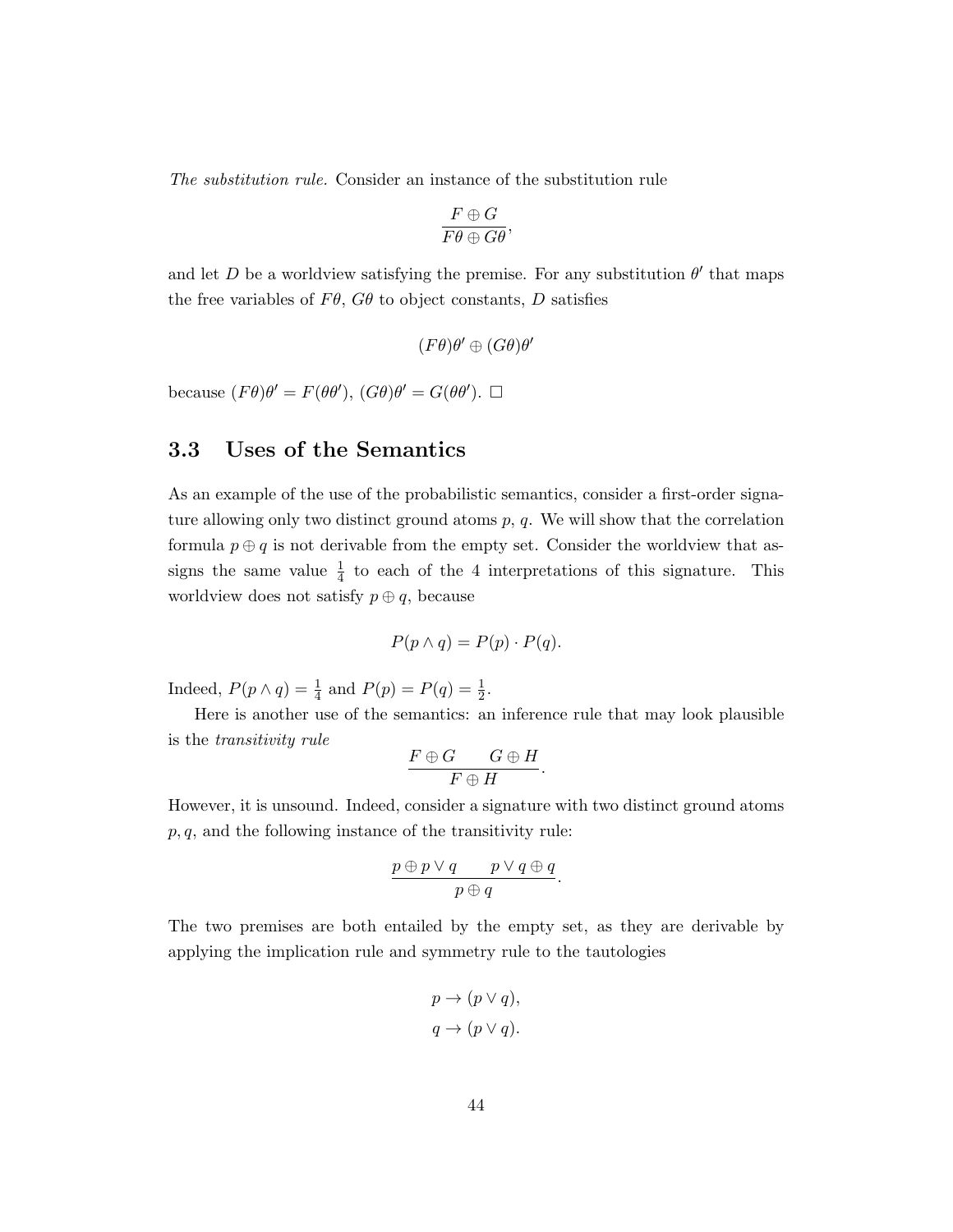*The substitution rule.* Consider an instance of the substitution rule

$$\frac{F \oplus G}{F\theta \oplus G\theta},$$

and let $D$ be a worldview satisfying the premise. For any substitution $\theta'$ that maps the free variables of $F\theta$, $G\theta$ to object constants, $D$ satisfies

$$(F\theta)\theta' \oplus (G\theta)\theta'$$

because $(F\theta)\theta' = F(\theta\theta')$, $(G\theta)\theta' = G(\theta\theta')$. □

## 3.3 Uses of the Semantics

As an example of the use of the probabilistic semantics, consider a first-order signature allowing only two distinct ground atoms $p$, $q$. We will show that the correlation formula $p \oplus q$ is not derivable from the empty set. Consider the worldview that assigns the same value $\frac{1}{4}$ to each of the 4 interpretations of this signature. This worldview does not satisfy $p \oplus q$, because

$$P(p \wedge q) = P(p) \cdot P(q).$$

Indeed, $P(p \wedge q) = \frac{1}{4}$ and $P(p) = P(q) = \frac{1}{2}$.

Here is another use of the semantics: an inference rule that may look plausible is the *transitivity rule*

$$\frac{F \oplus G \qquad G \oplus H}{F \oplus H}.$$

However, it is unsound. Indeed, consider a signature with two distinct ground atoms $p, q$, and the following instance of the transitivity rule:

$$\frac{p \oplus p \vee q \qquad p \vee q \oplus q}{p \oplus q}.$$

The two premises are both entailed by the empty set, as they are derivable by applying the implication rule and symmetry rule to the tautologies

$$p \rightarrow (p \vee q),$$
$$q \rightarrow (p \vee q).$$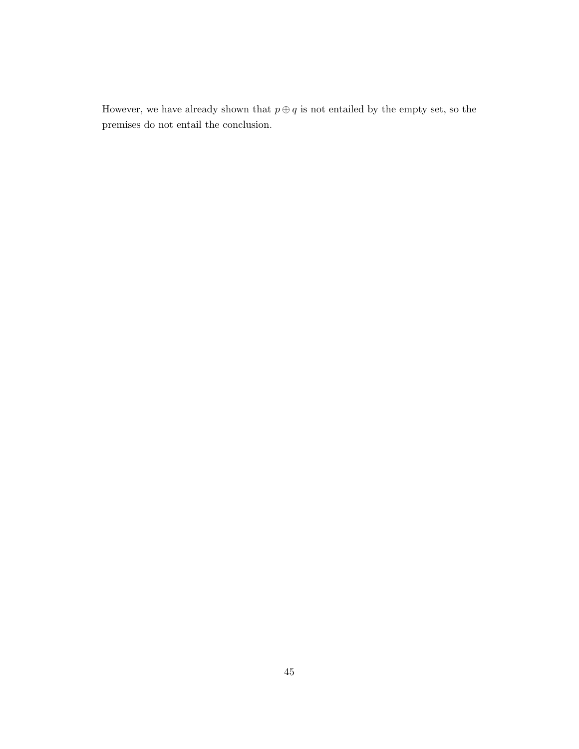However, we have already shown that $p \oplus q$ is not entailed by the empty set, so the premises do not entail the conclusion.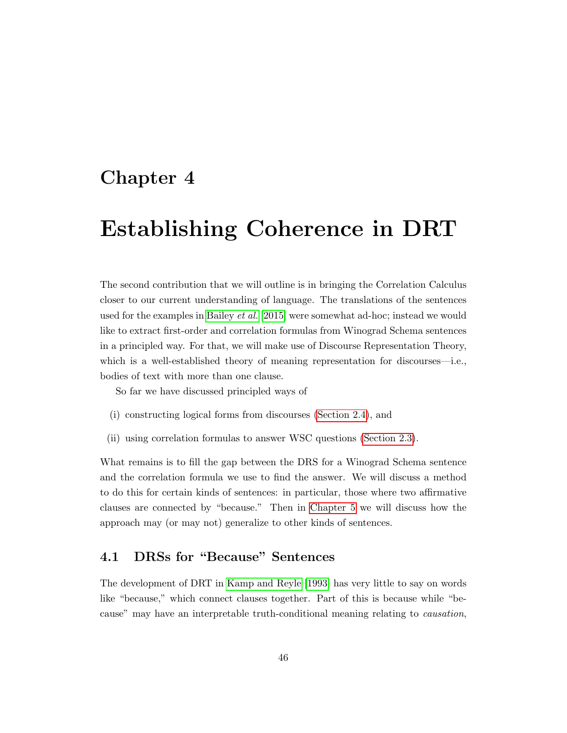# Chapter 4

# Establishing Coherence in DRT

The second contribution that we will outline is in bringing the Correlation Calculus closer to our current understanding of language. The translations of the sentences used for the examples in Bailey *et al.* [2015] were somewhat ad-hoc; instead we would like to extract first-order and correlation formulas from Winograd Schema sentences in a principled way. For that, we will make use of Discourse Representation Theory, which is a well-established theory of meaning representation for discourses—i.e., bodies of text with more than one clause.

So far we have discussed principled ways of

(i) constructing logical forms from discourses (Section 2.4), and

(ii) using correlation formulas to answer WSC questions (Section 2.3).

What remains is to fill the gap between the DRS for a Winograd Schema sentence and the correlation formula we use to find the answer. We will discuss a method to do this for certain kinds of sentences: in particular, those where two affirmative clauses are connected by "because." Then in Chapter 5 we will discuss how the approach may (or may not) generalize to other kinds of sentences.

## 4.1 DRSs for "Because" Sentences

The development of DRT in Kamp and Reyle [1993] has very little to say on words like "because," which connect clauses together. Part of this is because while "because" may have an interpretable truth-conditional meaning relating to *causation*,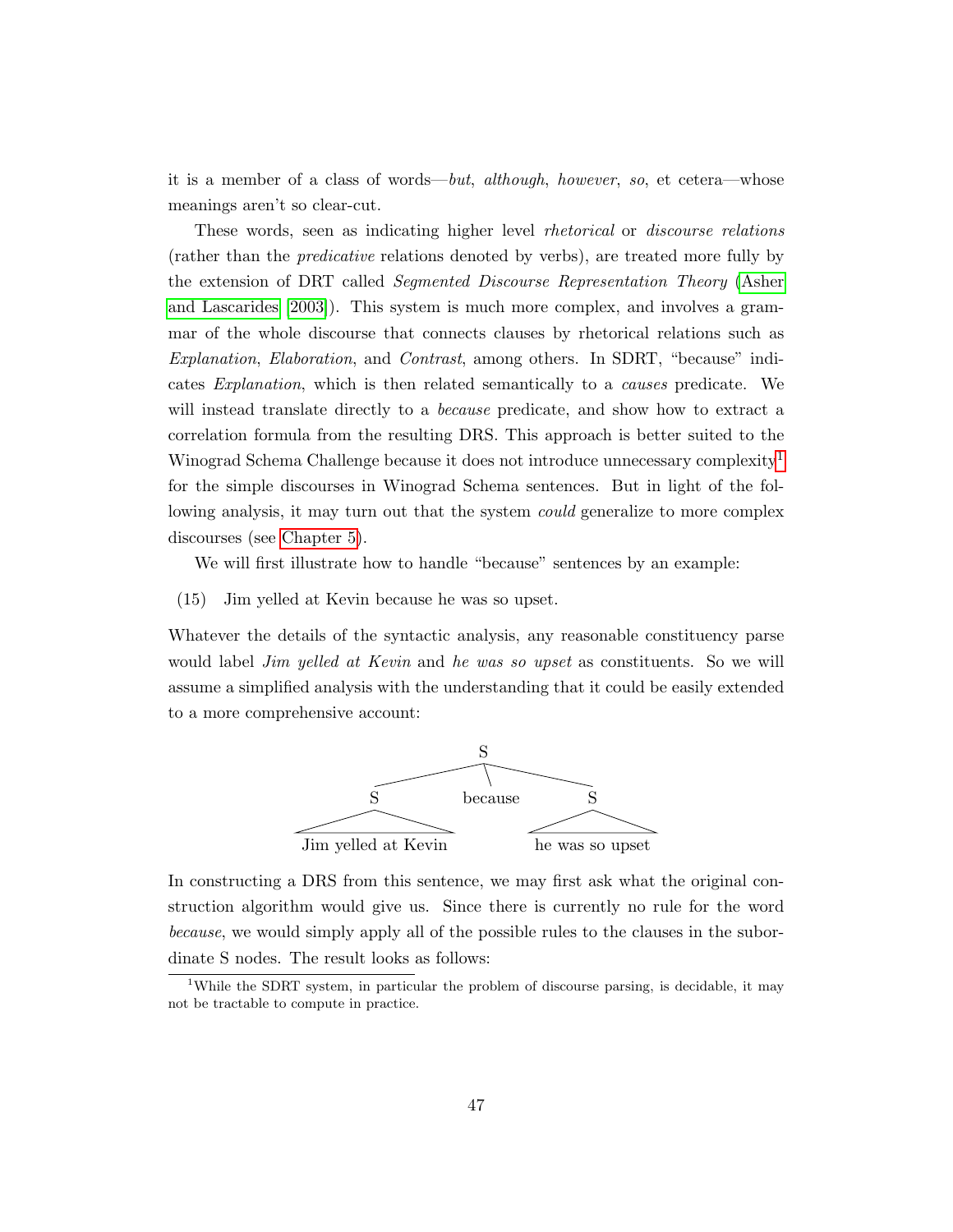it is a member of a class of words—*but*, *although*, *however*, *so*, et cetera—whose meanings aren't so clear-cut.

These words, seen as indicating higher level *rhetorical* or *discourse relations* (rather than the *predicative* relations denoted by verbs), are treated more fully by the extension of DRT called *Segmented Discourse Representation Theory* (Asher and Lascarides 2003). This system is much more complex, and involves a grammar of the whole discourse that connects clauses by rhetorical relations such as *Explanation*, *Elaboration*, and *Contrast*, among others. In SDRT, "because" indicates *Explanation*, which is then related semantically to a *causes* predicate. We will instead translate directly to a *because* predicate, and show how to extract a correlation formula from the resulting DRS. This approach is better suited to the Winograd Schema Challenge because it does not introduce unnecessary complexity[1] for the simple discourses in Winograd Schema sentences. But in light of the following analysis, it may turn out that the system *could* generalize to more complex discourses (see Chapter 5).

We will first illustrate how to handle "because" sentences by an example:

(15) Jim yelled at Kevin because he was so upset.

Whatever the details of the syntactic analysis, any reasonable constituency parse would label *Jim yelled at Kevin* and *he was so upset* as constituents. So we will assume a simplified analysis with the understanding that it could be easily extended to a more comprehensive account:

```
                S
       /        |        \
      S      because      S
     / \                 / \
Jim yelled at Kevin   he was so upset
```

In constructing a DRS from this sentence, we may first ask what the original construction algorithm would give us. Since there is currently no rule for the word *because*, we would simply apply all of the possible rules to the clauses in the subordinate S nodes. The result looks as follows:

[1] While the SDRT system, in particular the problem of discourse parsing, is decidable, it may not be tractable to compute in practice.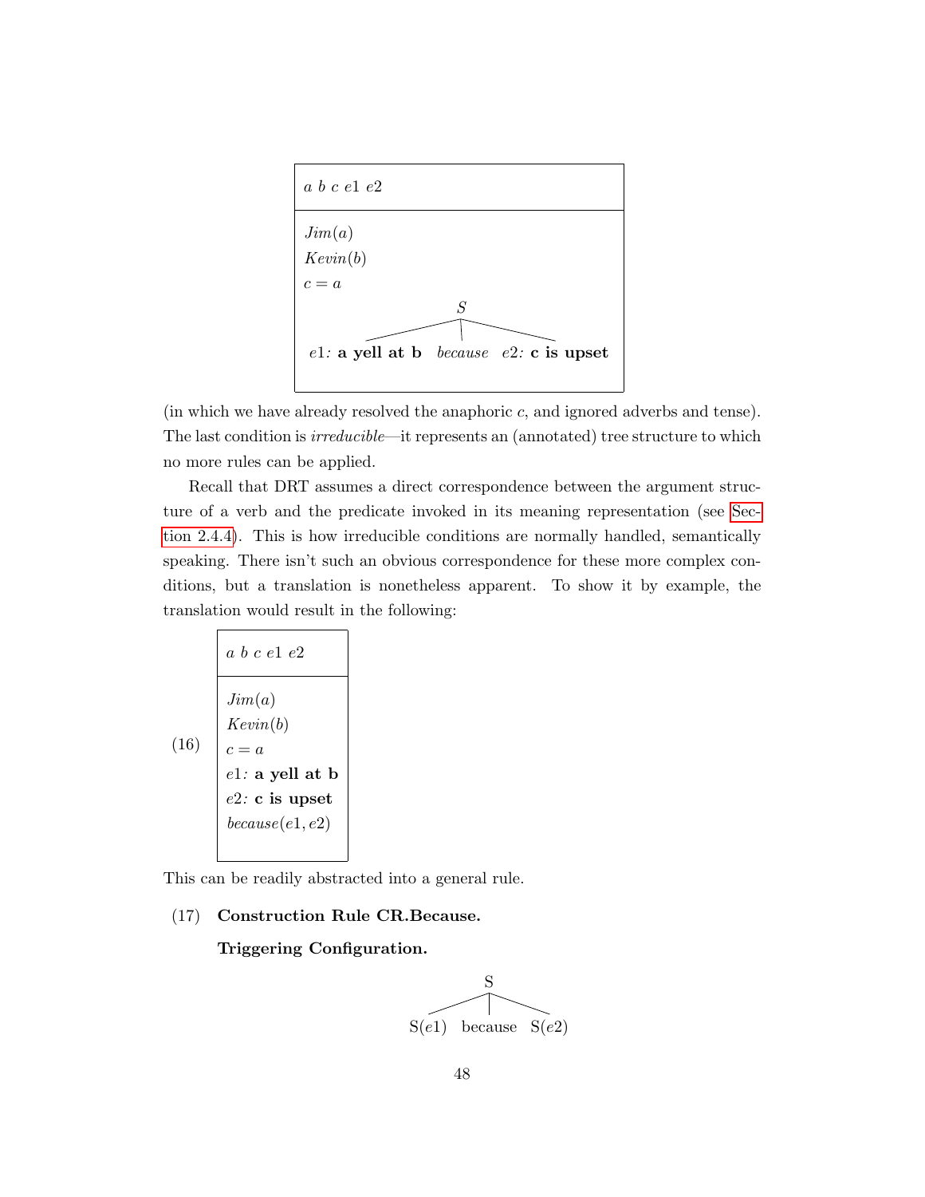```
┌─────────────────────────────────────────────┐
│ a b c e1 e2                                 │
├─────────────────────────────────────────────┤
│ Jim(a)                                      │
│ Kevin(b)                                    │
│ c = a                                       │
│                      S                      │
│          ┌───────────┼───────────┐          │
│ e1: a yell at b   because   e2: c is upset  │
└─────────────────────────────────────────────┘
```

(in which we have already resolved the anaphoric $c$, and ignored adverbs and tense). The last condition is *irreducible*—it represents an (annotated) tree structure to which no more rules can be applied.

Recall that DRT assumes a direct correspondence between the argument structure of a verb and the predicate invoked in its meaning representation (see Section 2.4.4). This is how irreducible conditions are normally handled, semantically speaking. There isn't such an obvious correspondence for these more complex conditions, but a translation is nonetheless apparent. To show it by example, the translation would result in the following:

(16)

```
┌──────────────────┐
│ a b c e1 e2      │
├──────────────────┤
│ Jim(a)           │
│ Kevin(b)         │
│ c = a            │
│ e1: a yell at b  │
│ e2: c is upset   │
│ because(e1, e2)  │
└──────────────────┘
```

This can be readily abstracted into a general rule.

(17) **Construction Rule CR.Because.**

**Triggering Configuration.**

```
              S
     ┌────────┼────────┐
   S(e1)   because   S(e2)
```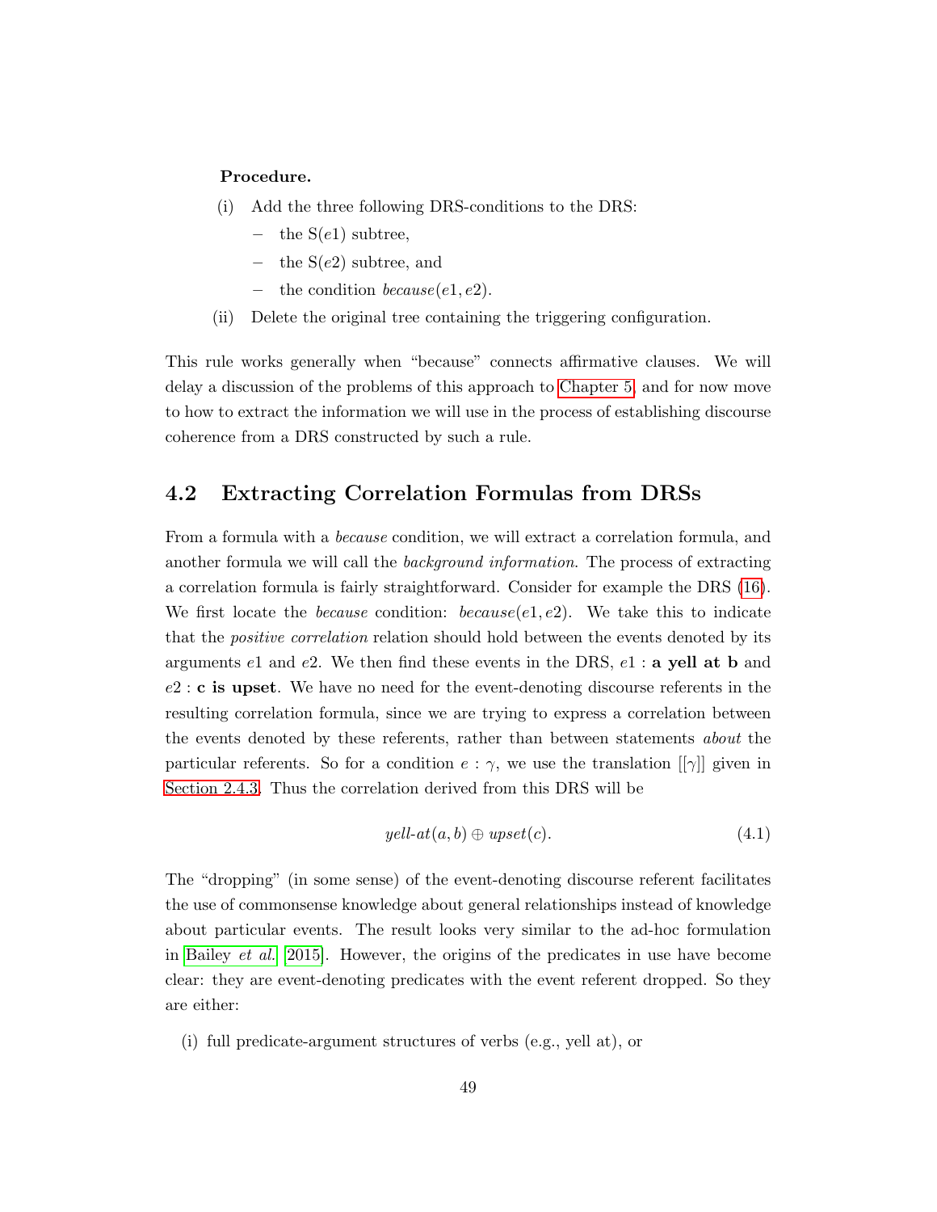**Procedure.**

(i) Add the three following DRS-conditions to the DRS:

– the S($e1$) subtree,

– the S($e2$) subtree, and

– the condition $because(e1, e2)$.

(ii) Delete the original tree containing the triggering configuration.

This rule works generally when "because" connects affirmative clauses. We will delay a discussion of the problems of this approach to Chapter 5, and for now move to how to extract the information we will use in the process of establishing discourse coherence from a DRS constructed by such a rule.

## 4.2 Extracting Correlation Formulas from DRSs

From a formula with a *because* condition, we will extract a correlation formula, and another formula we will call the *background information*. The process of extracting a correlation formula is fairly straightforward. Consider for example the DRS (16). We first locate the *because* condition: $because(e1, e2)$. We take this to indicate that the *positive correlation* relation should hold between the events denoted by its arguments $e1$ and $e2$. We then find these events in the DRS, $e1$ : **a yell at b** and $e2$ : **c is upset**. We have no need for the event-denoting discourse referents in the resulting correlation formula, since we are trying to express a correlation between the events denoted by these referents, rather than between statements *about* the particular referents. So for a condition $e : \gamma$, we use the translation $[[\gamma]]$ given in Section 2.4.3. Thus the correlation derived from this DRS will be

$$yell\text{-}at(a, b) \oplus upset(c). \tag{4.1}$$

The "dropping" (in some sense) of the event-denoting discourse referent facilitates the use of commonsense knowledge about general relationships instead of knowledge about particular events. The result looks very similar to the ad-hoc formulation in Bailey *et al.* [2015]. However, the origins of the predicates in use have become clear: they are event-denoting predicates with the event referent dropped. So they are either:

(i) full predicate-argument structures of verbs (e.g., yell at), or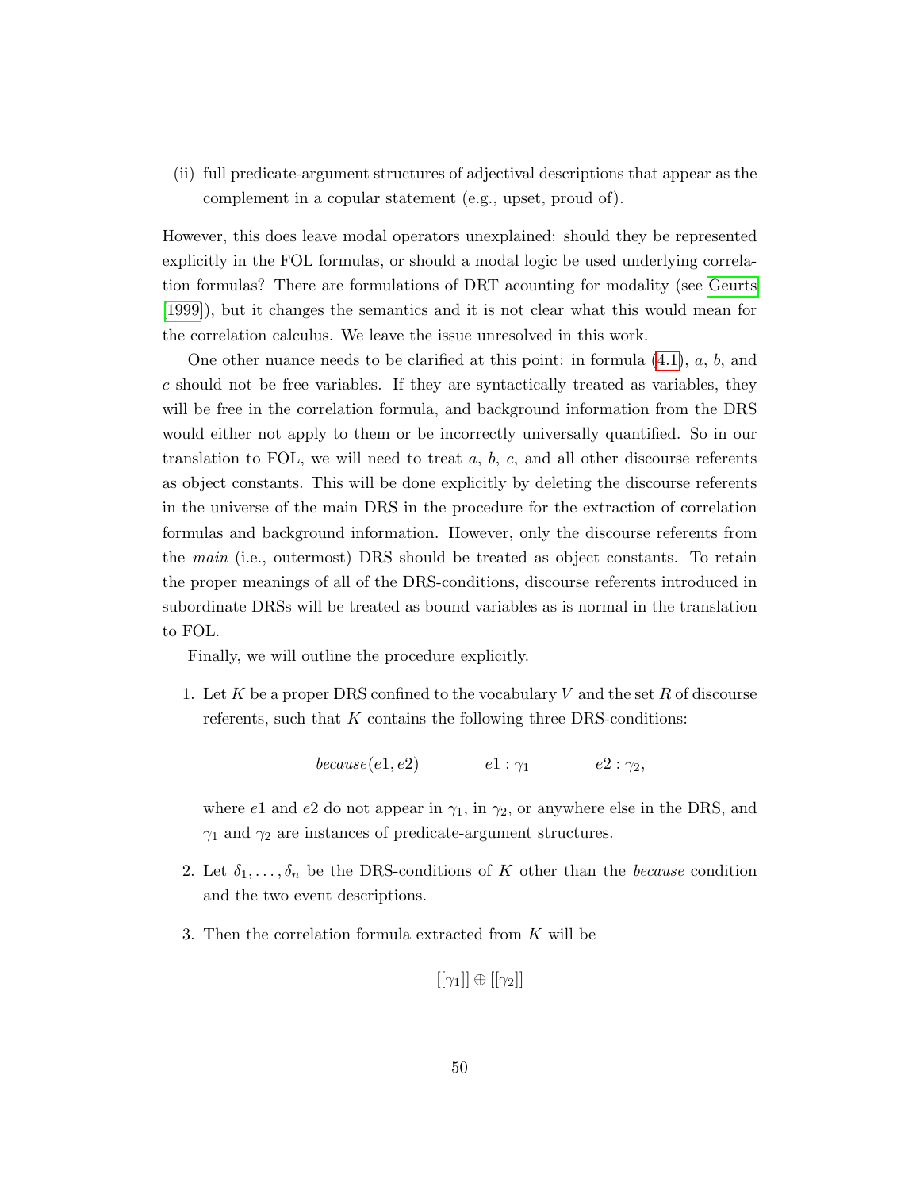(ii) full predicate-argument structures of adjectival descriptions that appear as the complement in a copular statement (e.g., upset, proud of).

However, this does leave modal operators unexplained: should they be represented explicitly in the FOL formulas, or should a modal logic be used underlying correlation formulas? There are formulations of DRT acounting for modality (see Geurts [1999]), but it changes the semantics and it is not clear what this would mean for the correlation calculus. We leave the issue unresolved in this work.

One other nuance needs to be clarified at this point: in formula (4.1), $a$, $b$, and $c$ should not be free variables. If they are syntactically treated as variables, they will be free in the correlation formula, and background information from the DRS would either not apply to them or be incorrectly universally quantified. So in our translation to FOL, we will need to treat $a$, $b$, $c$, and all other discourse referents as object constants. This will be done explicitly by deleting the discourse referents in the universe of the main DRS in the procedure for the extraction of correlation formulas and background information. However, only the discourse referents from the *main* (i.e., outermost) DRS should be treated as object constants. To retain the proper meanings of all of the DRS-conditions, discourse referents introduced in subordinate DRSs will be treated as bound variables as is normal in the translation to FOL.

Finally, we will outline the procedure explicitly.

1. Let $K$ be a proper DRS confined to the vocabulary $V$ and the set $R$ of discourse referents, such that $K$ contains the following three DRS-conditions:

$$\textit{because}(e1, e2) \qquad e1 : \gamma_1 \qquad e2 : \gamma_2,$$

where $e1$ and $e2$ do not appear in $\gamma_1$, in $\gamma_2$, or anywhere else in the DRS, and $\gamma_1$ and $\gamma_2$ are instances of predicate-argument structures.

2. Let $\delta_1, \ldots, \delta_n$ be the DRS-conditions of $K$ other than the *because* condition and the two event descriptions.

3. Then the correlation formula extracted from $K$ will be

$$[[\gamma_1]] \oplus [[\gamma_2]]$$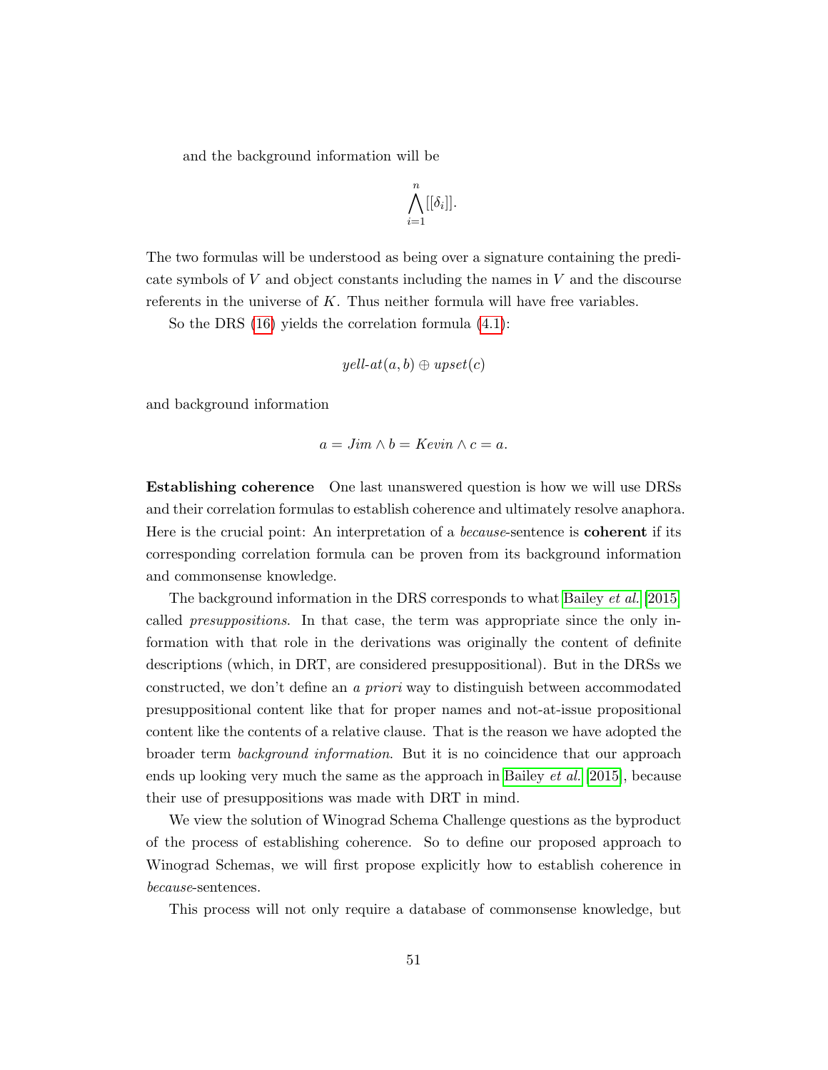and the background information will be

$$\bigwedge_{i=1}^{n} [[\delta_i]].$$

The two formulas will be understood as being over a signature containing the predicate symbols of $V$ and object constants including the names in $V$ and the discourse referents in the universe of $K$. Thus neither formula will have free variables.

So the DRS (16) yields the correlation formula (4.1):

$$\mathit{yell\text{-}at}(a, b) \oplus \mathit{upset}(c)$$

and background information

$$a = \mathit{Jim} \wedge b = \mathit{Kevin} \wedge c = a.$$

**Establishing coherence** One last unanswered question is how we will use DRSs and their correlation formulas to establish coherence and ultimately resolve anaphora. Here is the crucial point: An interpretation of a *because*-sentence is **coherent** if its corresponding correlation formula can be proven from its background information and commonsense knowledge.

The background information in the DRS corresponds to what Bailey *et al.* [2015] called *presuppositions*. In that case, the term was appropriate since the only information with that role in the derivations was originally the content of definite descriptions (which, in DRT, are considered presuppositional). But in the DRSs we constructed, we don't define an *a priori* way to distinguish between accommodated presuppositional content like that for proper names and not-at-issue propositional content like the contents of a relative clause. That is the reason we have adopted the broader term *background information*. But it is no coincidence that our approach ends up looking very much the same as the approach in Bailey *et al.* [2015], because their use of presuppositions was made with DRT in mind.

We view the solution of Winograd Schema Challenge questions as the byproduct of the process of establishing coherence. So to define our proposed approach to Winograd Schemas, we will first propose explicitly how to establish coherence in *because*-sentences.

This process will not only require a database of commonsense knowledge, but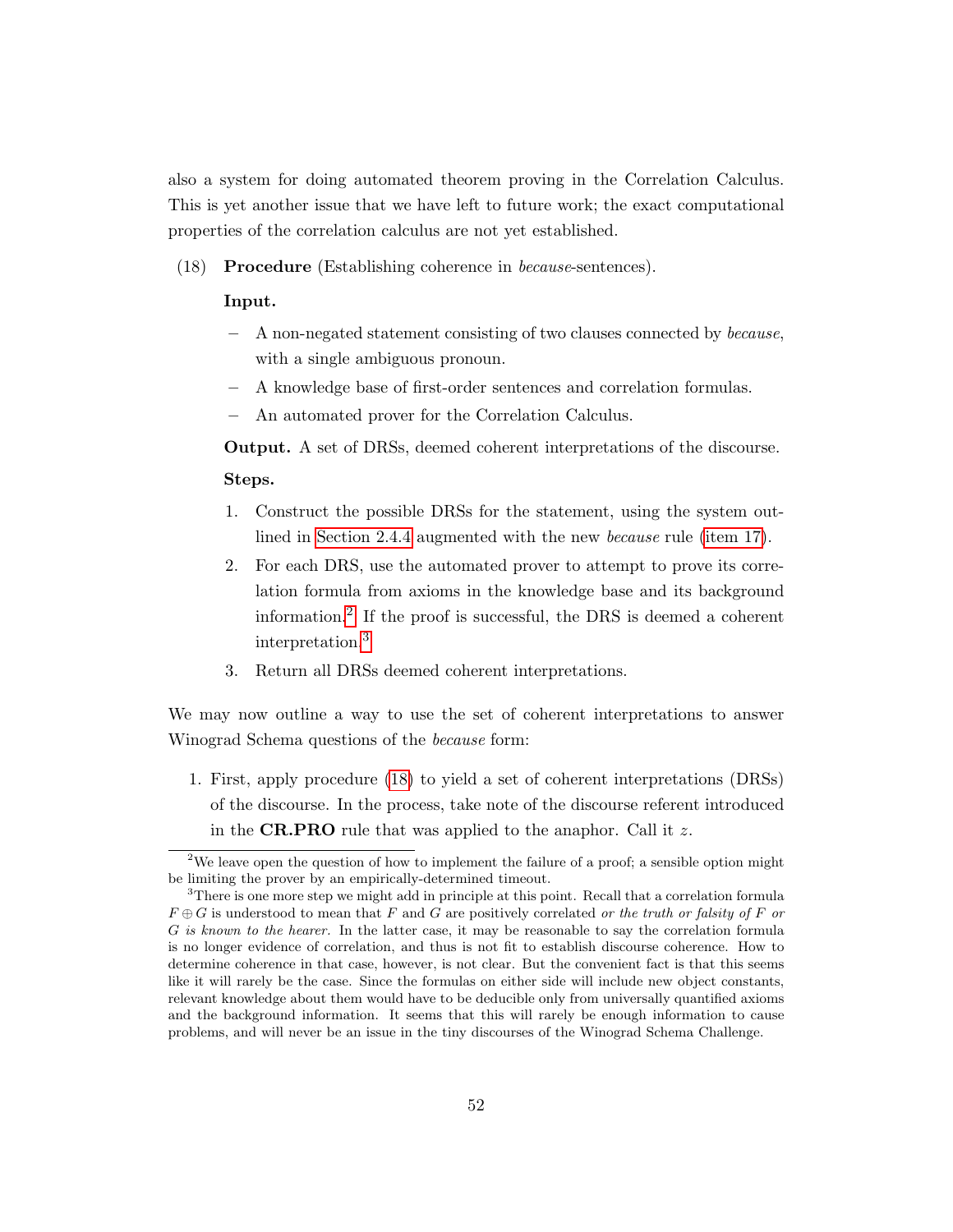also a system for doing automated theorem proving in the Correlation Calculus. This is yet another issue that we have left to future work; the exact computational properties of the correlation calculus are not yet established.

(18) **Procedure** (Establishing coherence in *because*-sentences).

**Input.**

- A non-negated statement consisting of two clauses connected by *because*, with a single ambiguous pronoun.
- A knowledge base of first-order sentences and correlation formulas.
- An automated prover for the Correlation Calculus.

**Output.** A set of DRSs, deemed coherent interpretations of the discourse.

**Steps.**

1. Construct the possible DRSs for the statement, using the system outlined in Section 2.4.4 augmented with the new *because* rule (item 17).
2. For each DRS, use the automated prover to attempt to prove its correlation formula from axioms in the knowledge base and its background information.[2] If the proof is successful, the DRS is deemed a coherent interpretation.[3]
3. Return all DRSs deemed coherent interpretations.

We may now outline a way to use the set of coherent interpretations to answer Winograd Schema questions of the *because* form:

1. First, apply procedure (18) to yield a set of coherent interpretations (DRSs) of the discourse. In the process, take note of the discourse referent introduced in the **CR.PRO** rule that was applied to the anaphor. Call it $z$.

[2] We leave open the question of how to implement the failure of a proof; a sensible option might be limiting the prover by an empirically-determined timeout.

[3] There is one more step we might add in principle at this point. Recall that a correlation formula $F \oplus G$ is understood to mean that $F$ and $G$ are positively correlated *or the truth or falsity of $F$ or $G$ is known to the hearer*. In the latter case, it may be reasonable to say the correlation formula is no longer evidence of correlation, and thus is not fit to establish discourse coherence. How to determine coherence in that case, however, is not clear. But the convenient fact is that this seems like it will rarely be the case. Since the formulas on either side will include new object constants, relevant knowledge about them would have to be deducible only from universally quantified axioms and the background information. It seems that this will rarely be enough information to cause problems, and will never be an issue in the tiny discourses of the Winograd Schema Challenge.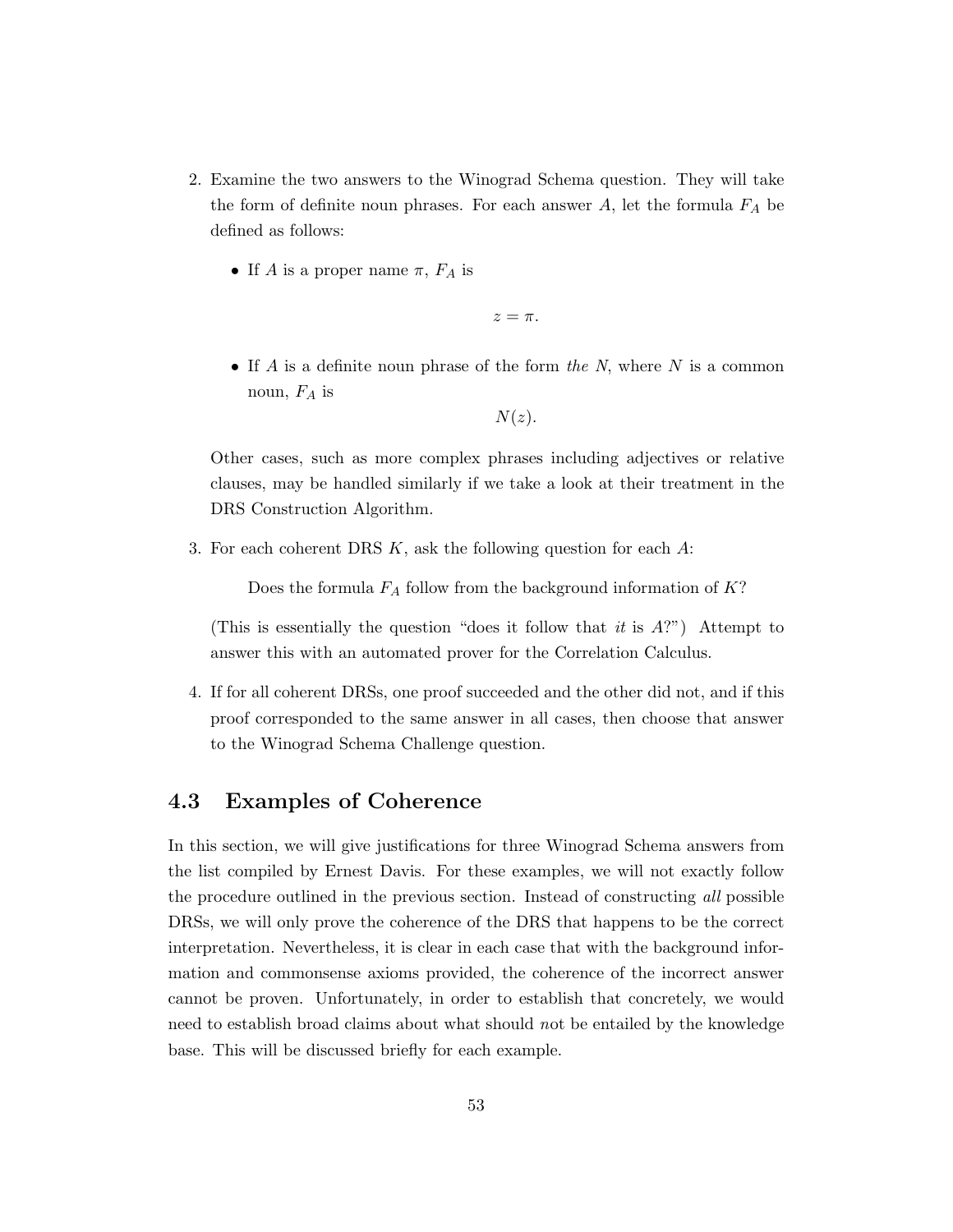2. Examine the two answers to the Winograd Schema question. They will take the form of definite noun phrases. For each answer $A$, let the formula $F_A$ be defined as follows:

   - If $A$ is a proper name $\pi$, $F_A$ is

   $$z = \pi.$$

   - If $A$ is a definite noun phrase of the form *the N*, where $N$ is a common noun, $F_A$ is

   $$N(z).$$

   Other cases, such as more complex phrases including adjectives or relative clauses, may be handled similarly if we take a look at their treatment in the DRS Construction Algorithm.

3. For each coherent DRS $K$, ask the following question for each $A$:

   > Does the formula $F_A$ follow from the background information of $K$?

   (This is essentially the question "does it follow that *it* is $A$?") Attempt to answer this with an automated prover for the Correlation Calculus.

4. If for all coherent DRSs, one proof succeeded and the other did not, and if this proof corresponded to the same answer in all cases, then choose that answer to the Winograd Schema Challenge question.

## 4.3 Examples of Coherence

In this section, we will give justifications for three Winograd Schema answers from the list compiled by Ernest Davis. For these examples, we will not exactly follow the procedure outlined in the previous section. Instead of constructing *all* possible DRSs, we will only prove the coherence of the DRS that happens to be the correct interpretation. Nevertheless, it is clear in each case that with the background information and commonsense axioms provided, the coherence of the incorrect answer cannot be proven. Unfortunately, in order to establish that concretely, we would need to establish broad claims about what should *n*ot be entailed by the knowledge base. This will be discussed briefly for each example.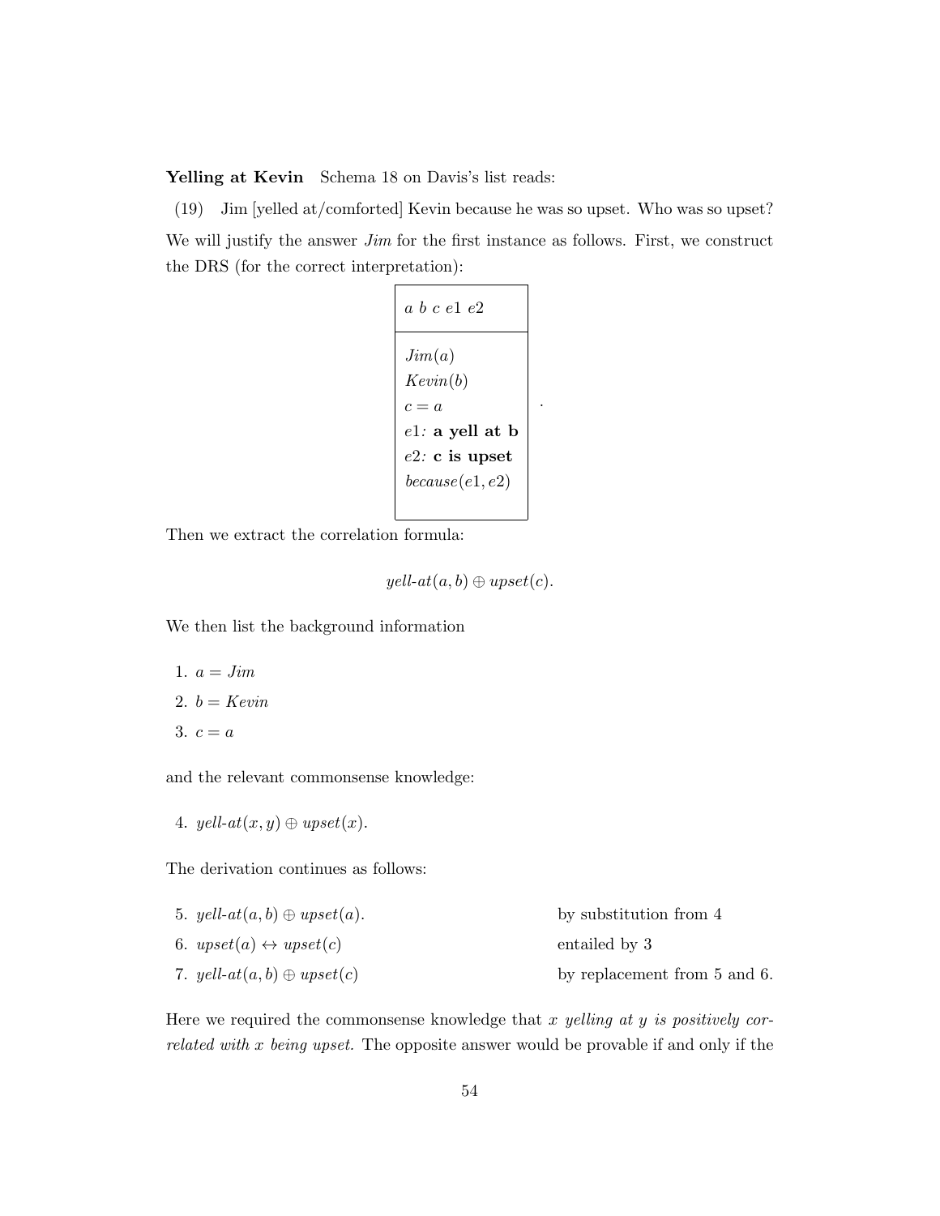**Yelling at Kevin** Schema 18 on Davis's list reads:

(19) Jim [yelled at/comforted] Kevin because he was so upset. Who was so upset?

We will justify the answer *Jim* for the first instance as follows. First, we construct the DRS (for the correct interpretation):

| $a\ b\ c\ e1\ e2$ |
|---|
| $Jim(a)$<br>$Kevin(b)$<br>$c = a$<br>$e1$: **a yell at b**<br>$e2$: **c is upset**<br>$because(e1, e2)$ |

Then we extract the correlation formula:

$$\textit{yell-at}(a, b) \oplus \textit{upset}(c).$$

We then list the background information

1. $a = \textit{Jim}$
2. $b = \textit{Kevin}$
3. $c = a$

and the relevant commonsense knowledge:

4. $\textit{yell-at}(x, y) \oplus \textit{upset}(x)$.

The derivation continues as follows:

5. $\textit{yell-at}(a, b) \oplus \textit{upset}(a)$. — by substitution from 4
6. $\textit{upset}(a) \leftrightarrow \textit{upset}(c)$ — entailed by 3
7. $\textit{yell-at}(a, b) \oplus \textit{upset}(c)$ — by replacement from 5 and 6.

Here we required the commonsense knowledge that *x yelling at y is positively correlated with x being upset.* The opposite answer would be provable if and only if the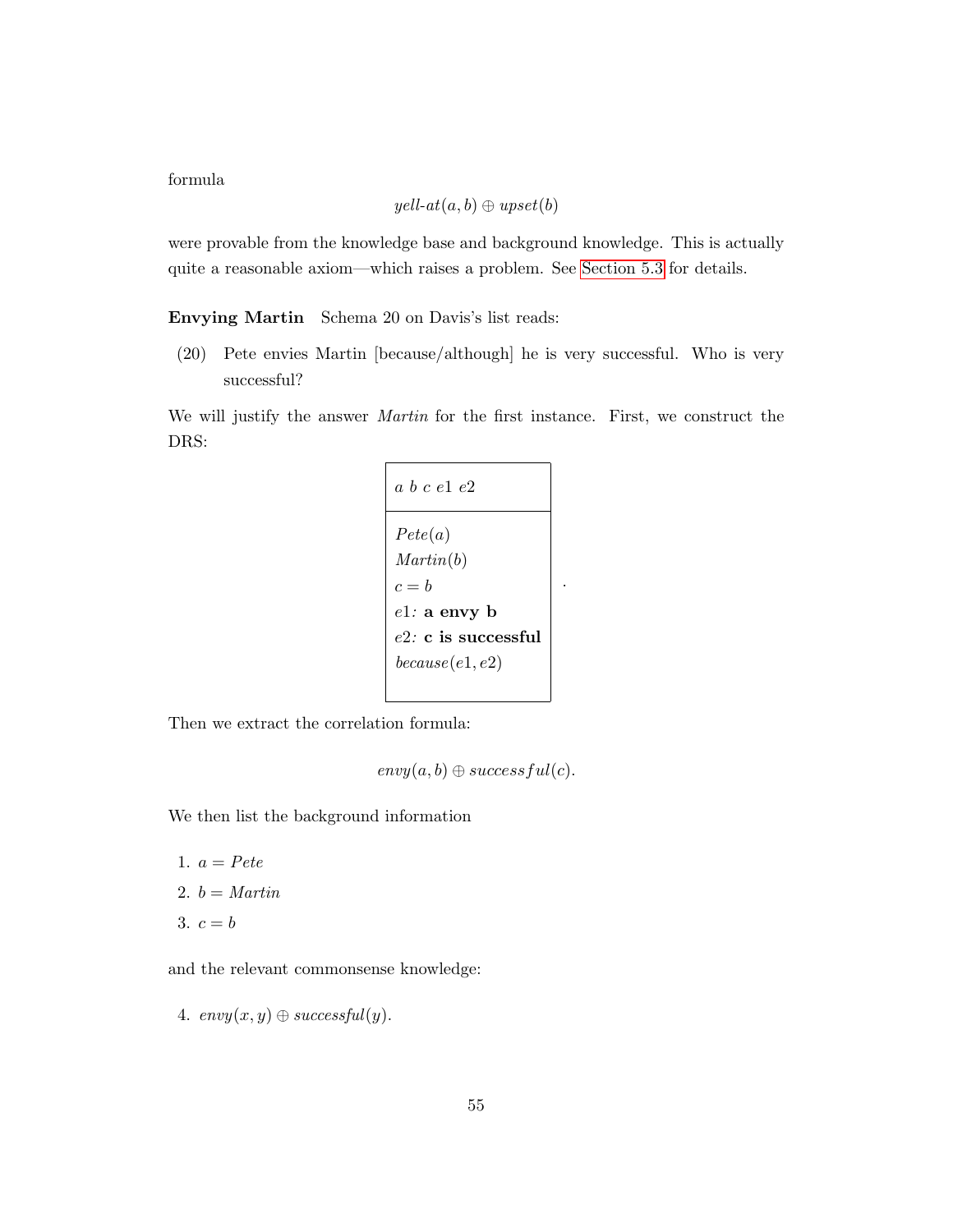formula

$$yell\text{-}at(a, b) \oplus upset(b)$$

were provable from the knowledge base and background knowledge. This is actually quite a reasonable axiom—which raises a problem. See Section 5.3 for details.

**Envying Martin** Schema 20 on Davis's list reads:

(20) Pete envies Martin [because/although] he is very successful. Who is very successful?

We will justify the answer *Martin* for the first instance. First, we construct the DRS:

| $a\ b\ c\ e1\ e2$ |
|---|
| $Pete(a)$<br>$Martin(b)$<br>$c = b$<br>$e1$: **a envy b**<br>$e2$: **c is successful**<br>$because(e1, e2)$ |

.

Then we extract the correlation formula:

$$envy(a, b) \oplus successful(c).$$

We then list the background information

1. $a = Pete$
2. $b = Martin$
3. $c = b$

and the relevant commonsense knowledge:

4. $envy(x, y) \oplus successful(y)$.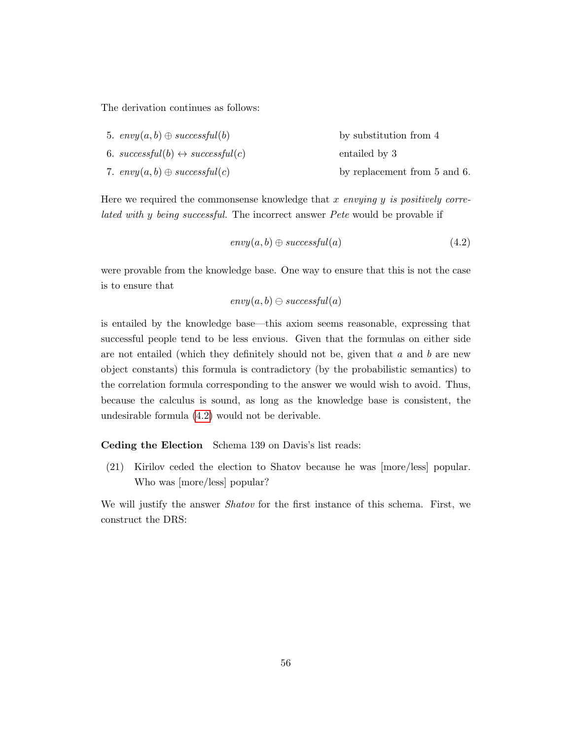The derivation continues as follows:

5. $envy(a,b) \oplus successful(b)$ &nbsp;&nbsp;&nbsp;&nbsp; by substitution from 4
6. $successful(b) \leftrightarrow successful(c)$ &nbsp;&nbsp;&nbsp;&nbsp; entailed by 3
7. $envy(a,b) \oplus successful(c)$ &nbsp;&nbsp;&nbsp;&nbsp; by replacement from 5 and 6.

Here we required the commonsense knowledge that *x envying y is positively correlated with y being successful.* The incorrect answer *Pete* would be provable if

$$envy(a,b) \oplus successful(a) \tag{4.2}$$

were provable from the knowledge base. One way to ensure that this is not the case is to ensure that

$$envy(a,b) \ominus successful(a)$$

is entailed by the knowledge base—this axiom seems reasonable, expressing that successful people tend to be less envious. Given that the formulas on either side are not entailed (which they definitely should not be, given that $a$ and $b$ are new object constants) this formula is contradictory (by the probabilistic semantics) to the correlation formula corresponding to the answer we would wish to avoid. Thus, because the calculus is sound, as long as the knowledge base is consistent, the undesirable formula (4.2) would not be derivable.

**Ceding the Election** Schema 139 on Davis's list reads:

(21) Kirilov ceded the election to Shatov because he was [more/less] popular. Who was [more/less] popular?

We will justify the answer *Shatov* for the first instance of this schema. First, we construct the DRS: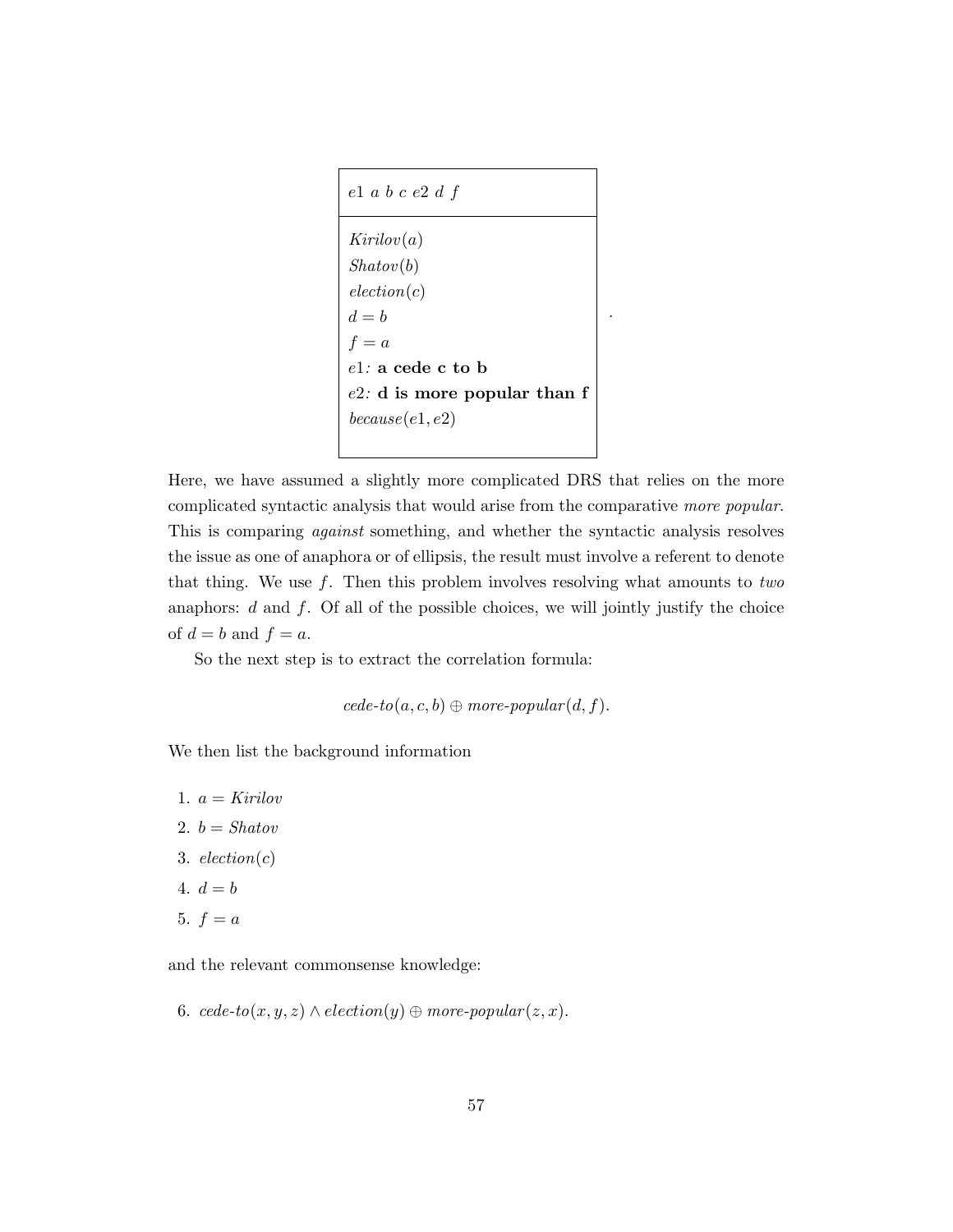$$
\begin{array}{|l|}
\hline
e1\ a\ b\ c\ e2\ d\ f \\
\hline
\mathit{Kirilov}(a) \\
\mathit{Shatov}(b) \\
\mathit{election}(c) \\
d = b \\
f = a \\
e1\text{: } \textbf{a cede c to b} \\
e2\text{: } \textbf{d is more popular than f} \\
\mathit{because}(e1, e2) \\
\hline
\end{array}
.
$$

Here, we have assumed a slightly more complicated DRS that relies on the more complicated syntactic analysis that would arise from the comparative *more popular*. This is comparing *against* something, and whether the syntactic analysis resolves the issue as one of anaphora or of ellipsis, the result must involve a referent to denote that thing. We use $f$. Then this problem involves resolving what amounts to *two* anaphors: $d$ and $f$. Of all of the possible choices, we will jointly justify the choice of $d = b$ and $f = a$.

So the next step is to extract the correlation formula:

$$\textit{cede-to}(a, c, b) \oplus \textit{more-popular}(d, f).$$

We then list the background information

1. $a = \mathit{Kirilov}$
2. $b = \mathit{Shatov}$
3. $\mathit{election}(c)$
4. $d = b$
5. $f = a$

and the relevant commonsense knowledge:

6. $\textit{cede-to}(x, y, z) \wedge \mathit{election}(y) \oplus \textit{more-popular}(z, x)$.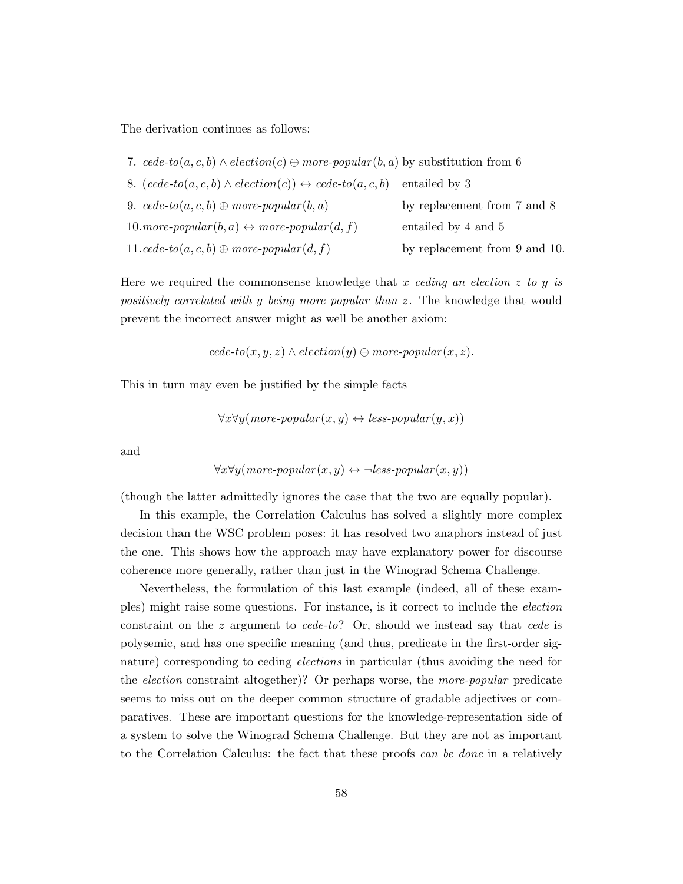The derivation continues as follows:

| | | |
|---|---|---|
| 7. | $\textit{cede-to}(a,c,b) \wedge \textit{election}(c) \oplus \textit{more-popular}(b,a)$ | by substitution from 6 |
| 8. | $(\textit{cede-to}(a,c,b) \wedge \textit{election}(c)) \leftrightarrow \textit{cede-to}(a,c,b)$ | entailed by 3 |
| 9. | $\textit{cede-to}(a,c,b) \oplus \textit{more-popular}(b,a)$ | by replacement from 7 and 8 |
| 10. | $\textit{more-popular}(b,a) \leftrightarrow \textit{more-popular}(d,f)$ | entailed by 4 and 5 |
| 11. | $\textit{cede-to}(a,c,b) \oplus \textit{more-popular}(d,f)$ | by replacement from 9 and 10. |

Here we required the commonsense knowledge that *x ceding an election z to y is positively correlated with y being more popular than z*. The knowledge that would prevent the incorrect answer might as well be another axiom:

$$\textit{cede-to}(x,y,z) \wedge \textit{election}(y) \ominus \textit{more-popular}(x,z).$$

This in turn may even be justified by the simple facts

$$\forall x \forall y (\textit{more-popular}(x,y) \leftrightarrow \textit{less-popular}(y,x))$$

and

$$\forall x \forall y (\textit{more-popular}(x,y) \leftrightarrow \neg \textit{less-popular}(x,y))$$

(though the latter admittedly ignores the case that the two are equally popular).

In this example, the Correlation Calculus has solved a slightly more complex decision than the WSC problem poses: it has resolved two anaphors instead of just the one. This shows how the approach may have explanatory power for discourse coherence more generally, rather than just in the Winograd Schema Challenge.

Nevertheless, the formulation of this last example (indeed, all of these examples) might raise some questions. For instance, is it correct to include the *election* constraint on the $z$ argument to *cede-to*? Or, should we instead say that *cede* is polysemic, and has one specific meaning (and thus, predicate in the first-order signature) corresponding to ceding *elections* in particular (thus avoiding the need for the *election* constraint altogether)? Or perhaps worse, the *more-popular* predicate seems to miss out on the deeper common structure of gradable adjectives or comparatives. These are important questions for the knowledge-representation side of a system to solve the Winograd Schema Challenge. But they are not as important to the Correlation Calculus: the fact that these proofs *can be done* in a relatively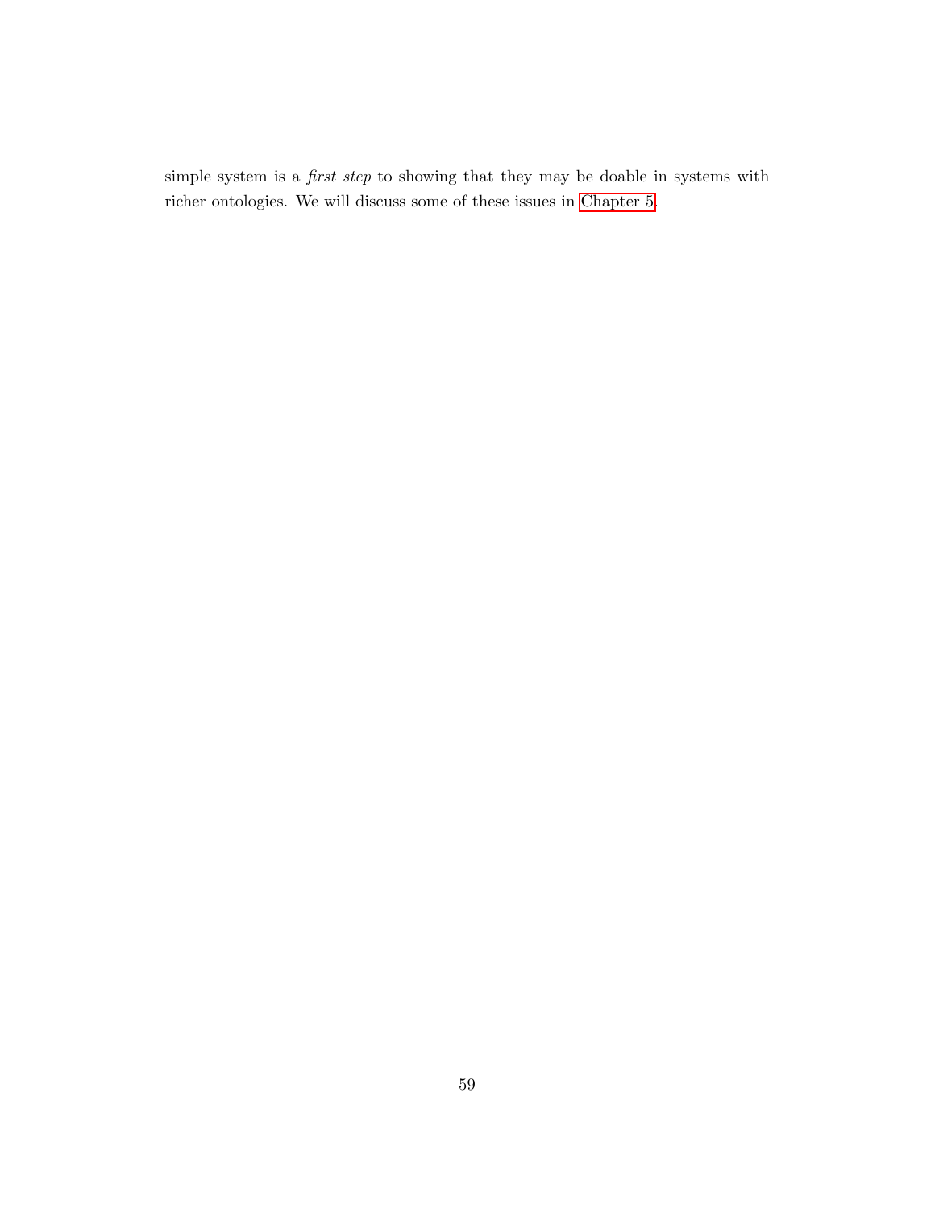simple system is a *first step* to showing that they may be doable in systems with richer ontologies. We will discuss some of these issues in Chapter 5.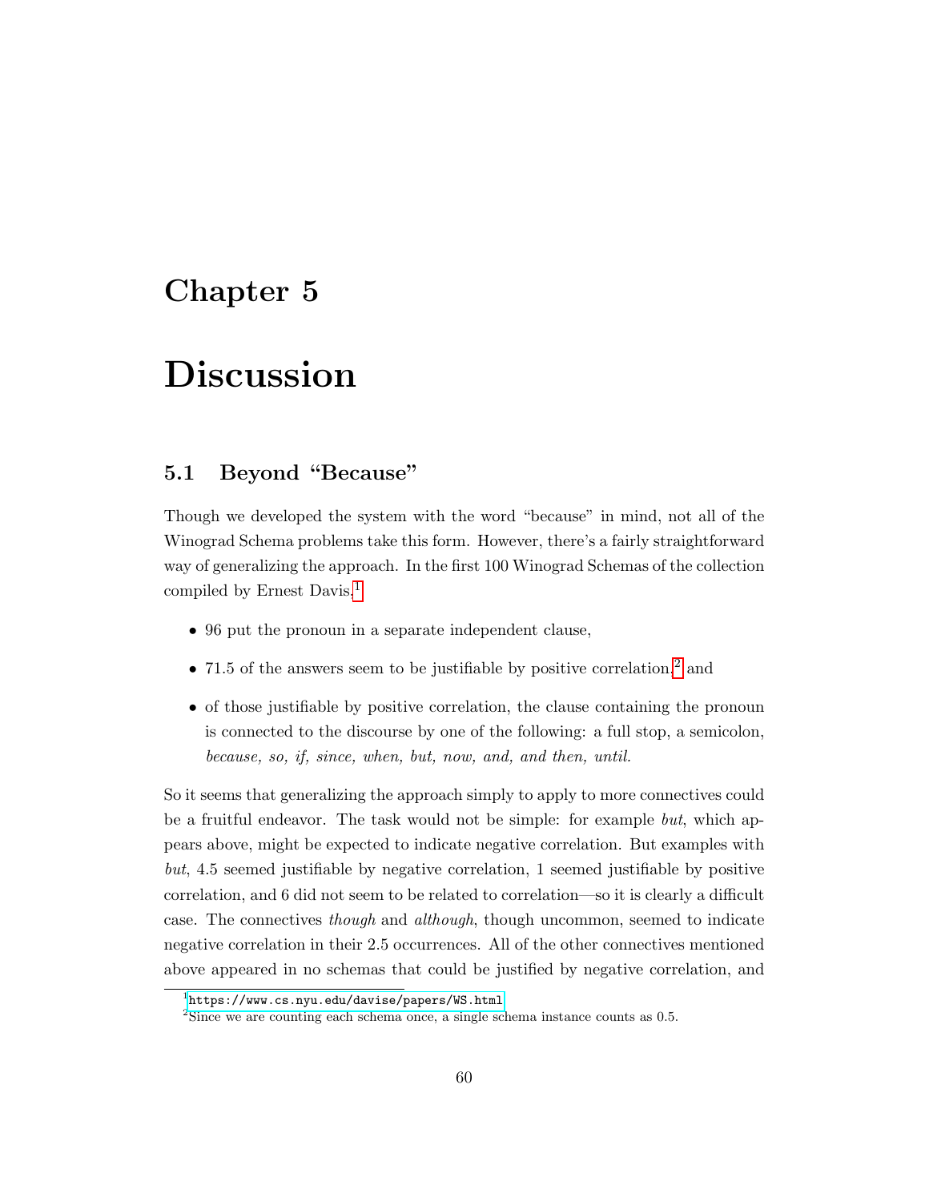# Chapter 5

# Discussion

## 5.1 Beyond "Because"

Though we developed the system with the word "because" in mind, not all of the Winograd Schema problems take this form. However, there's a fairly straightforward way of generalizing the approach. In the first 100 Winograd Schemas of the collection compiled by Ernest Davis,[1]

- 96 put the pronoun in a separate independent clause,
- 71.5 of the answers seem to be justifiable by positive correlation,[2] and
- of those justifiable by positive correlation, the clause containing the pronoun is connected to the discourse by one of the following: a full stop, a semicolon, *because, so, if, since, when, but, now, and, and then, until*.

So it seems that generalizing the approach simply to apply to more connectives could be a fruitful endeavor. The task would not be simple: for example *but*, which appears above, might be expected to indicate negative correlation. But examples with *but*, 4.5 seemed justifiable by negative correlation, 1 seemed justifiable by positive correlation, and 6 did not seem to be related to correlation—so it is clearly a difficult case. The connectives *though* and *although*, though uncommon, seemed to indicate negative correlation in their 2.5 occurrences. All of the other connectives mentioned above appeared in no schemas that could be justified by negative correlation, and

[1] https://www.cs.nyu.edu/davise/papers/WS.html

[2] Since we are counting each schema once, a single schema instance counts as 0.5.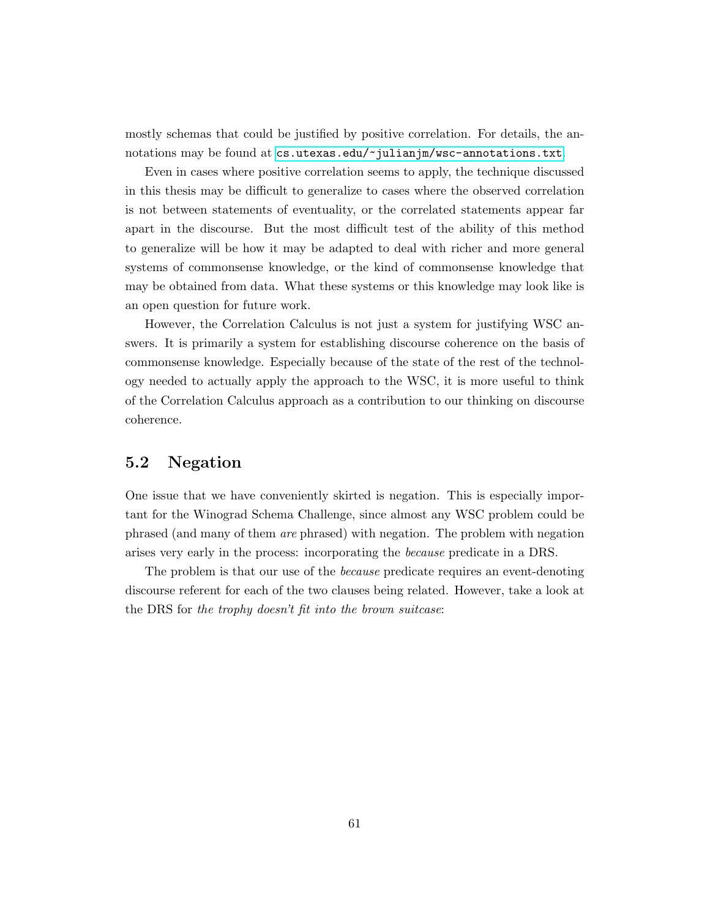mostly schemas that could be justified by positive correlation. For details, the annotations may be found at `cs.utexas.edu/~julianjm/wsc-annotations.txt`.

Even in cases where positive correlation seems to apply, the technique discussed in this thesis may be difficult to generalize to cases where the observed correlation is not between statements of eventuality, or the correlated statements appear far apart in the discourse. But the most difficult test of the ability of this method to generalize will be how it may be adapted to deal with richer and more general systems of commonsense knowledge, or the kind of commonsense knowledge that may be obtained from data. What these systems or this knowledge may look like is an open question for future work.

However, the Correlation Calculus is not just a system for justifying WSC answers. It is primarily a system for establishing discourse coherence on the basis of commonsense knowledge. Especially because of the state of the rest of the technology needed to actually apply the approach to the WSC, it is more useful to think of the Correlation Calculus approach as a contribution to our thinking on discourse coherence.

## 5.2 Negation

One issue that we have conveniently skirted is negation. This is especially important for the Winograd Schema Challenge, since almost any WSC problem could be phrased (and many of them *are* phrased) with negation. The problem with negation arises very early in the process: incorporating the *because* predicate in a DRS.

The problem is that our use of the *because* predicate requires an event-denoting discourse referent for each of the two clauses being related. However, take a look at the DRS for *the trophy doesn't fit into the brown suitcase*: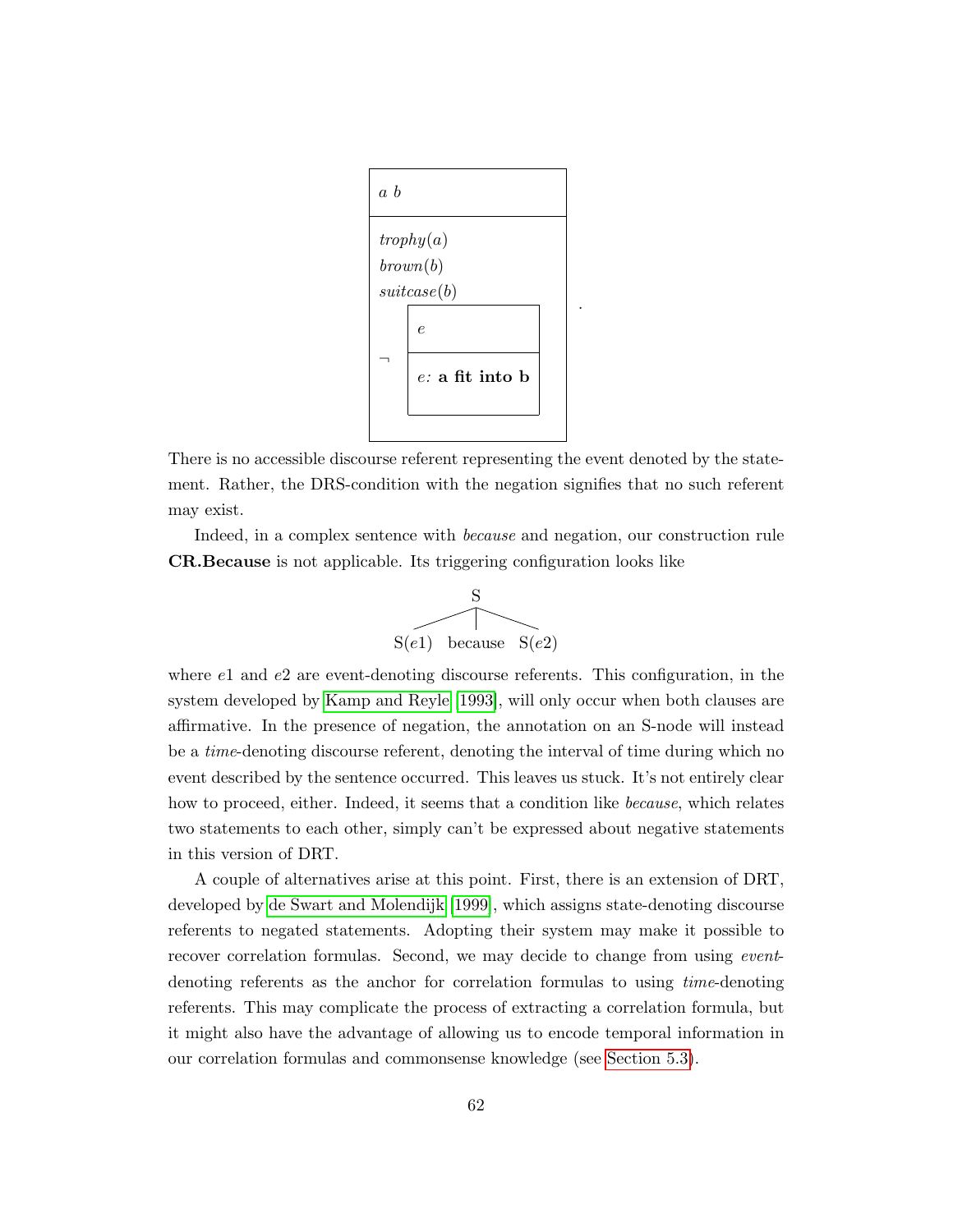```
+---------------------------+
| a b                       |
+---------------------------+
| trophy(a)                 |
| brown(b)                  |
| suitcase(b)               |
|    +--------------------+ |
|    | e                  | |
|  ¬ +--------------------+ |
|    | e: a fit into b    | |
|    +--------------------+ |
+---------------------------+ .
```

There is no accessible discourse referent representing the event denoted by the statement. Rather, the DRS-condition with the negation signifies that no such referent may exist.

Indeed, in a complex sentence with *because* and negation, our construction rule **CR.Because** is not applicable. Its triggering configuration looks like

```
            S
     _______|_______
    /       |       \
S(e1)   because   S(e2)
```

where $e1$ and $e2$ are event-denoting discourse referents. This configuration, in the system developed by Kamp and Reyle [1993], will only occur when both clauses are affirmative. In the presence of negation, the annotation on an S-node will instead be a *time*-denoting discourse referent, denoting the interval of time during which no event described by the sentence occurred. This leaves us stuck. It's not entirely clear how to proceed, either. Indeed, it seems that a condition like *because*, which relates two statements to each other, simply can't be expressed about negative statements in this version of DRT.

A couple of alternatives arise at this point. First, there is an extension of DRT, developed by de Swart and Molendijk [1999], which assigns state-denoting discourse referents to negated statements. Adopting their system may make it possible to recover correlation formulas. Second, we may decide to change from using *event*-denoting referents as the anchor for correlation formulas to using *time*-denoting referents. This may complicate the process of extracting a correlation formula, but it might also have the advantage of allowing us to encode temporal information in our correlation formulas and commonsense knowledge (see Section 5.3).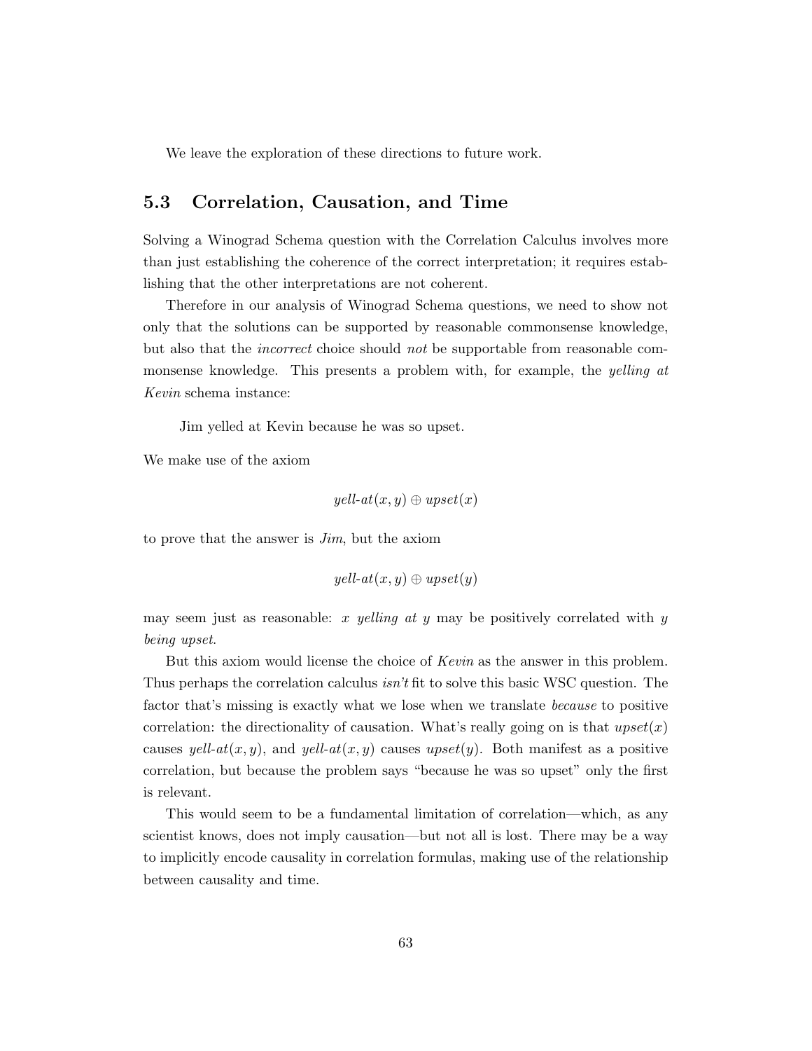We leave the exploration of these directions to future work.

## 5.3 Correlation, Causation, and Time

Solving a Winograd Schema question with the Correlation Calculus involves more than just establishing the coherence of the correct interpretation; it requires establishing that the other interpretations are not coherent.

Therefore in our analysis of Winograd Schema questions, we need to show not only that the solutions can be supported by reasonable commonsense knowledge, but also that the *incorrect* choice should *not* be supportable from reasonable commonsense knowledge. This presents a problem with, for example, the *yelling at Kevin* schema instance:

> Jim yelled at Kevin because he was so upset.

We make use of the axiom

$$\textit{yell-at}(x, y) \oplus \textit{upset}(x)$$

to prove that the answer is *Jim*, but the axiom

$$\textit{yell-at}(x, y) \oplus \textit{upset}(y)$$

may seem just as reasonable: $x$ *yelling at* $y$ may be positively correlated with $y$ *being upset*.

But this axiom would license the choice of *Kevin* as the answer in this problem. Thus perhaps the correlation calculus *isn't* fit to solve this basic WSC question. The factor that's missing is exactly what we lose when we translate *because* to positive correlation: the directionality of causation. What's really going on is that $\textit{upset}(x)$ causes $\textit{yell-at}(x, y)$, and $\textit{yell-at}(x, y)$ causes $\textit{upset}(y)$. Both manifest as a positive correlation, but because the problem says "because he was so upset" only the first is relevant.

This would seem to be a fundamental limitation of correlation—which, as any scientist knows, does not imply causation—but not all is lost. There may be a way to implicitly encode causality in correlation formulas, making use of the relationship between causality and time.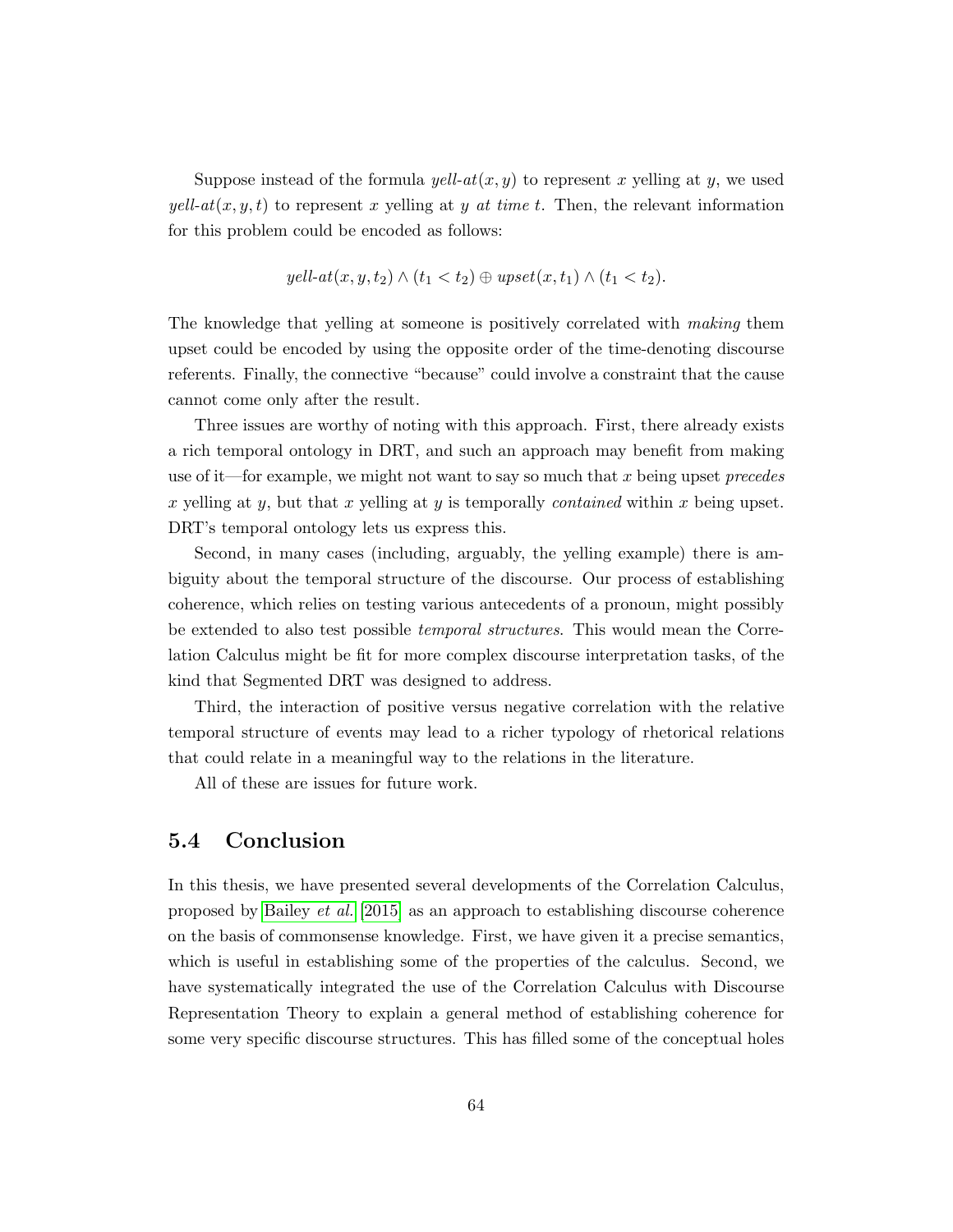Suppose instead of the formula $\mathit{yell\text{-}at}(x, y)$ to represent $x$ yelling at $y$, we used $\mathit{yell\text{-}at}(x, y, t)$ to represent $x$ yelling at $y$ *at time* $t$. Then, the relevant information for this problem could be encoded as follows:

$$\mathit{yell\text{-}at}(x, y, t_2) \wedge (t_1 < t_2) \oplus \mathit{upset}(x, t_1) \wedge (t_1 < t_2).$$

The knowledge that yelling at someone is positively correlated with *making* them upset could be encoded by using the opposite order of the time-denoting discourse referents. Finally, the connective "because" could involve a constraint that the cause cannot come only after the result.

Three issues are worthy of noting with this approach. First, there already exists a rich temporal ontology in DRT, and such an approach may benefit from making use of it—for example, we might not want to say so much that $x$ being upset *precedes* $x$ yelling at $y$, but that $x$ yelling at $y$ is temporally *contained* within $x$ being upset. DRT's temporal ontology lets us express this.

Second, in many cases (including, arguably, the yelling example) there is ambiguity about the temporal structure of the discourse. Our process of establishing coherence, which relies on testing various antecedents of a pronoun, might possibly be extended to also test possible *temporal structures*. This would mean the Correlation Calculus might be fit for more complex discourse interpretation tasks, of the kind that Segmented DRT was designed to address.

Third, the interaction of positive versus negative correlation with the relative temporal structure of events may lead to a richer typology of rhetorical relations that could relate in a meaningful way to the relations in the literature.

All of these are issues for future work.

## 5.4 Conclusion

In this thesis, we have presented several developments of the Correlation Calculus, proposed by Bailey *et al.* [2015] as an approach to establishing discourse coherence on the basis of commonsense knowledge. First, we have given it a precise semantics, which is useful in establishing some of the properties of the calculus. Second, we have systematically integrated the use of the Correlation Calculus with Discourse Representation Theory to explain a general method of establishing coherence for some very specific discourse structures. This has filled some of the conceptual holes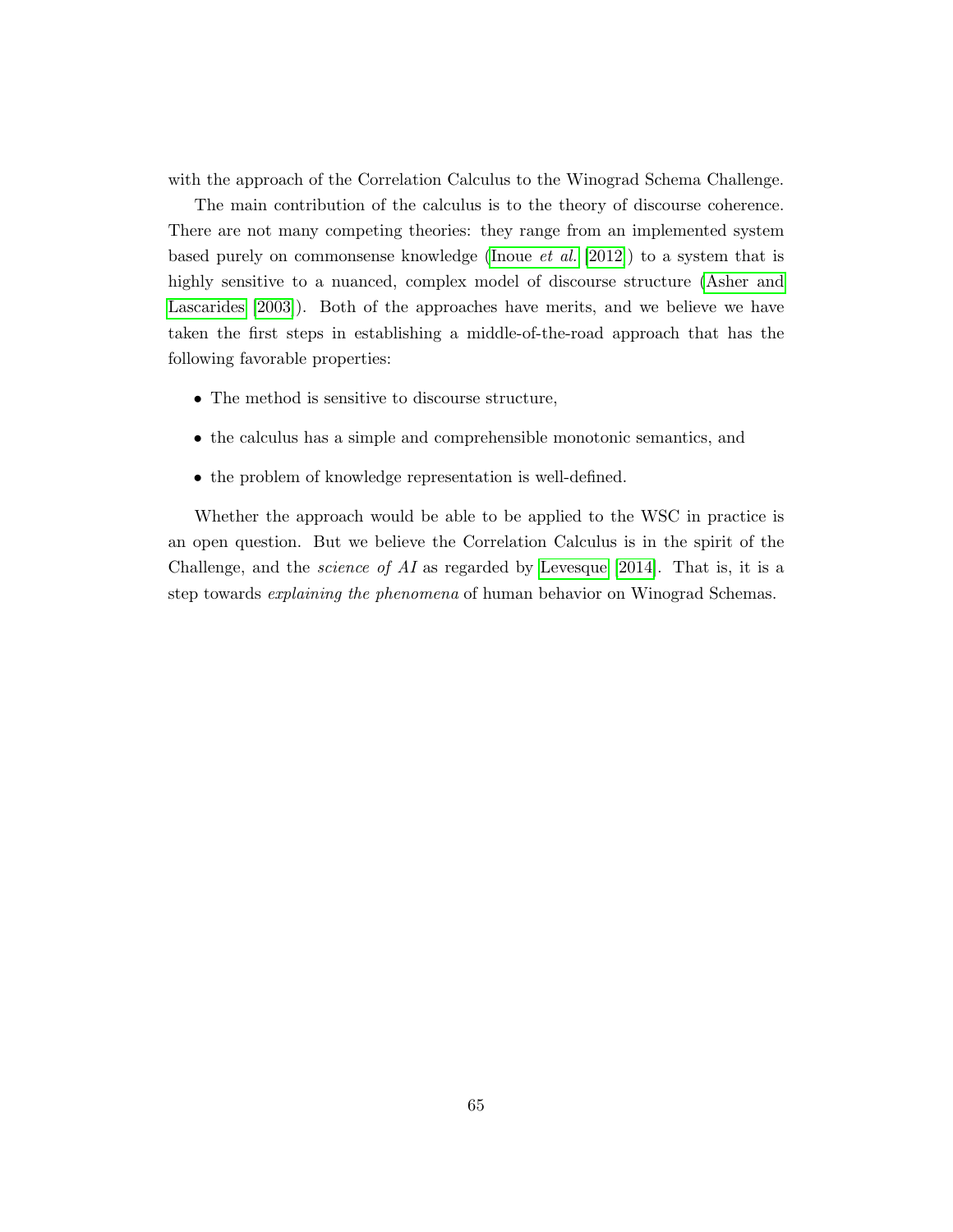with the approach of the Correlation Calculus to the Winograd Schema Challenge.

The main contribution of the calculus is to the theory of discourse coherence. There are not many competing theories: they range from an implemented system based purely on commonsense knowledge (Inoue *et al.* [2012]) to a system that is highly sensitive to a nuanced, complex model of discourse structure (Asher and Lascarides [2003]). Both of the approaches have merits, and we believe we have taken the first steps in establishing a middle-of-the-road approach that has the following favorable properties:

- The method is sensitive to discourse structure,
- the calculus has a simple and comprehensible monotonic semantics, and
- the problem of knowledge representation is well-defined.

Whether the approach would be able to be applied to the WSC in practice is an open question. But we believe the Correlation Calculus is in the spirit of the Challenge, and the *science of AI* as regarded by Levesque [2014]. That is, it is a step towards *explaining the phenomena* of human behavior on Winograd Schemas.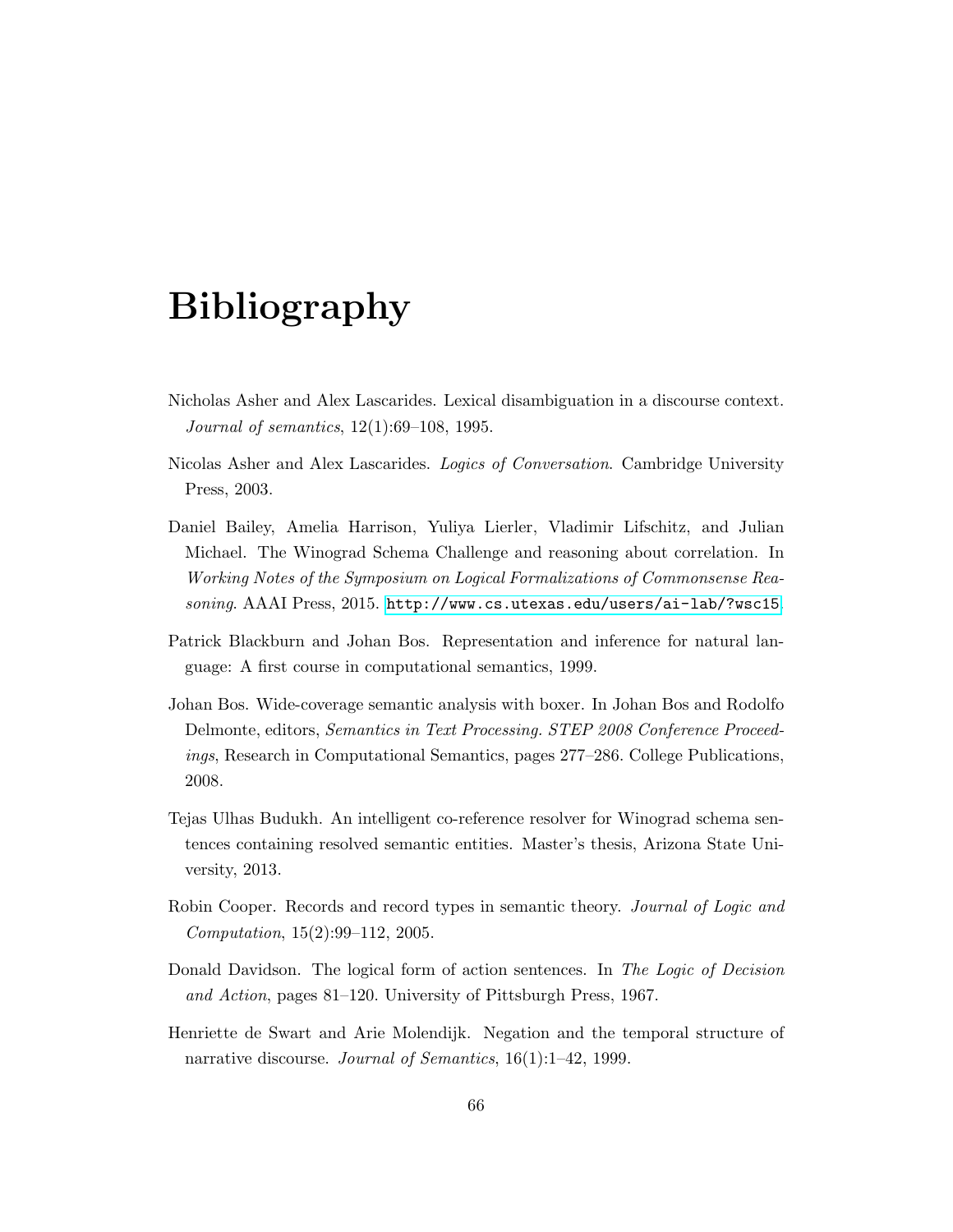# Bibliography

Nicholas Asher and Alex Lascarides. Lexical disambiguation in a discourse context. *Journal of semantics*, 12(1):69–108, 1995.

Nicolas Asher and Alex Lascarides. *Logics of Conversation*. Cambridge University Press, 2003.

Daniel Bailey, Amelia Harrison, Yuliya Lierler, Vladimir Lifschitz, and Julian Michael. The Winograd Schema Challenge and reasoning about correlation. In *Working Notes of the Symposium on Logical Formalizations of Commonsense Reasoning*. AAAI Press, 2015. http://www.cs.utexas.edu/users/ai-lab/?wsc15.

Patrick Blackburn and Johan Bos. Representation and inference for natural language: A first course in computational semantics, 1999.

Johan Bos. Wide-coverage semantic analysis with boxer. In Johan Bos and Rodolfo Delmonte, editors, *Semantics in Text Processing. STEP 2008 Conference Proceedings*, Research in Computational Semantics, pages 277–286. College Publications, 2008.

Tejas Ulhas Budukh. An intelligent co-reference resolver for Winograd schema sentences containing resolved semantic entities. Master's thesis, Arizona State University, 2013.

Robin Cooper. Records and record types in semantic theory. *Journal of Logic and Computation*, 15(2):99–112, 2005.

Donald Davidson. The logical form of action sentences. In *The Logic of Decision and Action*, pages 81–120. University of Pittsburgh Press, 1967.

Henriette de Swart and Arie Molendijk. Negation and the temporal structure of narrative discourse. *Journal of Semantics*, 16(1):1–42, 1999.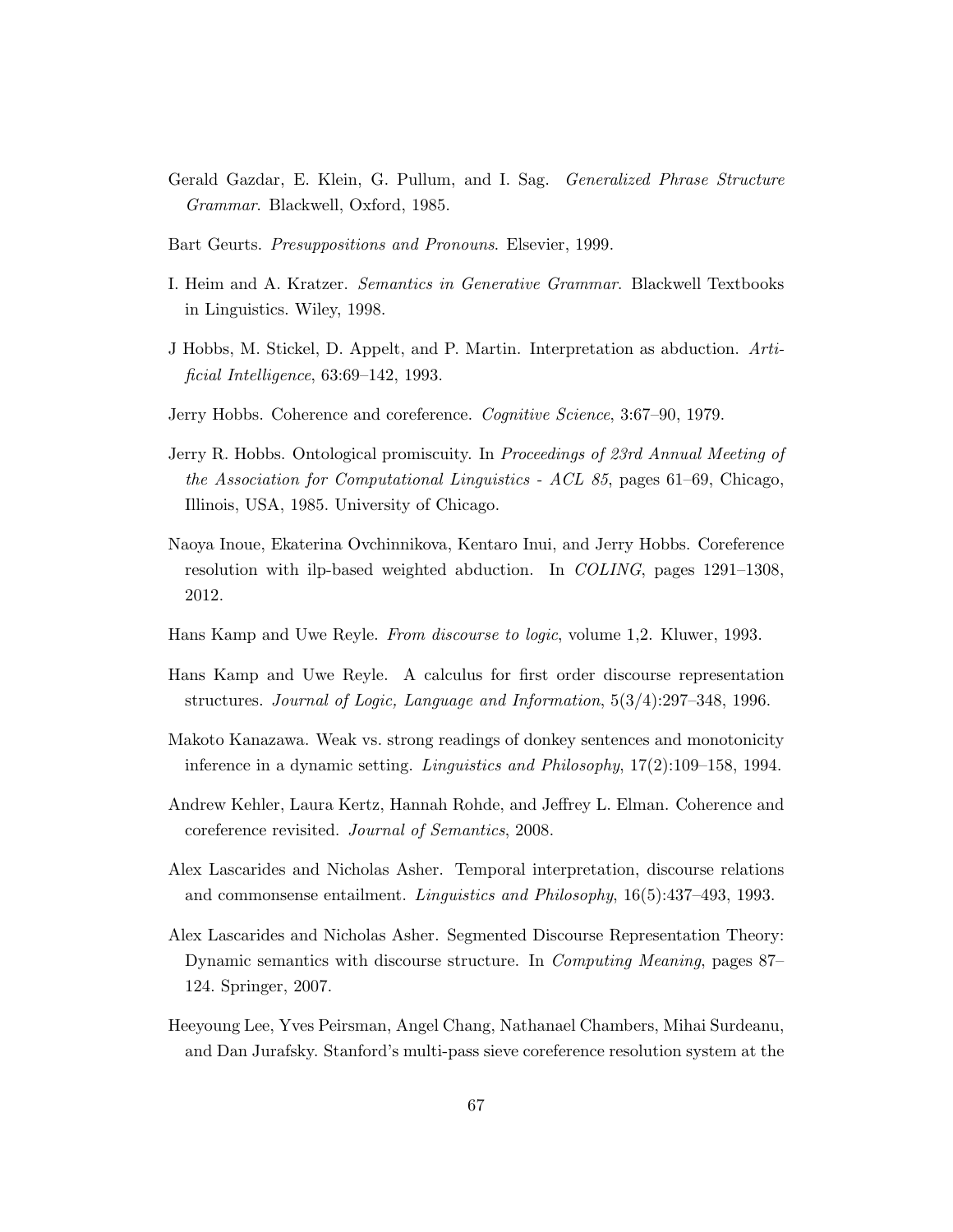Gerald Gazdar, E. Klein, G. Pullum, and I. Sag. *Generalized Phrase Structure Grammar*. Blackwell, Oxford, 1985.

Bart Geurts. *Presuppositions and Pronouns*. Elsevier, 1999.

I. Heim and A. Kratzer. *Semantics in Generative Grammar*. Blackwell Textbooks in Linguistics. Wiley, 1998.

J Hobbs, M. Stickel, D. Appelt, and P. Martin. Interpretation as abduction. *Artificial Intelligence*, 63:69–142, 1993.

Jerry Hobbs. Coherence and coreference. *Cognitive Science*, 3:67–90, 1979.

Jerry R. Hobbs. Ontological promiscuity. In *Proceedings of 23rd Annual Meeting of the Association for Computational Linguistics - ACL 85*, pages 61–69, Chicago, Illinois, USA, 1985. University of Chicago.

Naoya Inoue, Ekaterina Ovchinnikova, Kentaro Inui, and Jerry Hobbs. Coreference resolution with ilp-based weighted abduction. In *COLING*, pages 1291–1308, 2012.

Hans Kamp and Uwe Reyle. *From discourse to logic*, volume 1,2. Kluwer, 1993.

Hans Kamp and Uwe Reyle. A calculus for first order discourse representation structures. *Journal of Logic, Language and Information*, 5(3/4):297–348, 1996.

Makoto Kanazawa. Weak vs. strong readings of donkey sentences and monotonicity inference in a dynamic setting. *Linguistics and Philosophy*, 17(2):109–158, 1994.

Andrew Kehler, Laura Kertz, Hannah Rohde, and Jeffrey L. Elman. Coherence and coreference revisited. *Journal of Semantics*, 2008.

Alex Lascarides and Nicholas Asher. Temporal interpretation, discourse relations and commonsense entailment. *Linguistics and Philosophy*, 16(5):437–493, 1993.

Alex Lascarides and Nicholas Asher. Segmented Discourse Representation Theory: Dynamic semantics with discourse structure. In *Computing Meaning*, pages 87–124. Springer, 2007.

Heeyoung Lee, Yves Peirsman, Angel Chang, Nathanael Chambers, Mihai Surdeanu, and Dan Jurafsky. Stanford's multi-pass sieve coreference resolution system at the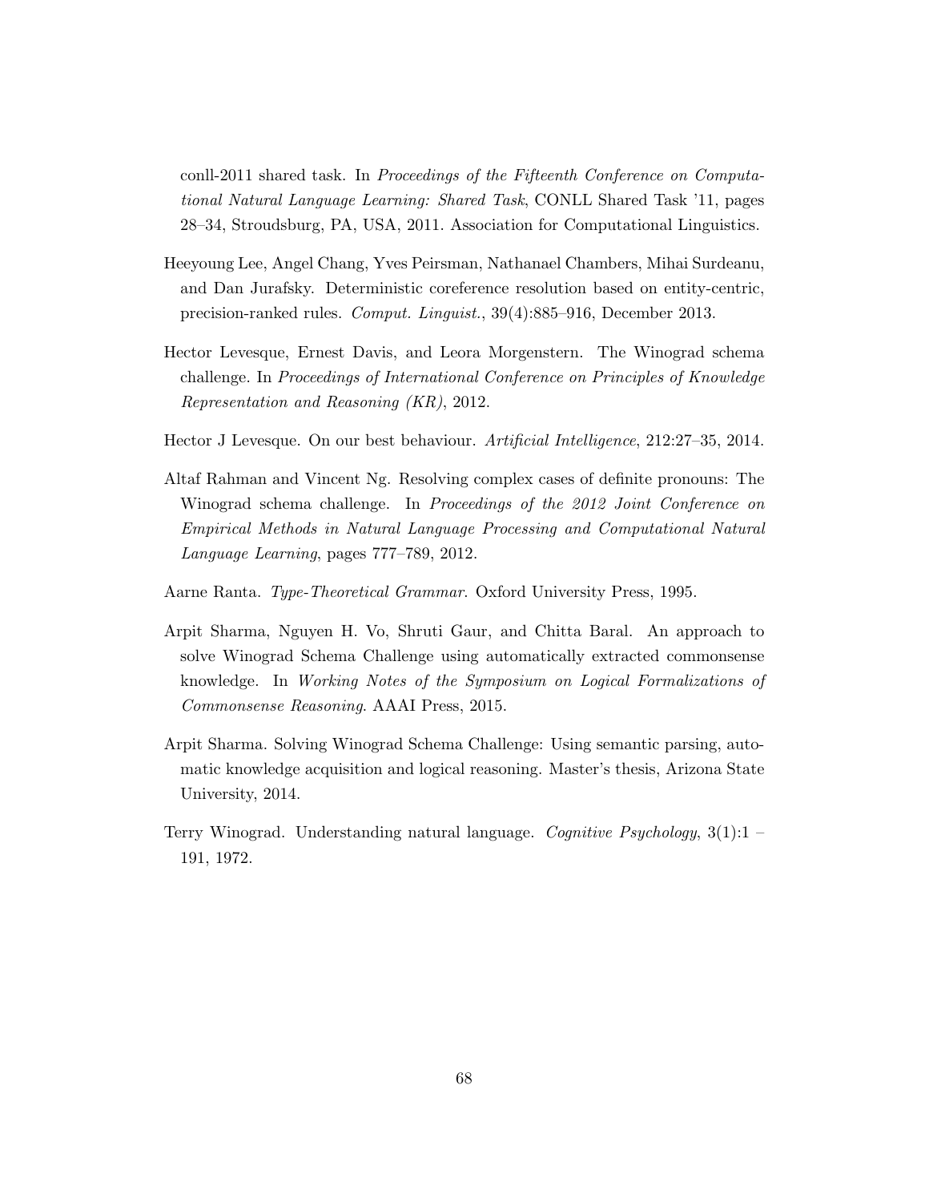conll-2011 shared task. In *Proceedings of the Fifteenth Conference on Computational Natural Language Learning: Shared Task*, CONLL Shared Task '11, pages 28–34, Stroudsburg, PA, USA, 2011. Association for Computational Linguistics.

Heeyoung Lee, Angel Chang, Yves Peirsman, Nathanael Chambers, Mihai Surdeanu, and Dan Jurafsky. Deterministic coreference resolution based on entity-centric, precision-ranked rules. *Comput. Linguist.*, 39(4):885–916, December 2013.

Hector Levesque, Ernest Davis, and Leora Morgenstern. The Winograd schema challenge. In *Proceedings of International Conference on Principles of Knowledge Representation and Reasoning (KR)*, 2012.

Hector J Levesque. On our best behaviour. *Artificial Intelligence*, 212:27–35, 2014.

Altaf Rahman and Vincent Ng. Resolving complex cases of definite pronouns: The Winograd schema challenge. In *Proceedings of the 2012 Joint Conference on Empirical Methods in Natural Language Processing and Computational Natural Language Learning*, pages 777–789, 2012.

Aarne Ranta. *Type-Theoretical Grammar*. Oxford University Press, 1995.

Arpit Sharma, Nguyen H. Vo, Shruti Gaur, and Chitta Baral. An approach to solve Winograd Schema Challenge using automatically extracted commonsense knowledge. In *Working Notes of the Symposium on Logical Formalizations of Commonsense Reasoning*. AAAI Press, 2015.

Arpit Sharma. Solving Winograd Schema Challenge: Using semantic parsing, automatic knowledge acquisition and logical reasoning. Master's thesis, Arizona State University, 2014.

Terry Winograd. Understanding natural language. *Cognitive Psychology*, 3(1):1 – 191, 1972.